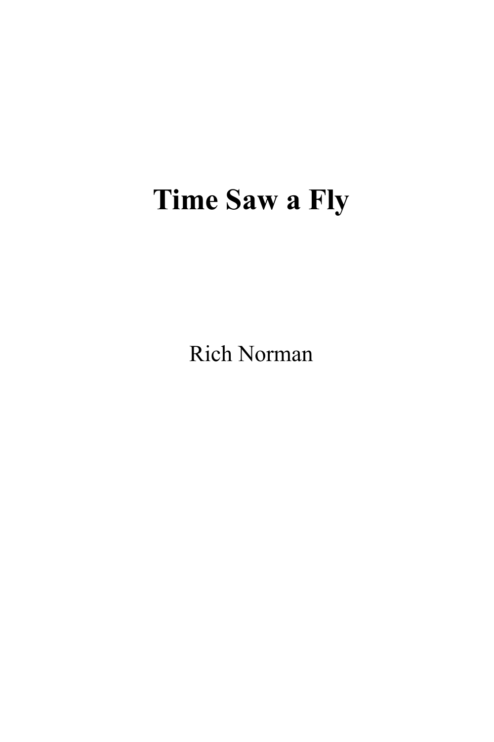# Time Saw a Fly

Rich Norman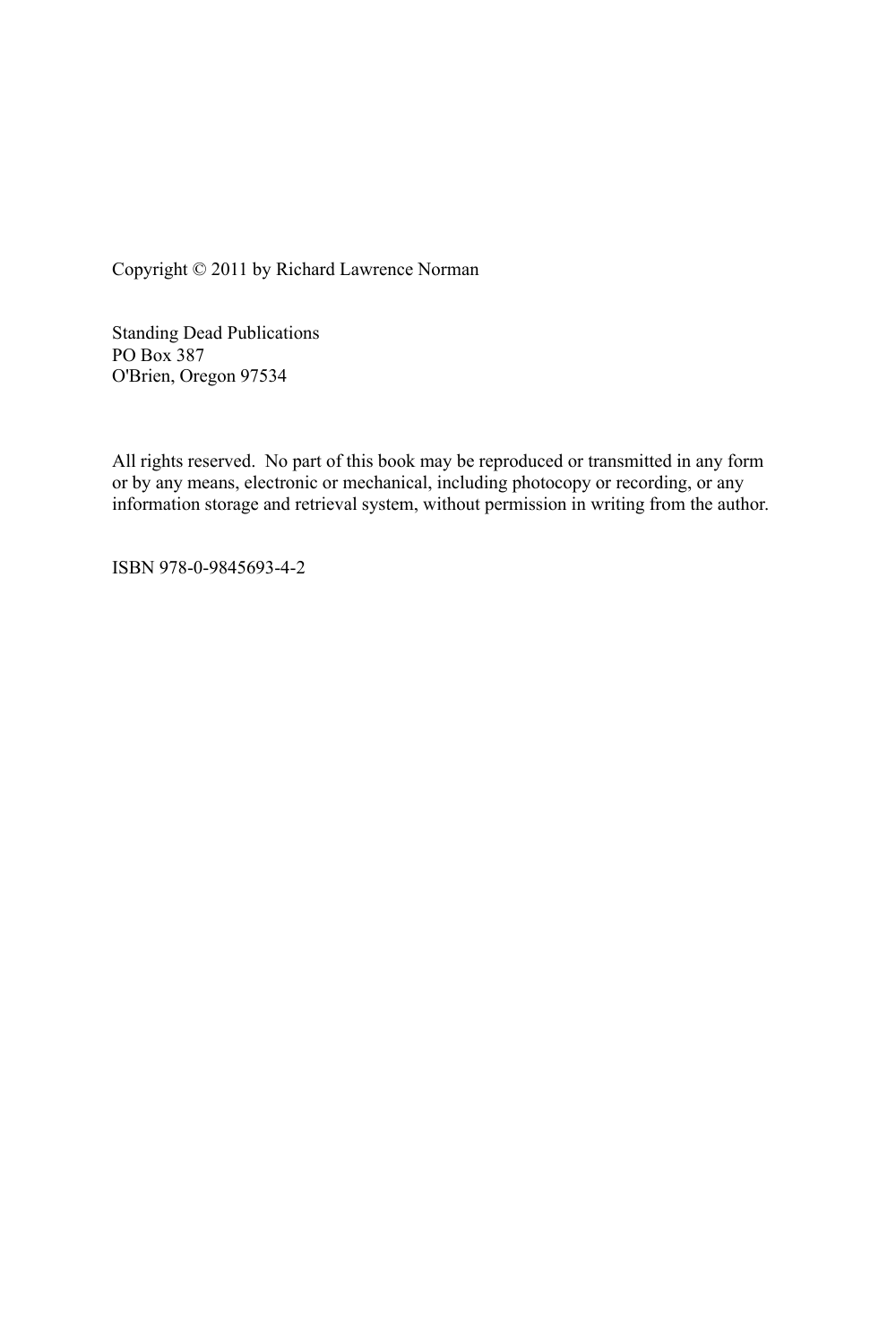Copyright © 2011 by Richard Lawrence Norman

Standing Dead Publications
PO Box 387
O'Brien, Oregon 97534

All rights reserved. No part of this book may be reproduced or transmitted in any form or by any means, electronic or mechanical, including photocopy or recording, or any information storage and retrieval system, without permission in writing from the author.

ISBN 978-0-9845693-4-2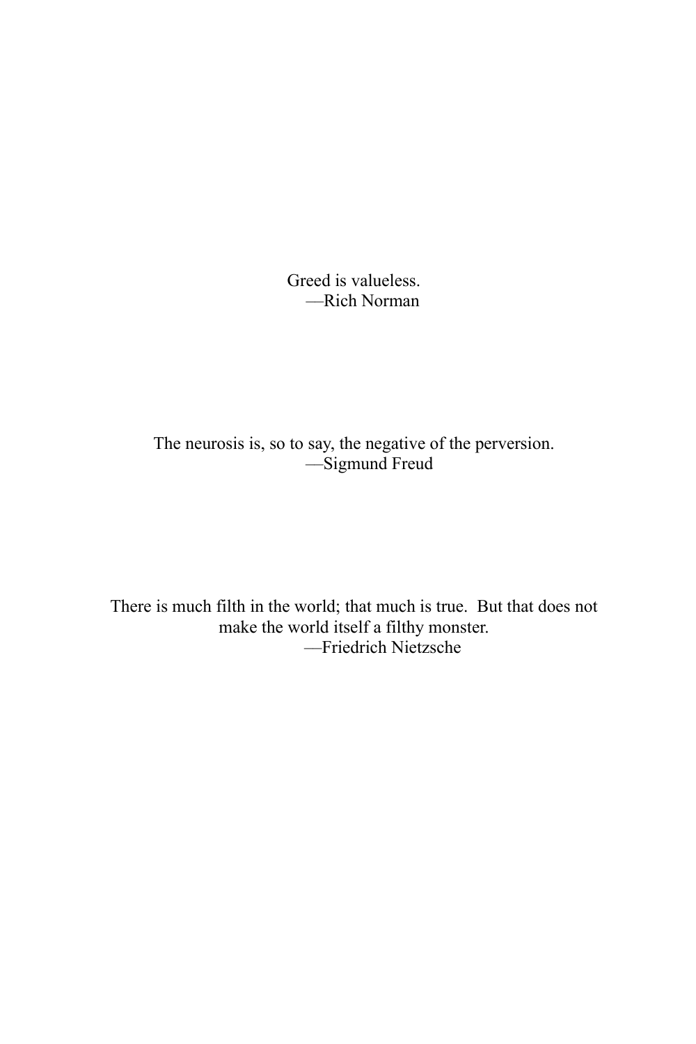Greed is valueless.
—Rich Norman

The neurosis is, so to say, the negative of the perversion.
—Sigmund Freud

There is much filth in the world; that much is true. But that does not make the world itself a filthy monster.
—Friedrich Nietzsche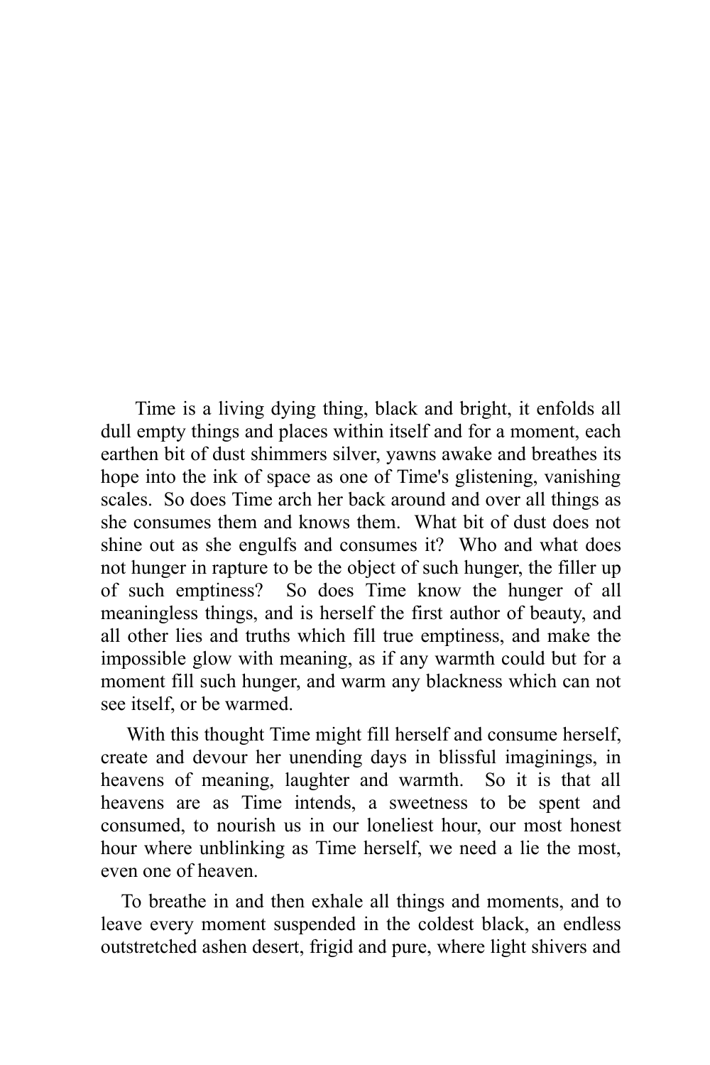Time is a living dying thing, black and bright, it enfolds all dull empty things and places within itself and for a moment, each earthen bit of dust shimmers silver, yawns awake and breathes its hope into the ink of space as one of Time's glistening, vanishing scales. So does Time arch her back around and over all things as she consumes them and knows them. What bit of dust does not shine out as she engulfs and consumes it? Who and what does not hunger in rapture to be the object of such hunger, the filler up of such emptiness? So does Time know the hunger of all meaningless things, and is herself the first author of beauty, and all other lies and truths which fill true emptiness, and make the impossible glow with meaning, as if any warmth could but for a moment fill such hunger, and warm any blackness which can not see itself, or be warmed.

With this thought Time might fill herself and consume herself, create and devour her unending days in blissful imaginings, in heavens of meaning, laughter and warmth. So it is that all heavens are as Time intends, a sweetness to be spent and consumed, to nourish us in our loneliest hour, our most honest hour where unblinking as Time herself, we need a lie the most, even one of heaven.

To breathe in and then exhale all things and moments, and to leave every moment suspended in the coldest black, an endless outstretched ashen desert, frigid and pure, where light shivers and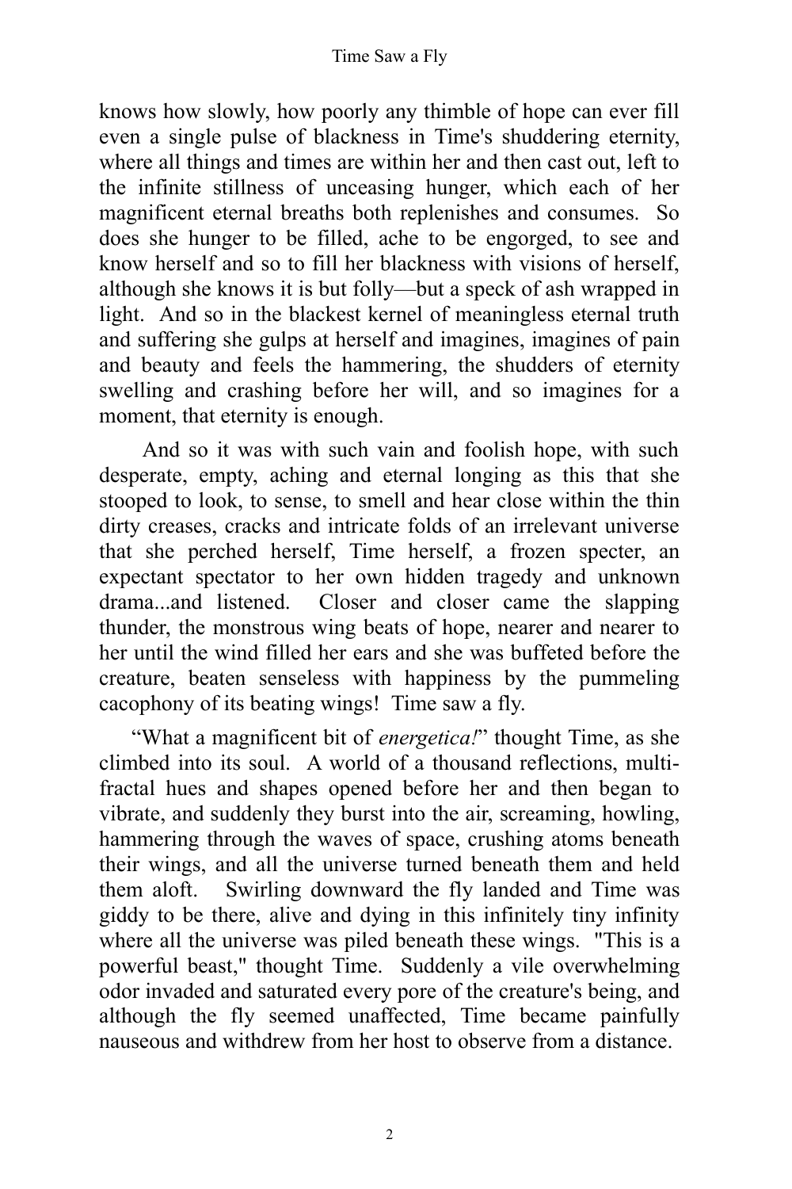knows how slowly, how poorly any thimble of hope can ever fill even a single pulse of blackness in Time's shuddering eternity, where all things and times are within her and then cast out, left to the infinite stillness of unceasing hunger, which each of her magnificent eternal breaths both replenishes and consumes. So does she hunger to be filled, ache to be engorged, to see and know herself and so to fill her blackness with visions of herself, although she knows it is but folly—but a speck of ash wrapped in light. And so in the blackest kernel of meaningless eternal truth and suffering she gulps at herself and imagines, imagines of pain and beauty and feels the hammering, the shudders of eternity swelling and crashing before her will, and so imagines for a moment, that eternity is enough.

And so it was with such vain and foolish hope, with such desperate, empty, aching and eternal longing as this that she stooped to look, to sense, to smell and hear close within the thin dirty creases, cracks and intricate folds of an irrelevant universe that she perched herself, Time herself, a frozen specter, an expectant spectator to her own hidden tragedy and unknown drama...and listened. Closer and closer came the slapping thunder, the monstrous wing beats of hope, nearer and nearer to her until the wind filled her ears and she was buffeted before the creature, beaten senseless with happiness by the pummeling cacophony of its beating wings! Time saw a fly.

"What a magnificent bit of *energetica!*" thought Time, as she climbed into its soul. A world of a thousand reflections, multi-fractal hues and shapes opened before her and then began to vibrate, and suddenly they burst into the air, screaming, howling, hammering through the waves of space, crushing atoms beneath their wings, and all the universe turned beneath them and held them aloft. Swirling downward the fly landed and Time was giddy to be there, alive and dying in this infinitely tiny infinity where all the universe was piled beneath these wings. "This is a powerful beast," thought Time. Suddenly a vile overwhelming odor invaded and saturated every pore of the creature's being, and although the fly seemed unaffected, Time became painfully nauseous and withdrew from her host to observe from a distance.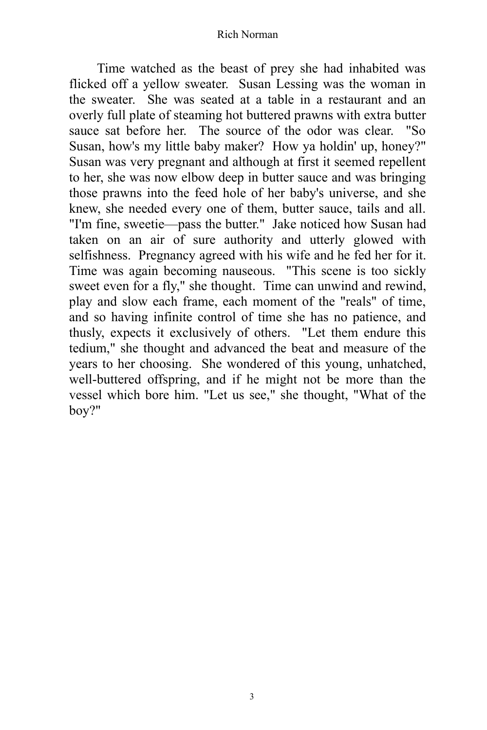Time watched as the beast of prey she had inhabited was flicked off a yellow sweater. Susan Lessing was the woman in the sweater. She was seated at a table in a restaurant and an overly full plate of steaming hot buttered prawns with extra butter sauce sat before her. The source of the odor was clear. "So Susan, how's my little baby maker? How ya holdin' up, honey?" Susan was very pregnant and although at first it seemed repellent to her, she was now elbow deep in butter sauce and was bringing those prawns into the feed hole of her baby's universe, and she knew, she needed every one of them, butter sauce, tails and all. "I'm fine, sweetie—pass the butter." Jake noticed how Susan had taken on an air of sure authority and utterly glowed with selfishness. Pregnancy agreed with his wife and he fed her for it. Time was again becoming nauseous. "This scene is too sickly sweet even for a fly," she thought. Time can unwind and rewind, play and slow each frame, each moment of the "reals" of time, and so having infinite control of time she has no patience, and thusly, expects it exclusively of others. "Let them endure this tedium," she thought and advanced the beat and measure of the years to her choosing. She wondered of this young, unhatched, well-buttered offspring, and if he might not be more than the vessel which bore him. "Let us see," she thought, "What of the boy?"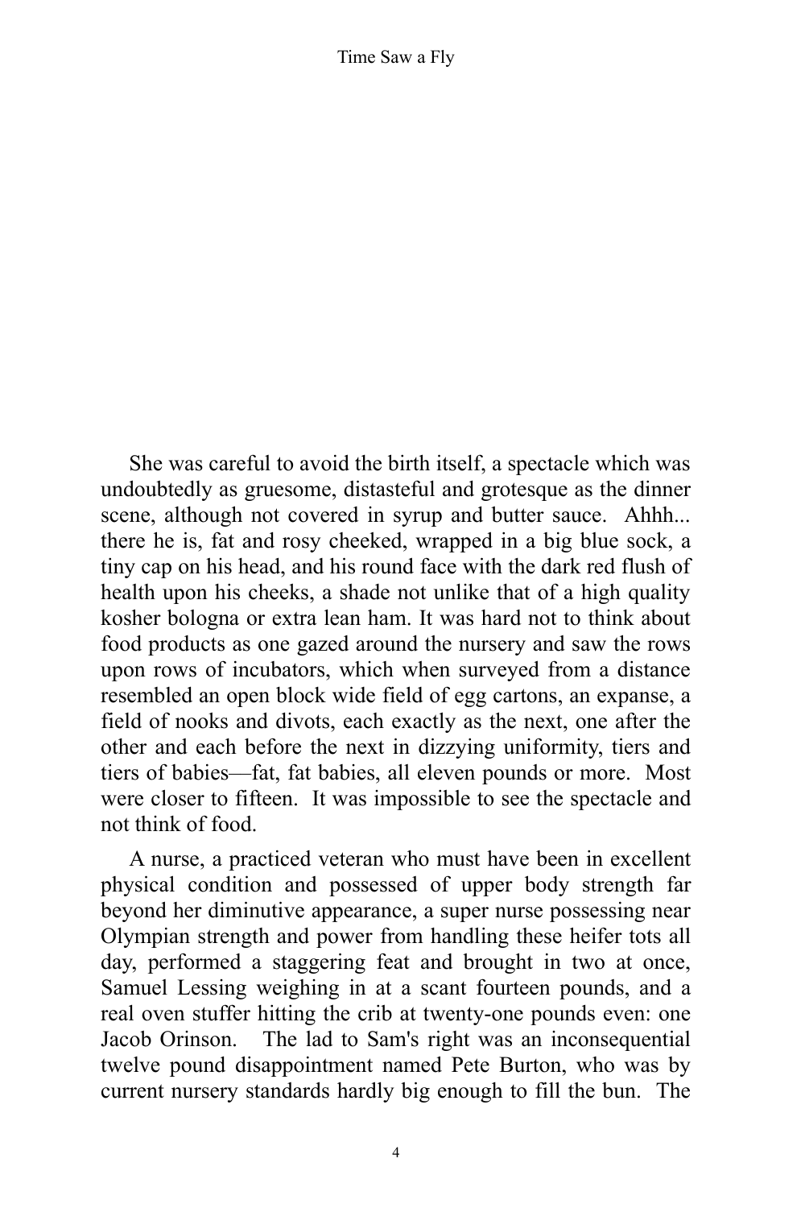She was careful to avoid the birth itself, a spectacle which was undoubtedly as gruesome, distasteful and grotesque as the dinner scene, although not covered in syrup and butter sauce. Ahhh... there he is, fat and rosy cheeked, wrapped in a big blue sock, a tiny cap on his head, and his round face with the dark red flush of health upon his cheeks, a shade not unlike that of a high quality kosher bologna or extra lean ham. It was hard not to think about food products as one gazed around the nursery and saw the rows upon rows of incubators, which when surveyed from a distance resembled an open block wide field of egg cartons, an expanse, a field of nooks and divots, each exactly as the next, one after the other and each before the next in dizzying uniformity, tiers and tiers of babies—fat, fat babies, all eleven pounds or more. Most were closer to fifteen. It was impossible to see the spectacle and not think of food.

A nurse, a practiced veteran who must have been in excellent physical condition and possessed of upper body strength far beyond her diminutive appearance, a super nurse possessing near Olympian strength and power from handling these heifer tots all day, performed a staggering feat and brought in two at once, Samuel Lessing weighing in at a scant fourteen pounds, and a real oven stuffer hitting the crib at twenty-one pounds even: one Jacob Orinson. The lad to Sam's right was an inconsequential twelve pound disappointment named Pete Burton, who was by current nursery standards hardly big enough to fill the bun. The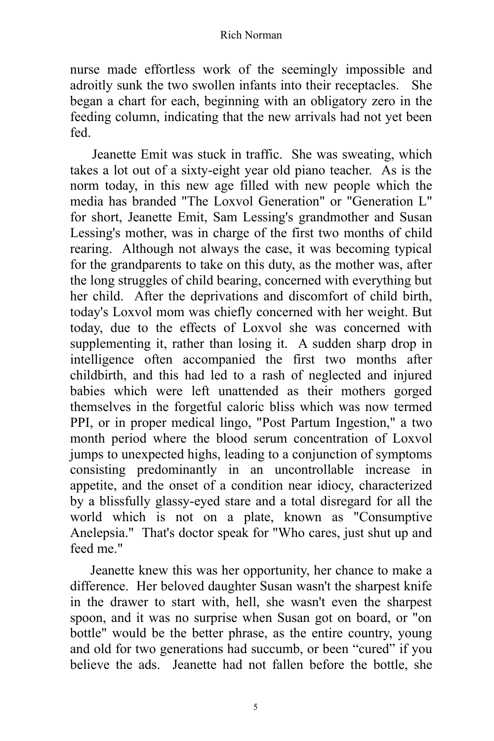nurse made effortless work of the seemingly impossible and adroitly sunk the two swollen infants into their receptacles. She began a chart for each, beginning with an obligatory zero in the feeding column, indicating that the new arrivals had not yet been fed.

Jeanette Emit was stuck in traffic. She was sweating, which takes a lot out of a sixty-eight year old piano teacher. As is the norm today, in this new age filled with new people which the media has branded "The Loxvol Generation" or "Generation L" for short, Jeanette Emit, Sam Lessing's grandmother and Susan Lessing's mother, was in charge of the first two months of child rearing. Although not always the case, it was becoming typical for the grandparents to take on this duty, as the mother was, after the long struggles of child bearing, concerned with everything but her child. After the deprivations and discomfort of child birth, today's Loxvol mom was chiefly concerned with her weight. But today, due to the effects of Loxvol she was concerned with supplementing it, rather than losing it. A sudden sharp drop in intelligence often accompanied the first two months after childbirth, and this had led to a rash of neglected and injured babies which were left unattended as their mothers gorged themselves in the forgetful caloric bliss which was now termed PPI, or in proper medical lingo, "Post Partum Ingestion," a two month period where the blood serum concentration of Loxvol jumps to unexpected highs, leading to a conjunction of symptoms consisting predominantly in an uncontrollable increase in appetite, and the onset of a condition near idiocy, characterized by a blissfully glassy-eyed stare and a total disregard for all the world which is not on a plate, known as "Consumptive Anelepsia." That's doctor speak for "Who cares, just shut up and feed me."

Jeanette knew this was her opportunity, her chance to make a difference. Her beloved daughter Susan wasn't the sharpest knife in the drawer to start with, hell, she wasn't even the sharpest spoon, and it was no surprise when Susan got on board, or "on bottle" would be the better phrase, as the entire country, young and old for two generations had succumb, or been “cured” if you believe the ads. Jeanette had not fallen before the bottle, she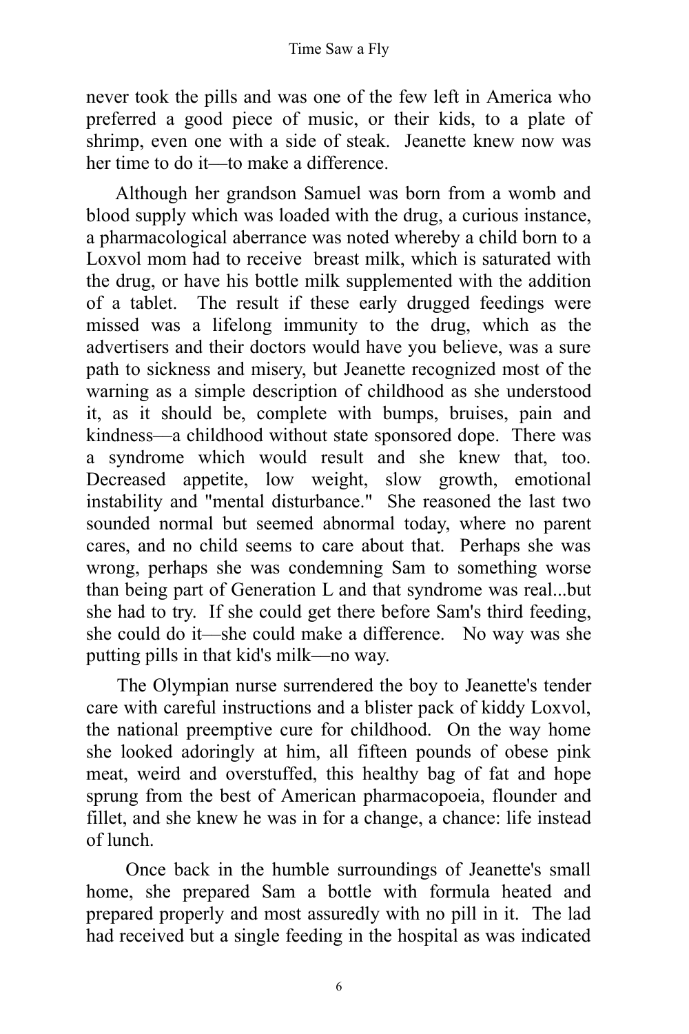never took the pills and was one of the few left in America who preferred a good piece of music, or their kids, to a plate of shrimp, even one with a side of steak. Jeanette knew now was her time to do it—to make a difference.

Although her grandson Samuel was born from a womb and blood supply which was loaded with the drug, a curious instance, a pharmacological aberrance was noted whereby a child born to a Loxvol mom had to receive breast milk, which is saturated with the drug, or have his bottle milk supplemented with the addition of a tablet. The result if these early drugged feedings were missed was a lifelong immunity to the drug, which as the advertisers and their doctors would have you believe, was a sure path to sickness and misery, but Jeanette recognized most of the warning as a simple description of childhood as she understood it, as it should be, complete with bumps, bruises, pain and kindness—a childhood without state sponsored dope. There was a syndrome which would result and she knew that, too. Decreased appetite, low weight, slow growth, emotional instability and "mental disturbance." She reasoned the last two sounded normal but seemed abnormal today, where no parent cares, and no child seems to care about that. Perhaps she was wrong, perhaps she was condemning Sam to something worse than being part of Generation L and that syndrome was real...but she had to try. If she could get there before Sam's third feeding, she could do it—she could make a difference. No way was she putting pills in that kid's milk—no way.

The Olympian nurse surrendered the boy to Jeanette's tender care with careful instructions and a blister pack of kiddy Loxvol, the national preemptive cure for childhood. On the way home she looked adoringly at him, all fifteen pounds of obese pink meat, weird and overstuffed, this healthy bag of fat and hope sprung from the best of American pharmacopoeia, flounder and fillet, and she knew he was in for a change, a chance: life instead of lunch.

Once back in the humble surroundings of Jeanette's small home, she prepared Sam a bottle with formula heated and prepared properly and most assuredly with no pill in it. The lad had received but a single feeding in the hospital as was indicated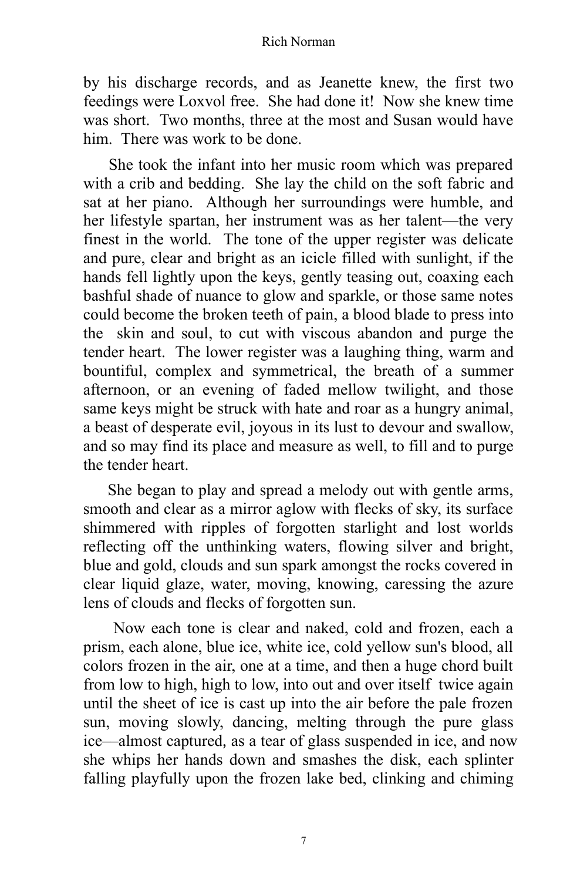by his discharge records, and as Jeanette knew, the first two feedings were Loxvol free. She had done it! Now she knew time was short. Two months, three at the most and Susan would have him. There was work to be done.

She took the infant into her music room which was prepared with a crib and bedding. She lay the child on the soft fabric and sat at her piano. Although her surroundings were humble, and her lifestyle spartan, her instrument was as her talent—the very finest in the world. The tone of the upper register was delicate and pure, clear and bright as an icicle filled with sunlight, if the hands fell lightly upon the keys, gently teasing out, coaxing each bashful shade of nuance to glow and sparkle, or those same notes could become the broken teeth of pain, a blood blade to press into the skin and soul, to cut with viscous abandon and purge the tender heart. The lower register was a laughing thing, warm and bountiful, complex and symmetrical, the breath of a summer afternoon, or an evening of faded mellow twilight, and those same keys might be struck with hate and roar as a hungry animal, a beast of desperate evil, joyous in its lust to devour and swallow, and so may find its place and measure as well, to fill and to purge the tender heart.

She began to play and spread a melody out with gentle arms, smooth and clear as a mirror aglow with flecks of sky, its surface shimmered with ripples of forgotten starlight and lost worlds reflecting off the unthinking waters, flowing silver and bright, blue and gold, clouds and sun spark amongst the rocks covered in clear liquid glaze, water, moving, knowing, caressing the azure lens of clouds and flecks of forgotten sun.

Now each tone is clear and naked, cold and frozen, each a prism, each alone, blue ice, white ice, cold yellow sun's blood, all colors frozen in the air, one at a time, and then a huge chord built from low to high, high to low, into out and over itself twice again until the sheet of ice is cast up into the air before the pale frozen sun, moving slowly, dancing, melting through the pure glass ice—almost captured, as a tear of glass suspended in ice, and now she whips her hands down and smashes the disk, each splinter falling playfully upon the frozen lake bed, clinking and chiming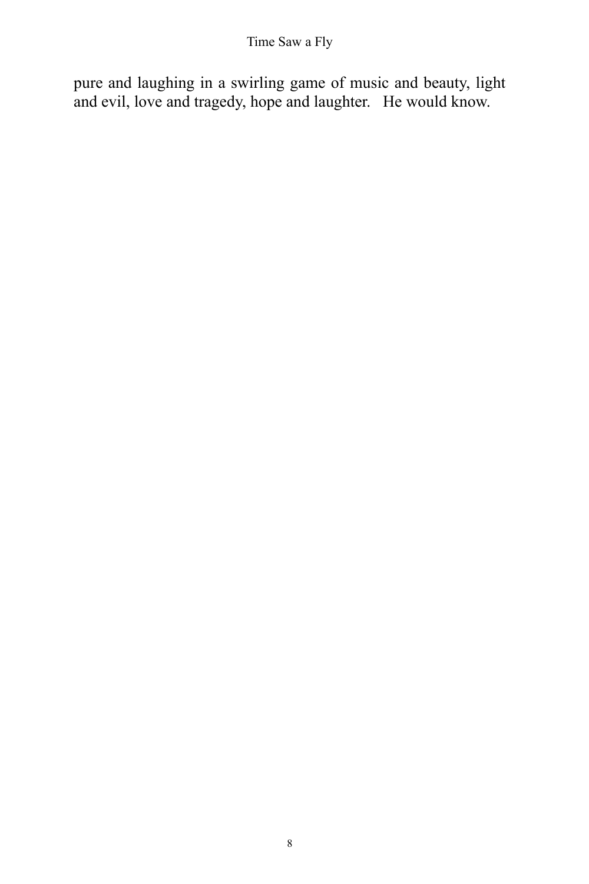pure and laughing in a swirling game of music and beauty, light and evil, love and tragedy, hope and laughter. He would know.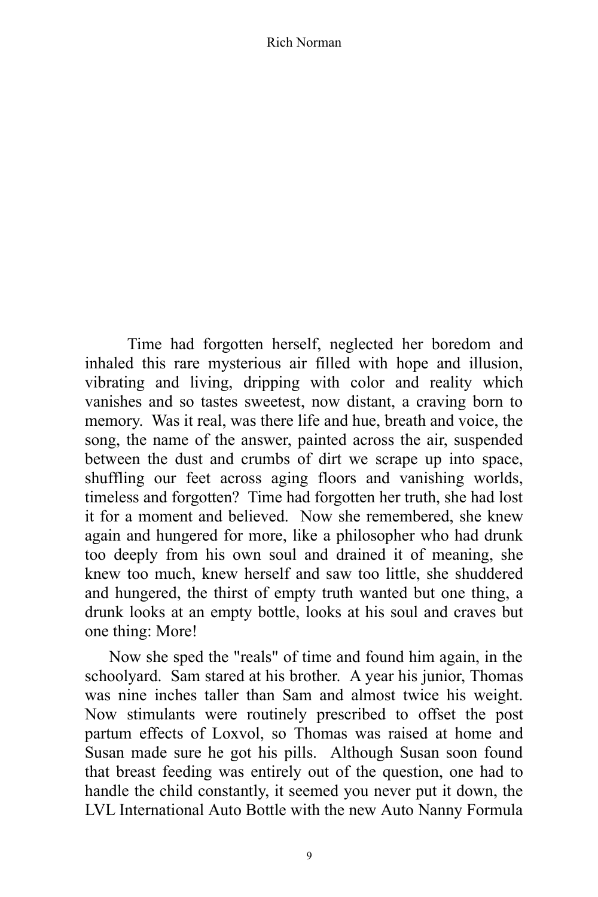Time had forgotten herself, neglected her boredom and inhaled this rare mysterious air filled with hope and illusion, vibrating and living, dripping with color and reality which vanishes and so tastes sweetest, now distant, a craving born to memory. Was it real, was there life and hue, breath and voice, the song, the name of the answer, painted across the air, suspended between the dust and crumbs of dirt we scrape up into space, shuffling our feet across aging floors and vanishing worlds, timeless and forgotten? Time had forgotten her truth, she had lost it for a moment and believed. Now she remembered, she knew again and hungered for more, like a philosopher who had drunk too deeply from his own soul and drained it of meaning, she knew too much, knew herself and saw too little, she shuddered and hungered, the thirst of empty truth wanted but one thing, a drunk looks at an empty bottle, looks at his soul and craves but one thing: More!

Now she sped the "reals" of time and found him again, in the schoolyard. Sam stared at his brother. A year his junior, Thomas was nine inches taller than Sam and almost twice his weight. Now stimulants were routinely prescribed to offset the post partum effects of Loxvol, so Thomas was raised at home and Susan made sure he got his pills. Although Susan soon found that breast feeding was entirely out of the question, one had to handle the child constantly, it seemed you never put it down, the LVL International Auto Bottle with the new Auto Nanny Formula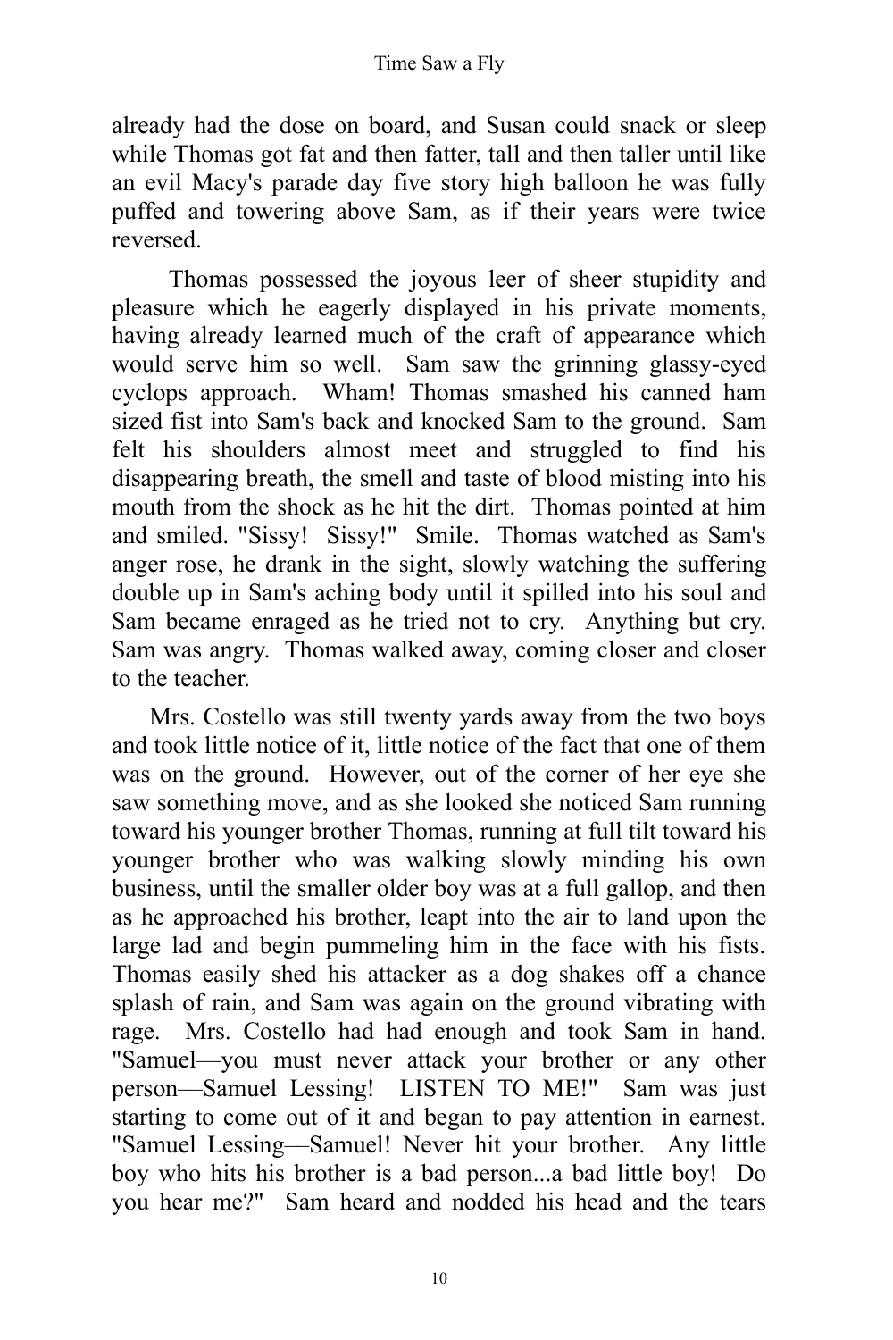already had the dose on board, and Susan could snack or sleep while Thomas got fat and then fatter, tall and then taller until like an evil Macy's parade day five story high balloon he was fully puffed and towering above Sam, as if their years were twice reversed.

Thomas possessed the joyous leer of sheer stupidity and pleasure which he eagerly displayed in his private moments, having already learned much of the craft of appearance which would serve him so well. Sam saw the grinning glassy-eyed cyclops approach. Wham! Thomas smashed his canned ham sized fist into Sam's back and knocked Sam to the ground. Sam felt his shoulders almost meet and struggled to find his disappearing breath, the smell and taste of blood misting into his mouth from the shock as he hit the dirt. Thomas pointed at him and smiled. "Sissy! Sissy!" Smile. Thomas watched as Sam's anger rose, he drank in the sight, slowly watching the suffering double up in Sam's aching body until it spilled into his soul and Sam became enraged as he tried not to cry. Anything but cry. Sam was angry. Thomas walked away, coming closer and closer to the teacher.

Mrs. Costello was still twenty yards away from the two boys and took little notice of it, little notice of the fact that one of them was on the ground. However, out of the corner of her eye she saw something move, and as she looked she noticed Sam running toward his younger brother Thomas, running at full tilt toward his younger brother who was walking slowly minding his own business, until the smaller older boy was at a full gallop, and then as he approached his brother, leapt into the air to land upon the large lad and begin pummeling him in the face with his fists. Thomas easily shed his attacker as a dog shakes off a chance splash of rain, and Sam was again on the ground vibrating with rage. Mrs. Costello had had enough and took Sam in hand. "Samuel—you must never attack your brother or any other person—Samuel Lessing! LISTEN TO ME!" Sam was just starting to come out of it and began to pay attention in earnest. "Samuel Lessing—Samuel! Never hit your brother. Any little boy who hits his brother is a bad person...a bad little boy! Do you hear me?" Sam heard and nodded his head and the tears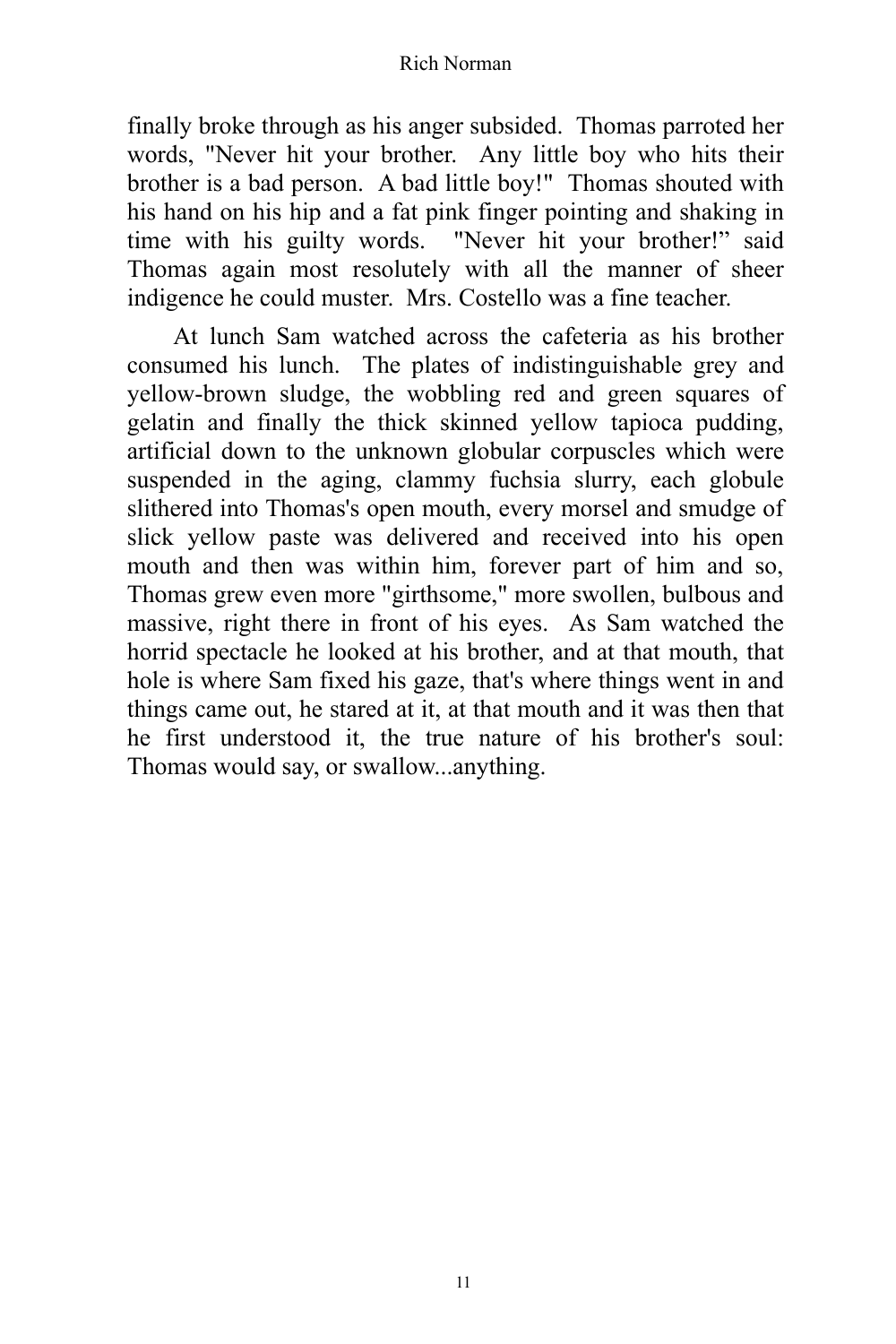finally broke through as his anger subsided. Thomas parroted her words, "Never hit your brother. Any little boy who hits their brother is a bad person. A bad little boy!" Thomas shouted with his hand on his hip and a fat pink finger pointing and shaking in time with his guilty words. "Never hit your brother!" said Thomas again most resolutely with all the manner of sheer indigence he could muster. Mrs. Costello was a fine teacher.

At lunch Sam watched across the cafeteria as his brother consumed his lunch. The plates of indistinguishable grey and yellow-brown sludge, the wobbling red and green squares of gelatin and finally the thick skinned yellow tapioca pudding, artificial down to the unknown globular corpuscles which were suspended in the aging, clammy fuchsia slurry, each globule slithered into Thomas's open mouth, every morsel and smudge of slick yellow paste was delivered and received into his open mouth and then was within him, forever part of him and so, Thomas grew even more "girthsome," more swollen, bulbous and massive, right there in front of his eyes. As Sam watched the horrid spectacle he looked at his brother, and at that mouth, that hole is where Sam fixed his gaze, that's where things went in and things came out, he stared at it, at that mouth and it was then that he first understood it, the true nature of his brother's soul: Thomas would say, or swallow...anything.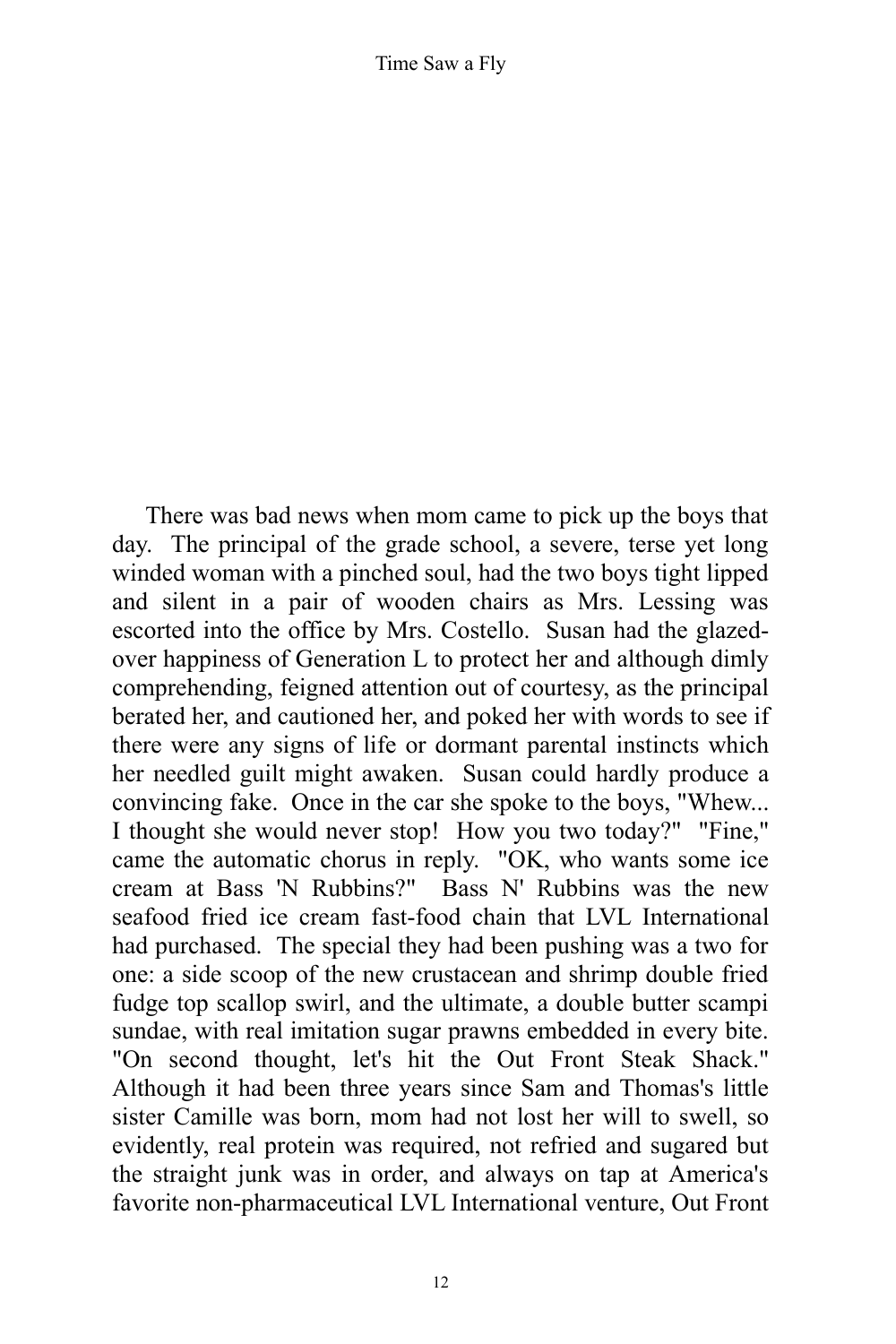There was bad news when mom came to pick up the boys that day. The principal of the grade school, a severe, terse yet long winded woman with a pinched soul, had the two boys tight lipped and silent in a pair of wooden chairs as Mrs. Lessing was escorted into the office by Mrs. Costello. Susan had the glazed-over happiness of Generation L to protect her and although dimly comprehending, feigned attention out of courtesy, as the principal berated her, and cautioned her, and poked her with words to see if there were any signs of life or dormant parental instincts which her needled guilt might awaken. Susan could hardly produce a convincing fake. Once in the car she spoke to the boys, "Whew... I thought she would never stop! How you two today?" "Fine," came the automatic chorus in reply. "OK, who wants some ice cream at Bass 'N Rubbins?" Bass N' Rubbins was the new seafood fried ice cream fast-food chain that LVL International had purchased. The special they had been pushing was a two for one: a side scoop of the new crustacean and shrimp double fried fudge top scallop swirl, and the ultimate, a double butter scampi sundae, with real imitation sugar prawns embedded in every bite. "On second thought, let's hit the Out Front Steak Shack." Although it had been three years since Sam and Thomas's little sister Camille was born, mom had not lost her will to swell, so evidently, real protein was required, not refried and sugared but the straight junk was in order, and always on tap at America's favorite non-pharmaceutical LVL International venture, Out Front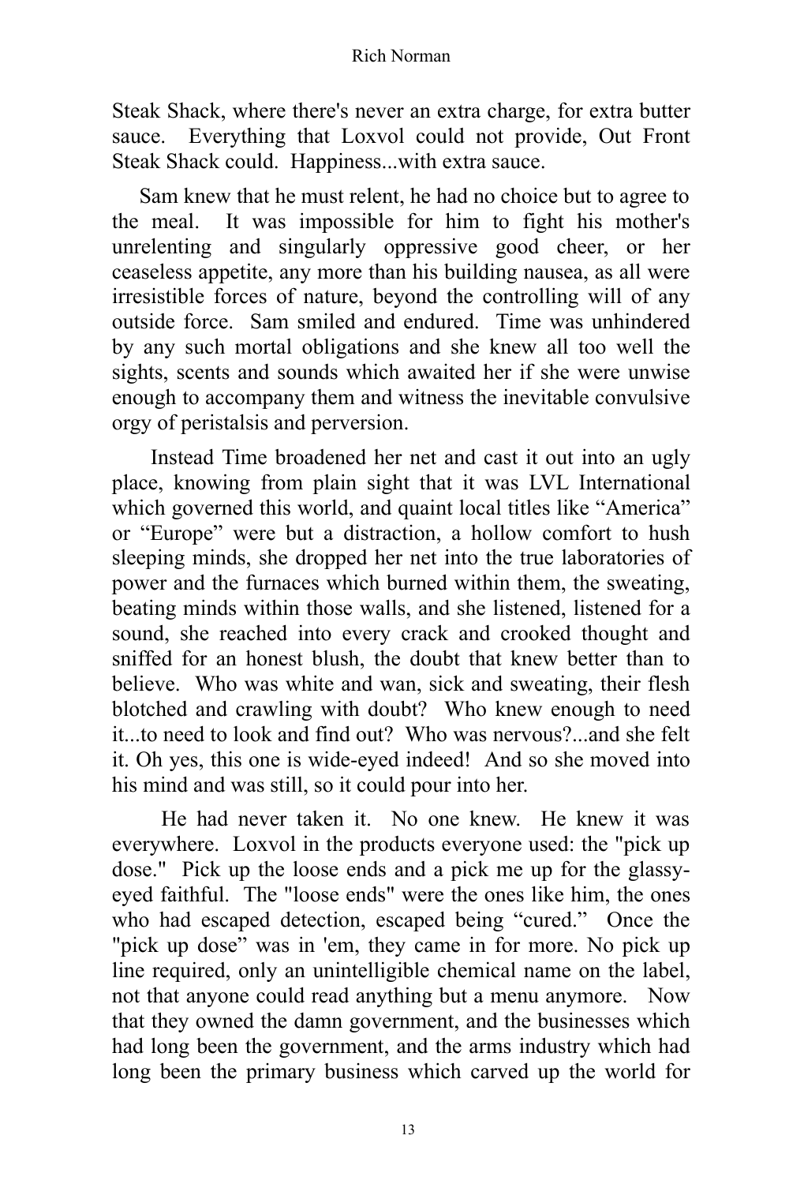Steak Shack, where there's never an extra charge, for extra butter sauce. Everything that Loxvol could not provide, Out Front Steak Shack could. Happiness...with extra sauce.

Sam knew that he must relent, he had no choice but to agree to the meal. It was impossible for him to fight his mother's unrelenting and singularly oppressive good cheer, or her ceaseless appetite, any more than his building nausea, as all were irresistible forces of nature, beyond the controlling will of any outside force. Sam smiled and endured. Time was unhindered by any such mortal obligations and she knew all too well the sights, scents and sounds which awaited her if she were unwise enough to accompany them and witness the inevitable convulsive orgy of peristalsis and perversion.

Instead Time broadened her net and cast it out into an ugly place, knowing from plain sight that it was LVL International which governed this world, and quaint local titles like "America" or "Europe" were but a distraction, a hollow comfort to hush sleeping minds, she dropped her net into the true laboratories of power and the furnaces which burned within them, the sweating, beating minds within those walls, and she listened, listened for a sound, she reached into every crack and crooked thought and sniffed for an honest blush, the doubt that knew better than to believe. Who was white and wan, sick and sweating, their flesh blotched and crawling with doubt? Who knew enough to need it...to need to look and find out? Who was nervous?...and she felt it. Oh yes, this one is wide-eyed indeed! And so she moved into his mind and was still, so it could pour into her.

He had never taken it. No one knew. He knew it was everywhere. Loxvol in the products everyone used: the "pick up dose." Pick up the loose ends and a pick me up for the glassy-eyed faithful. The "loose ends" were the ones like him, the ones who had escaped detection, escaped being "cured." Once the "pick up dose" was in 'em, they came in for more. No pick up line required, only an unintelligible chemical name on the label, not that anyone could read anything but a menu anymore. Now that they owned the damn government, and the businesses which had long been the government, and the arms industry which had long been the primary business which carved up the world for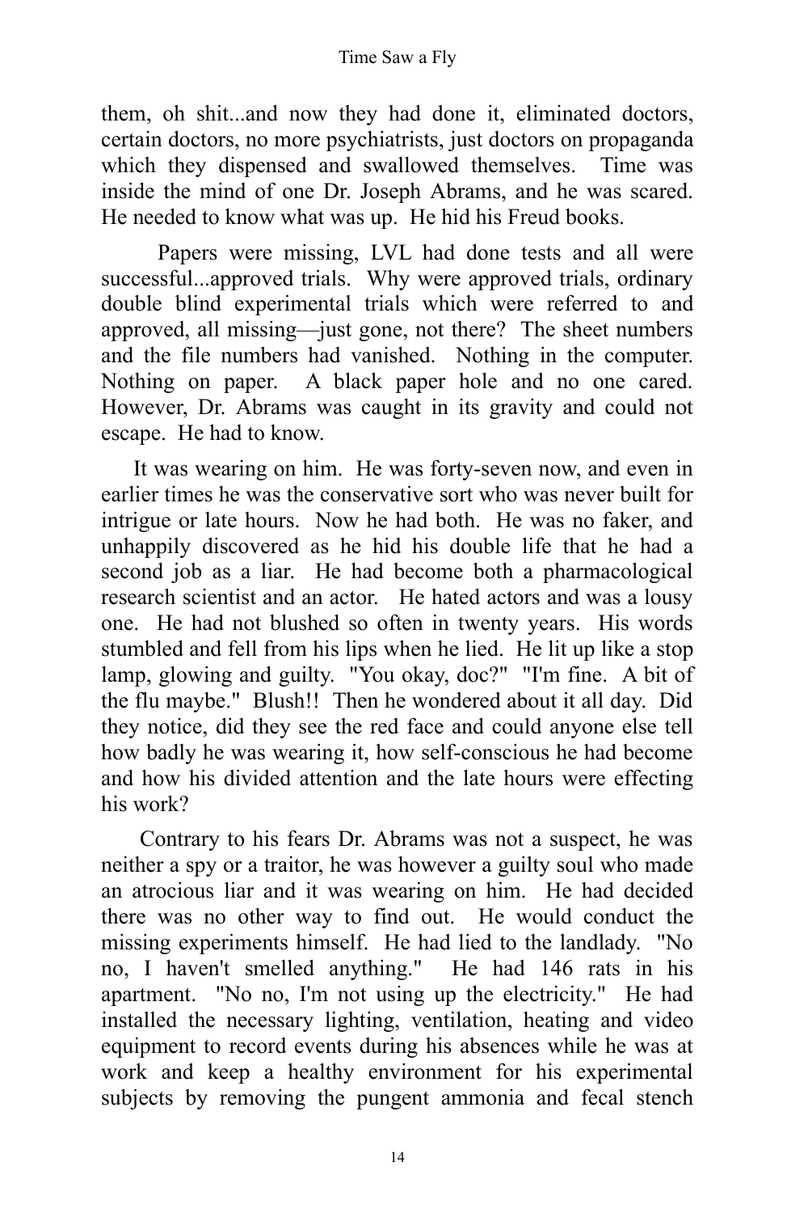them, oh shit...and now they had done it, eliminated doctors, certain doctors, no more psychiatrists, just doctors on propaganda which they dispensed and swallowed themselves. Time was inside the mind of one Dr. Joseph Abrams, and he was scared. He needed to know what was up. He hid his Freud books.

Papers were missing, LVL had done tests and all were successful...approved trials. Why were approved trials, ordinary double blind experimental trials which were referred to and approved, all missing—just gone, not there? The sheet numbers and the file numbers had vanished. Nothing in the computer. Nothing on paper. A black paper hole and no one cared. However, Dr. Abrams was caught in its gravity and could not escape. He had to know.

It was wearing on him. He was forty-seven now, and even in earlier times he was the conservative sort who was never built for intrigue or late hours. Now he had both. He was no faker, and unhappily discovered as he hid his double life that he had a second job as a liar. He had become both a pharmacological research scientist and an actor. He hated actors and was a lousy one. He had not blushed so often in twenty years. His words stumbled and fell from his lips when he lied. He lit up like a stop lamp, glowing and guilty. "You okay, doc?" "I'm fine. A bit of the flu maybe." Blush!! Then he wondered about it all day. Did they notice, did they see the red face and could anyone else tell how badly he was wearing it, how self-conscious he had become and how his divided attention and the late hours were effecting his work?

Contrary to his fears Dr. Abrams was not a suspect, he was neither a spy or a traitor, he was however a guilty soul who made an atrocious liar and it was wearing on him. He had decided there was no other way to find out. He would conduct the missing experiments himself. He had lied to the landlady. "No no, I haven't smelled anything." He had 146 rats in his apartment. "No no, I'm not using up the electricity." He had installed the necessary lighting, ventilation, heating and video equipment to record events during his absences while he was at work and keep a healthy environment for his experimental subjects by removing the pungent ammonia and fecal stench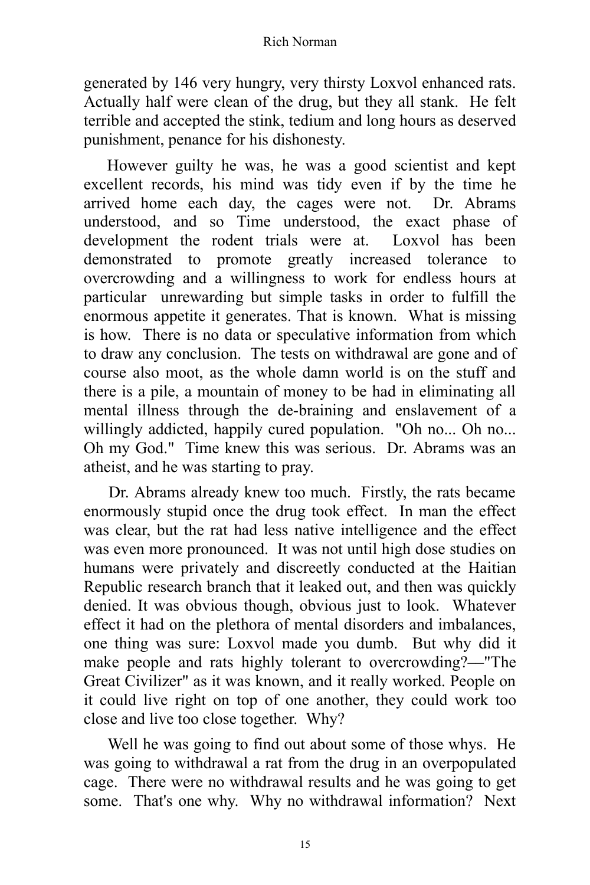generated by 146 very hungry, very thirsty Loxvol enhanced rats. Actually half were clean of the drug, but they all stank. He felt terrible and accepted the stink, tedium and long hours as deserved punishment, penance for his dishonesty.

However guilty he was, he was a good scientist and kept excellent records, his mind was tidy even if by the time he arrived home each day, the cages were not. Dr. Abrams understood, and so Time understood, the exact phase of development the rodent trials were at. Loxvol has been demonstrated to promote greatly increased tolerance to overcrowding and a willingness to work for endless hours at particular unrewarding but simple tasks in order to fulfill the enormous appetite it generates. That is known. What is missing is how. There is no data or speculative information from which to draw any conclusion. The tests on withdrawal are gone and of course also moot, as the whole damn world is on the stuff and there is a pile, a mountain of money to be had in eliminating all mental illness through the de-braining and enslavement of a willingly addicted, happily cured population. "Oh no... Oh no... Oh my God." Time knew this was serious. Dr. Abrams was an atheist, and he was starting to pray.

Dr. Abrams already knew too much. Firstly, the rats became enormously stupid once the drug took effect. In man the effect was clear, but the rat had less native intelligence and the effect was even more pronounced. It was not until high dose studies on humans were privately and discreetly conducted at the Haitian Republic research branch that it leaked out, and then was quickly denied. It was obvious though, obvious just to look. Whatever effect it had on the plethora of mental disorders and imbalances, one thing was sure: Loxvol made you dumb. But why did it make people and rats highly tolerant to overcrowding?—"The Great Civilizer" as it was known, and it really worked. People on it could live right on top of one another, they could work too close and live too close together. Why?

Well he was going to find out about some of those whys. He was going to withdrawal a rat from the drug in an overpopulated cage. There were no withdrawal results and he was going to get some. That's one why. Why no withdrawal information? Next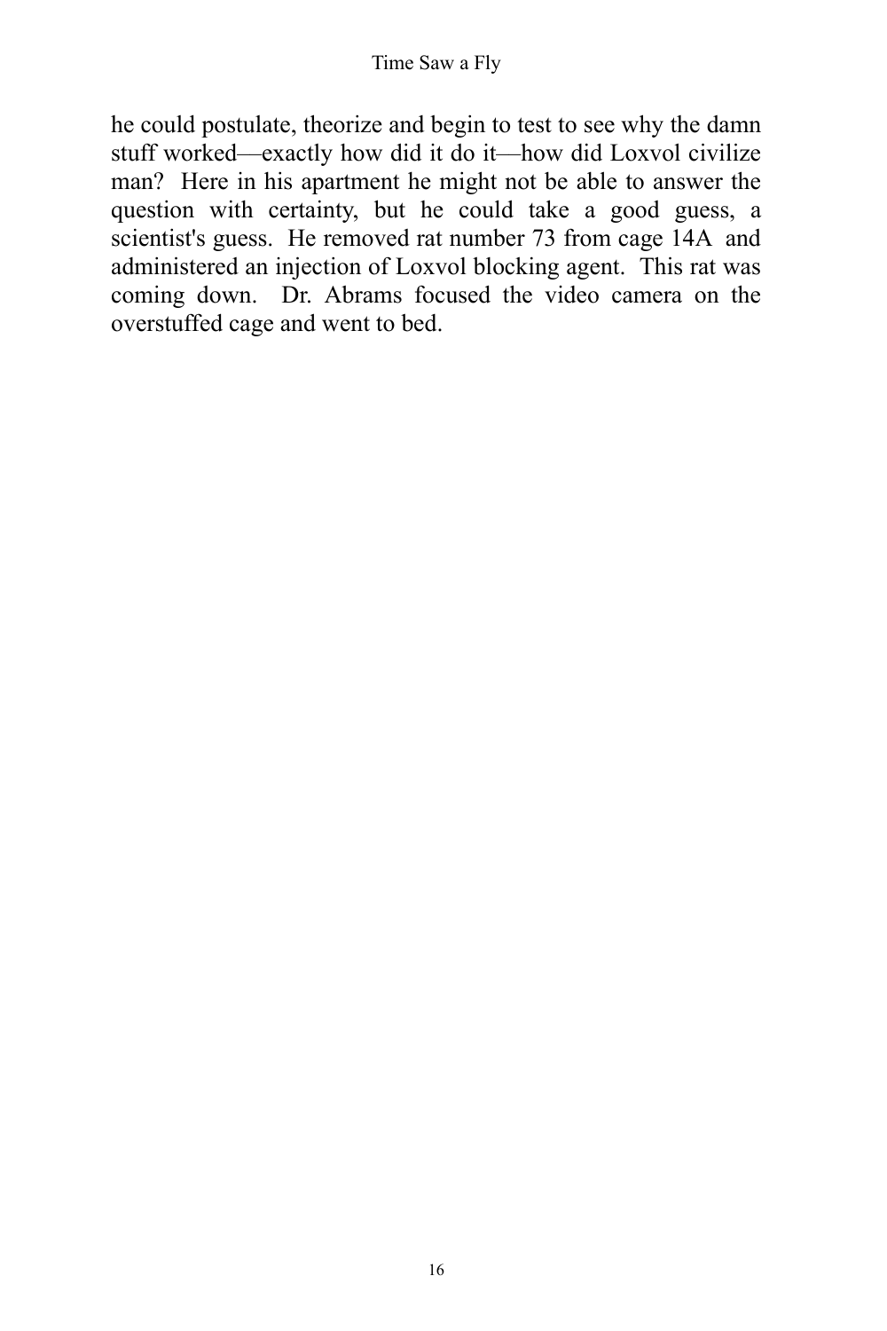he could postulate, theorize and begin to test to see why the damn stuff worked—exactly how did it do it—how did Loxvol civilize man? Here in his apartment he might not be able to answer the question with certainty, but he could take a good guess, a scientist's guess. He removed rat number 73 from cage 14A and administered an injection of Loxvol blocking agent. This rat was coming down. Dr. Abrams focused the video camera on the overstuffed cage and went to bed.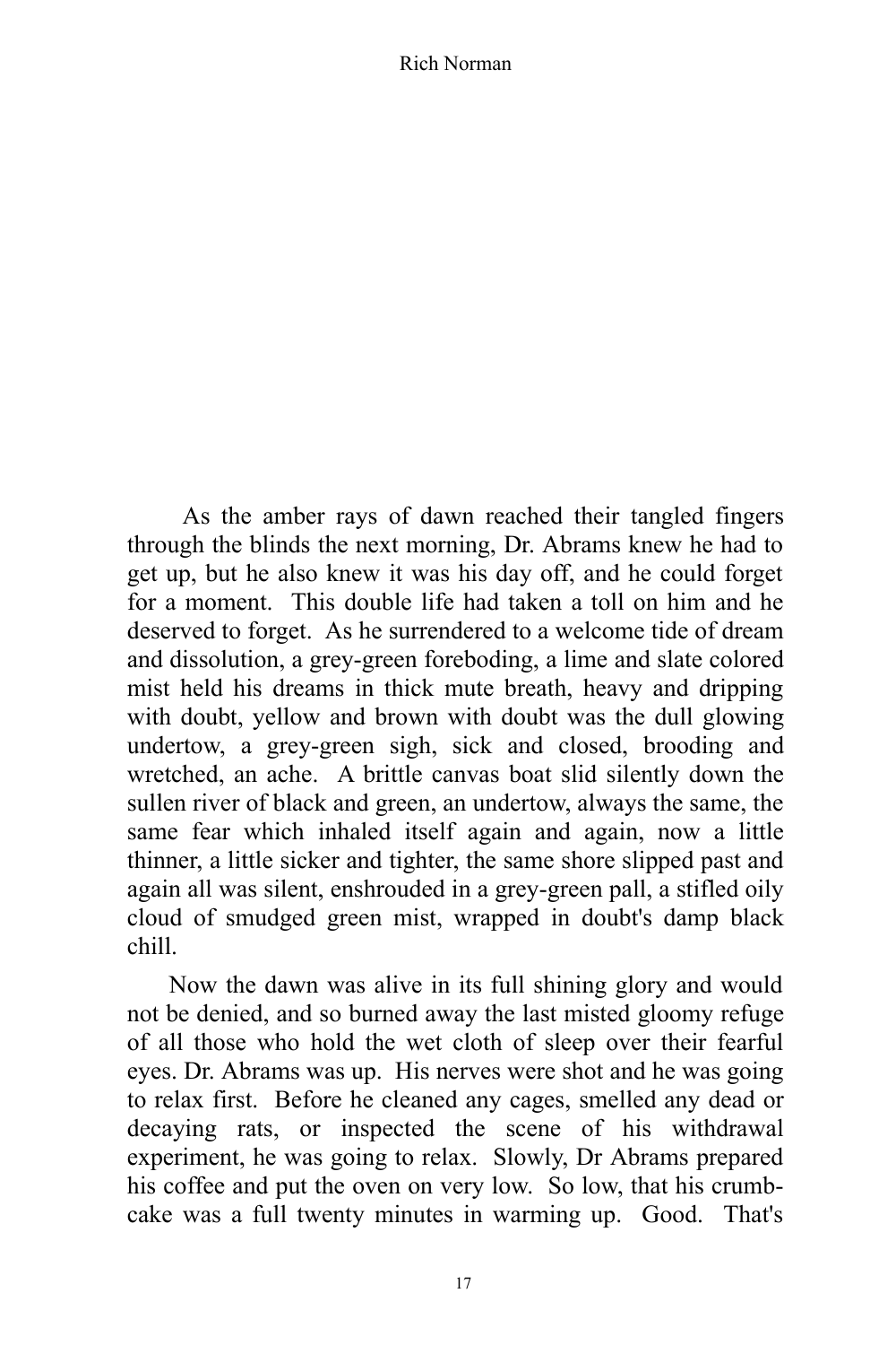As the amber rays of dawn reached their tangled fingers through the blinds the next morning, Dr. Abrams knew he had to get up, but he also knew it was his day off, and he could forget for a moment. This double life had taken a toll on him and he deserved to forget. As he surrendered to a welcome tide of dream and dissolution, a grey-green foreboding, a lime and slate colored mist held his dreams in thick mute breath, heavy and dripping with doubt, yellow and brown with doubt was the dull glowing undertow, a grey-green sigh, sick and closed, brooding and wretched, an ache. A brittle canvas boat slid silently down the sullen river of black and green, an undertow, always the same, the same fear which inhaled itself again and again, now a little thinner, a little sicker and tighter, the same shore slipped past and again all was silent, enshrouded in a grey-green pall, a stifled oily cloud of smudged green mist, wrapped in doubt's damp black chill.

Now the dawn was alive in its full shining glory and would not be denied, and so burned away the last misted gloomy refuge of all those who hold the wet cloth of sleep over their fearful eyes. Dr. Abrams was up. His nerves were shot and he was going to relax first. Before he cleaned any cages, smelled any dead or decaying rats, or inspected the scene of his withdrawal experiment, he was going to relax. Slowly, Dr Abrams prepared his coffee and put the oven on very low. So low, that his crumb-cake was a full twenty minutes in warming up. Good. That's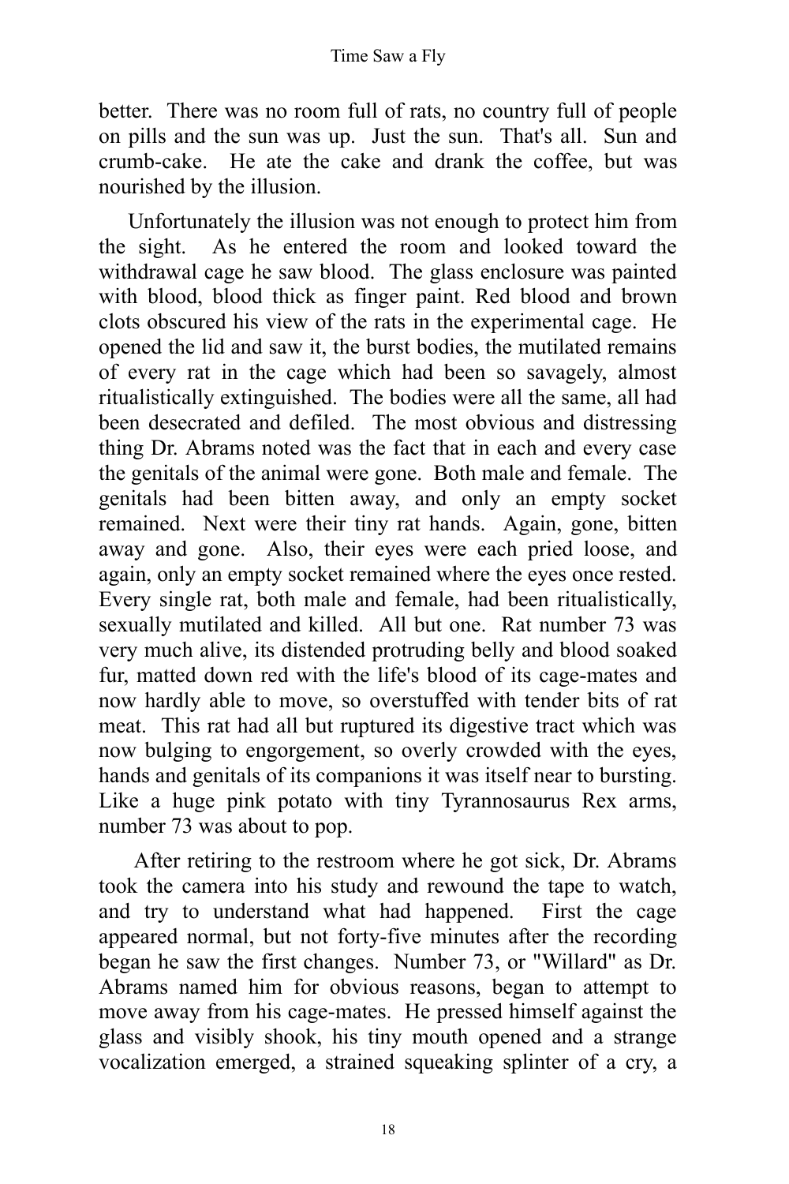better. There was no room full of rats, no country full of people on pills and the sun was up. Just the sun. That's all. Sun and crumb-cake. He ate the cake and drank the coffee, but was nourished by the illusion.

Unfortunately the illusion was not enough to protect him from the sight. As he entered the room and looked toward the withdrawal cage he saw blood. The glass enclosure was painted with blood, blood thick as finger paint. Red blood and brown clots obscured his view of the rats in the experimental cage. He opened the lid and saw it, the burst bodies, the mutilated remains of every rat in the cage which had been so savagely, almost ritualistically extinguished. The bodies were all the same, all had been desecrated and defiled. The most obvious and distressing thing Dr. Abrams noted was the fact that in each and every case the genitals of the animal were gone. Both male and female. The genitals had been bitten away, and only an empty socket remained. Next were their tiny rat hands. Again, gone, bitten away and gone. Also, their eyes were each pried loose, and again, only an empty socket remained where the eyes once rested. Every single rat, both male and female, had been ritualistically, sexually mutilated and killed. All but one. Rat number 73 was very much alive, its distended protruding belly and blood soaked fur, matted down red with the life's blood of its cage-mates and now hardly able to move, so overstuffed with tender bits of rat meat. This rat had all but ruptured its digestive tract which was now bulging to engorgement, so overly crowded with the eyes, hands and genitals of its companions it was itself near to bursting. Like a huge pink potato with tiny Tyrannosaurus Rex arms, number 73 was about to pop.

After retiring to the restroom where he got sick, Dr. Abrams took the camera into his study and rewound the tape to watch, and try to understand what had happened. First the cage appeared normal, but not forty-five minutes after the recording began he saw the first changes. Number 73, or "Willard" as Dr. Abrams named him for obvious reasons, began to attempt to move away from his cage-mates. He pressed himself against the glass and visibly shook, his tiny mouth opened and a strange vocalization emerged, a strained squeaking splinter of a cry, a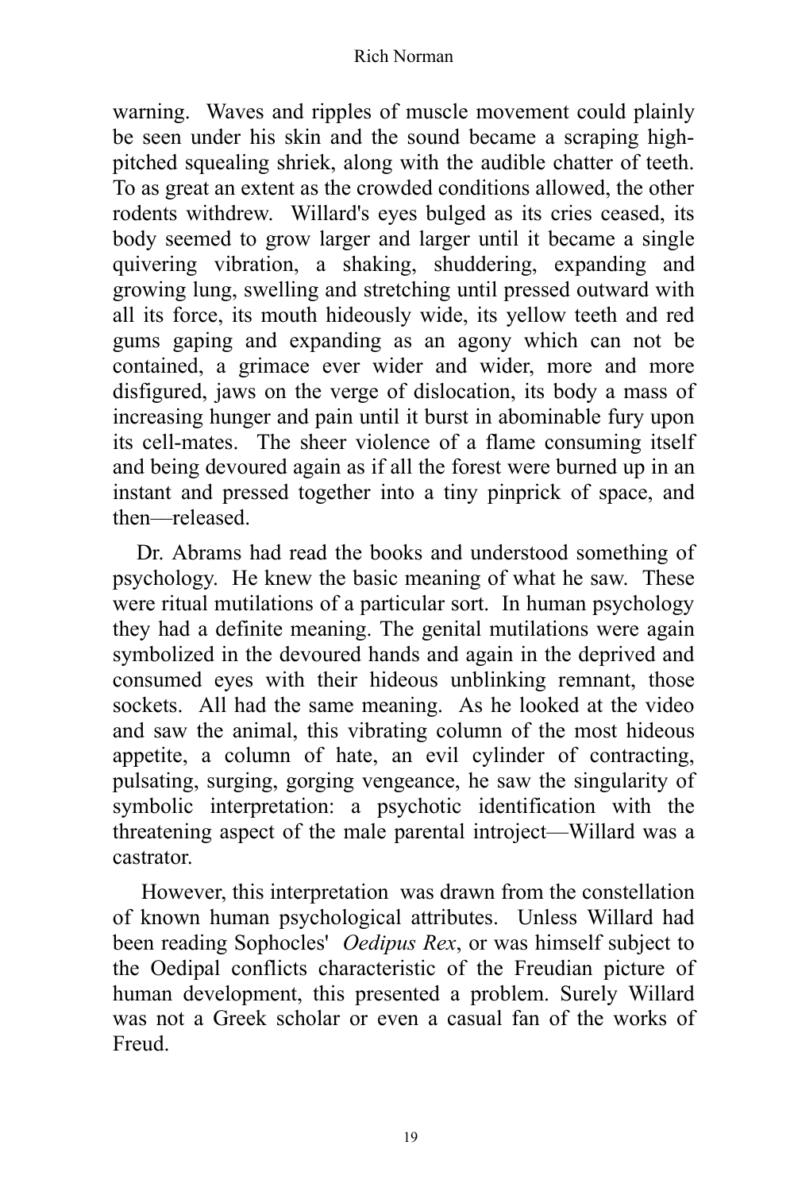warning. Waves and ripples of muscle movement could plainly be seen under his skin and the sound became a scraping high-pitched squealing shriek, along with the audible chatter of teeth. To as great an extent as the crowded conditions allowed, the other rodents withdrew. Willard's eyes bulged as its cries ceased, its body seemed to grow larger and larger until it became a single quivering vibration, a shaking, shuddering, expanding and growing lung, swelling and stretching until pressed outward with all its force, its mouth hideously wide, its yellow teeth and red gums gaping and expanding as an agony which can not be contained, a grimace ever wider and wider, more and more disfigured, jaws on the verge of dislocation, its body a mass of increasing hunger and pain until it burst in abominable fury upon its cell-mates. The sheer violence of a flame consuming itself and being devoured again as if all the forest were burned up in an instant and pressed together into a tiny pinprick of space, and then—released.

Dr. Abrams had read the books and understood something of psychology. He knew the basic meaning of what he saw. These were ritual mutilations of a particular sort. In human psychology they had a definite meaning. The genital mutilations were again symbolized in the devoured hands and again in the deprived and consumed eyes with their hideous unblinking remnant, those sockets. All had the same meaning. As he looked at the video and saw the animal, this vibrating column of the most hideous appetite, a column of hate, an evil cylinder of contracting, pulsating, surging, gorging vengeance, he saw the singularity of symbolic interpretation: a psychotic identification with the threatening aspect of the male parental introject—Willard was a castrator.

However, this interpretation was drawn from the constellation of known human psychological attributes. Unless Willard had been reading Sophocles' *Oedipus Rex*, or was himself subject to the Oedipal conflicts characteristic of the Freudian picture of human development, this presented a problem. Surely Willard was not a Greek scholar or even a casual fan of the works of Freud.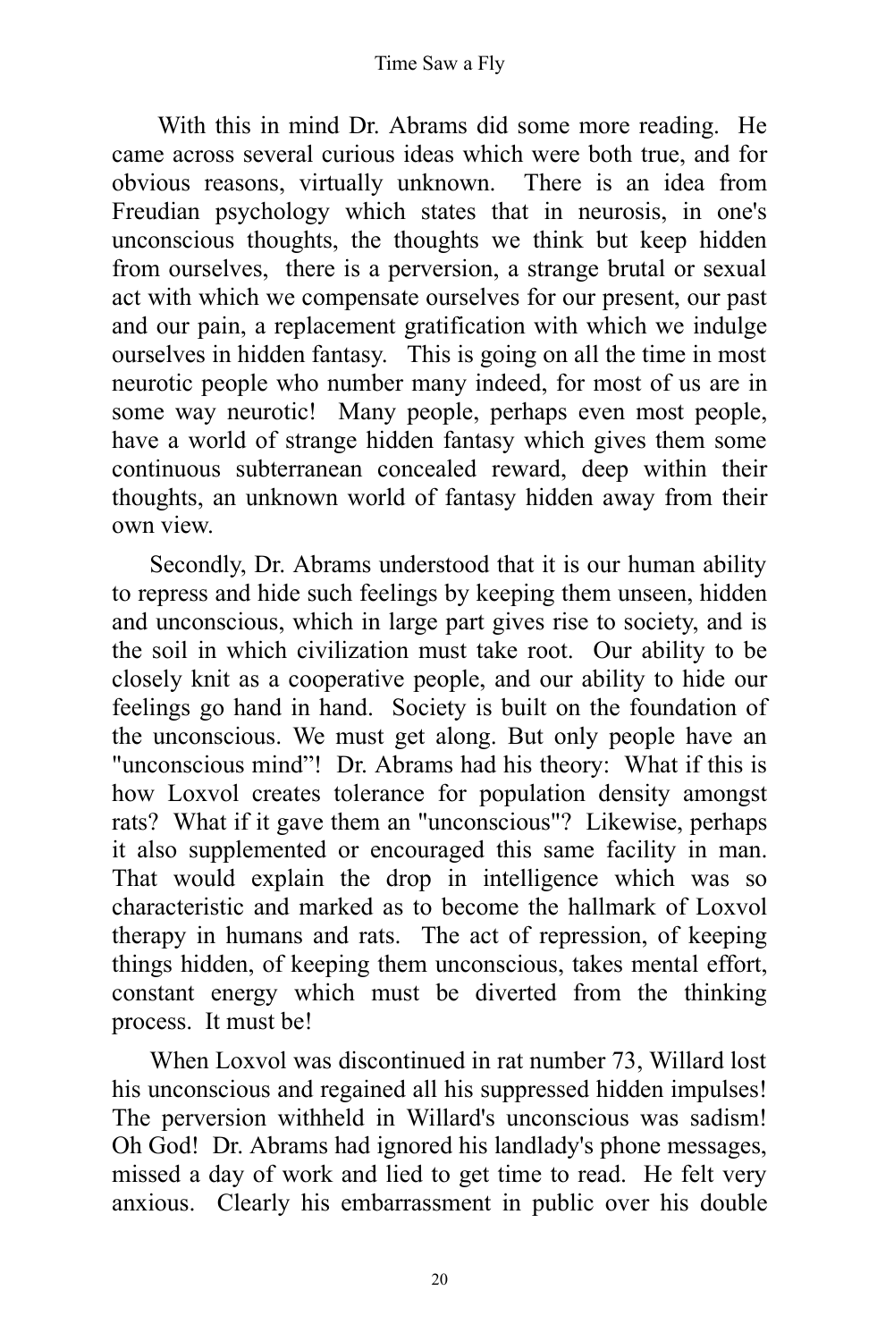With this in mind Dr. Abrams did some more reading. He came across several curious ideas which were both true, and for obvious reasons, virtually unknown. There is an idea from Freudian psychology which states that in neurosis, in one's unconscious thoughts, the thoughts we think but keep hidden from ourselves, there is a perversion, a strange brutal or sexual act with which we compensate ourselves for our present, our past and our pain, a replacement gratification with which we indulge ourselves in hidden fantasy. This is going on all the time in most neurotic people who number many indeed, for most of us are in some way neurotic! Many people, perhaps even most people, have a world of strange hidden fantasy which gives them some continuous subterranean concealed reward, deep within their thoughts, an unknown world of fantasy hidden away from their own view.

Secondly, Dr. Abrams understood that it is our human ability to repress and hide such feelings by keeping them unseen, hidden and unconscious, which in large part gives rise to society, and is the soil in which civilization must take root. Our ability to be closely knit as a cooperative people, and our ability to hide our feelings go hand in hand. Society is built on the foundation of the unconscious. We must get along. But only people have an "unconscious mind"! Dr. Abrams had his theory: What if this is how Loxvol creates tolerance for population density amongst rats? What if it gave them an "unconscious"? Likewise, perhaps it also supplemented or encouraged this same facility in man. That would explain the drop in intelligence which was so characteristic and marked as to become the hallmark of Loxvol therapy in humans and rats. The act of repression, of keeping things hidden, of keeping them unconscious, takes mental effort, constant energy which must be diverted from the thinking process. It must be!

When Loxvol was discontinued in rat number 73, Willard lost his unconscious and regained all his suppressed hidden impulses! The perversion withheld in Willard's unconscious was sadism! Oh God! Dr. Abrams had ignored his landlady's phone messages, missed a day of work and lied to get time to read. He felt very anxious. Clearly his embarrassment in public over his double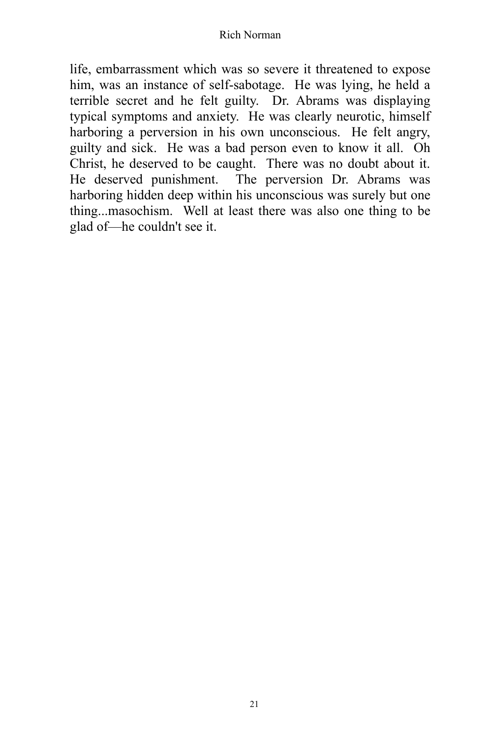life, embarrassment which was so severe it threatened to expose him, was an instance of self-sabotage. He was lying, he held a terrible secret and he felt guilty. Dr. Abrams was displaying typical symptoms and anxiety. He was clearly neurotic, himself harboring a perversion in his own unconscious. He felt angry, guilty and sick. He was a bad person even to know it all. Oh Christ, he deserved to be caught. There was no doubt about it. He deserved punishment. The perversion Dr. Abrams was harboring hidden deep within his unconscious was surely but one thing...masochism. Well at least there was also one thing to be glad of—he couldn't see it.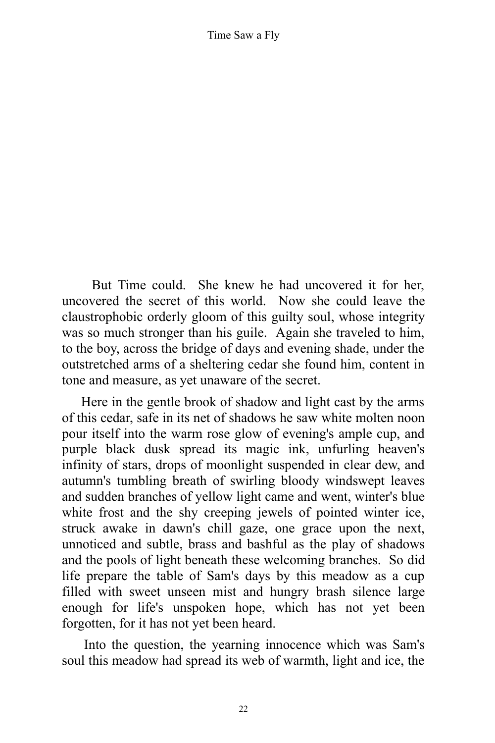But Time could. She knew he had uncovered it for her, uncovered the secret of this world. Now she could leave the claustrophobic orderly gloom of this guilty soul, whose integrity was so much stronger than his guile. Again she traveled to him, to the boy, across the bridge of days and evening shade, under the outstretched arms of a sheltering cedar she found him, content in tone and measure, as yet unaware of the secret.

Here in the gentle brook of shadow and light cast by the arms of this cedar, safe in its net of shadows he saw white molten noon pour itself into the warm rose glow of evening's ample cup, and purple black dusk spread its magic ink, unfurling heaven's infinity of stars, drops of moonlight suspended in clear dew, and autumn's tumbling breath of swirling bloody windswept leaves and sudden branches of yellow light came and went, winter's blue white frost and the shy creeping jewels of pointed winter ice, struck awake in dawn's chill gaze, one grace upon the next, unnoticed and subtle, brass and bashful as the play of shadows and the pools of light beneath these welcoming branches. So did life prepare the table of Sam's days by this meadow as a cup filled with sweet unseen mist and hungry brash silence large enough for life's unspoken hope, which has not yet been forgotten, for it has not yet been heard.

Into the question, the yearning innocence which was Sam's soul this meadow had spread its web of warmth, light and ice, the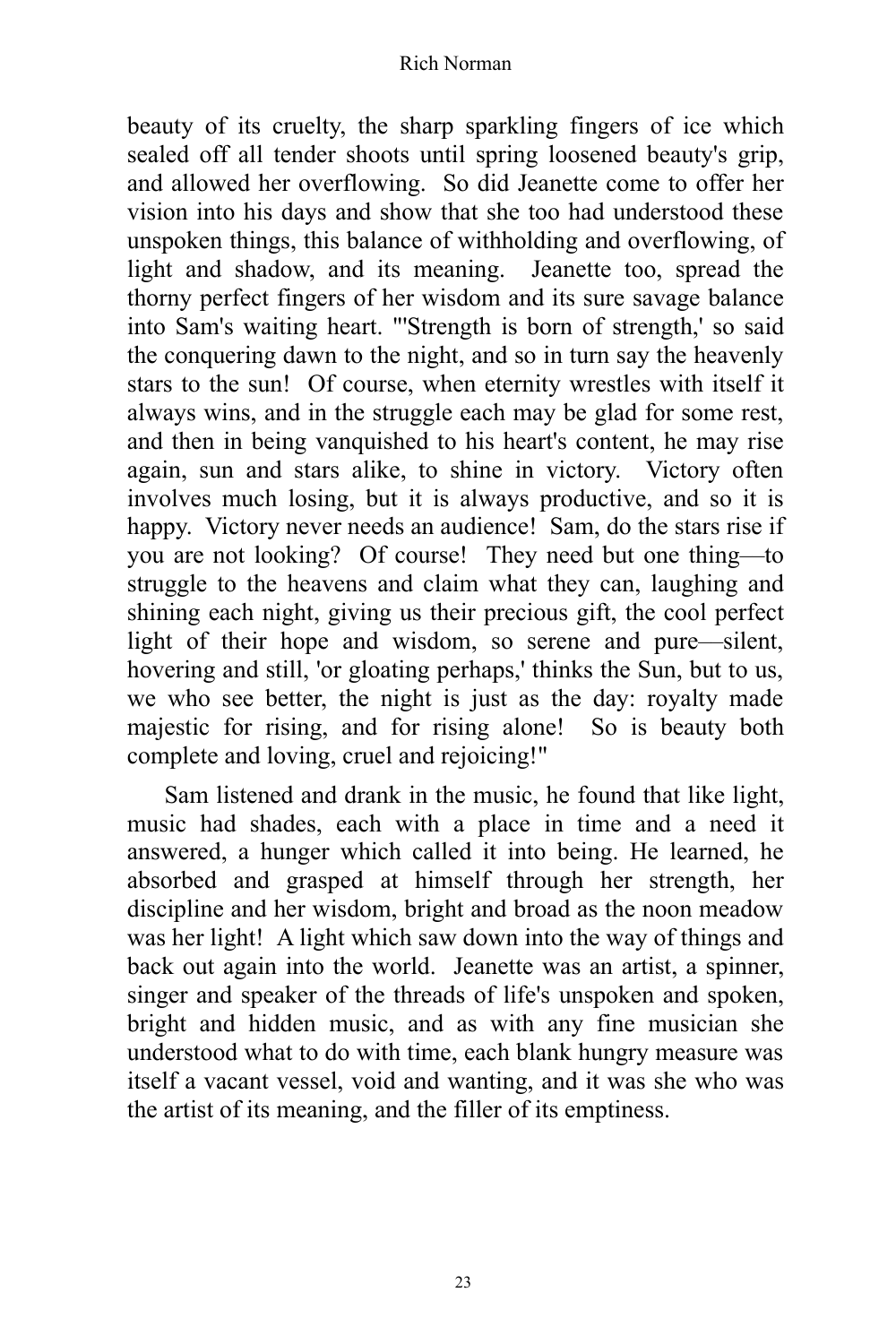beauty of its cruelty, the sharp sparkling fingers of ice which sealed off all tender shoots until spring loosened beauty's grip, and allowed her overflowing. So did Jeanette come to offer her vision into his days and show that she too had understood these unspoken things, this balance of withholding and overflowing, of light and shadow, and its meaning. Jeanette too, spread the thorny perfect fingers of her wisdom and its sure savage balance into Sam's waiting heart. "'Strength is born of strength,' so said the conquering dawn to the night, and so in turn say the heavenly stars to the sun! Of course, when eternity wrestles with itself it always wins, and in the struggle each may be glad for some rest, and then in being vanquished to his heart's content, he may rise again, sun and stars alike, to shine in victory. Victory often involves much losing, but it is always productive, and so it is happy. Victory never needs an audience! Sam, do the stars rise if you are not looking? Of course! They need but one thing—to struggle to the heavens and claim what they can, laughing and shining each night, giving us their precious gift, the cool perfect light of their hope and wisdom, so serene and pure—silent, hovering and still, 'or gloating perhaps,' thinks the Sun, but to us, we who see better, the night is just as the day: royalty made majestic for rising, and for rising alone! So is beauty both complete and loving, cruel and rejoicing!"

Sam listened and drank in the music, he found that like light, music had shades, each with a place in time and a need it answered, a hunger which called it into being. He learned, he absorbed and grasped at himself through her strength, her discipline and her wisdom, bright and broad as the noon meadow was her light! A light which saw down into the way of things and back out again into the world. Jeanette was an artist, a spinner, singer and speaker of the threads of life's unspoken and spoken, bright and hidden music, and as with any fine musician she understood what to do with time, each blank hungry measure was itself a vacant vessel, void and wanting, and it was she who was the artist of its meaning, and the filler of its emptiness.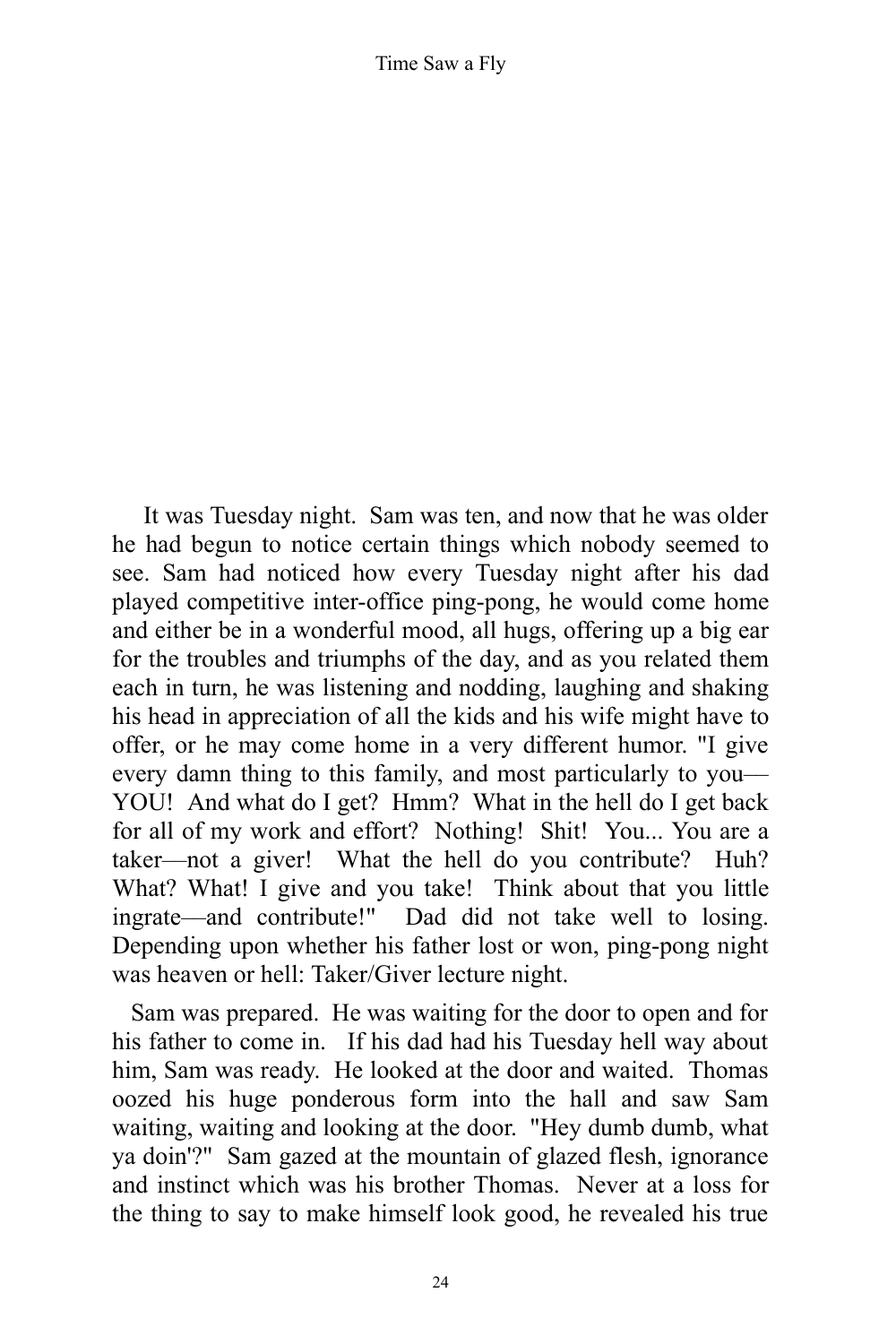It was Tuesday night. Sam was ten, and now that he was older he had begun to notice certain things which nobody seemed to see. Sam had noticed how every Tuesday night after his dad played competitive inter-office ping-pong, he would come home and either be in a wonderful mood, all hugs, offering up a big ear for the troubles and triumphs of the day, and as you related them each in turn, he was listening and nodding, laughing and shaking his head in appreciation of all the kids and his wife might have to offer, or he may come home in a very different humor. "I give every damn thing to this family, and most particularly to you—YOU! And what do I get? Hmm? What in the hell do I get back for all of my work and effort? Nothing! Shit! You... You are a taker—not a giver! What the hell do you contribute? Huh? What? What! I give and you take! Think about that you little ingrate—and contribute!" Dad did not take well to losing. Depending upon whether his father lost or won, ping-pong night was heaven or hell: Taker/Giver lecture night.

Sam was prepared. He was waiting for the door to open and for his father to come in. If his dad had his Tuesday hell way about him, Sam was ready. He looked at the door and waited. Thomas oozed his huge ponderous form into the hall and saw Sam waiting, waiting and looking at the door. "Hey dumb dumb, what ya doin'?" Sam gazed at the mountain of glazed flesh, ignorance and instinct which was his brother Thomas. Never at a loss for the thing to say to make himself look good, he revealed his true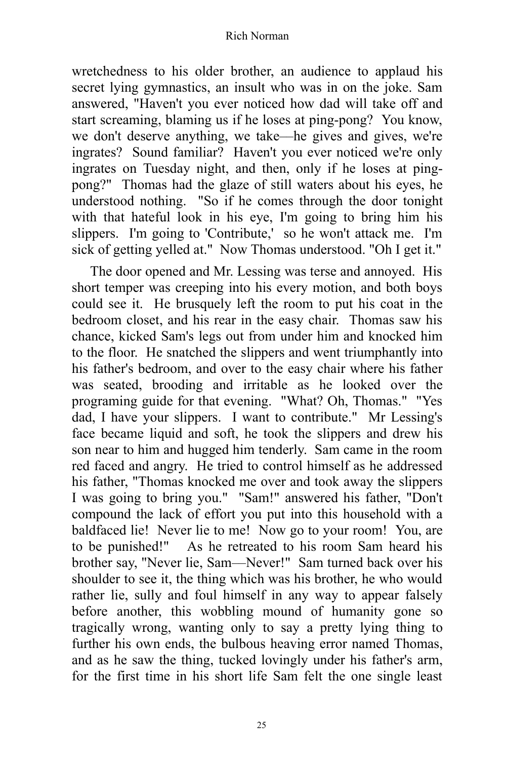wretchedness to his older brother, an audience to applaud his secret lying gymnastics, an insult who was in on the joke. Sam answered, "Haven't you ever noticed how dad will take off and start screaming, blaming us if he loses at ping-pong? You know, we don't deserve anything, we take—he gives and gives, we're ingrates? Sound familiar? Haven't you ever noticed we're only ingrates on Tuesday night, and then, only if he loses at ping-pong?" Thomas had the glaze of still waters about his eyes, he understood nothing. "So if he comes through the door tonight with that hateful look in his eye, I'm going to bring him his slippers. I'm going to 'Contribute,' so he won't attack me. I'm sick of getting yelled at." Now Thomas understood. "Oh I get it."

The door opened and Mr. Lessing was terse and annoyed. His short temper was creeping into his every motion, and both boys could see it. He brusquely left the room to put his coat in the bedroom closet, and his rear in the easy chair. Thomas saw his chance, kicked Sam's legs out from under him and knocked him to the floor. He snatched the slippers and went triumphantly into his father's bedroom, and over to the easy chair where his father was seated, brooding and irritable as he looked over the programing guide for that evening. "What? Oh, Thomas." "Yes dad, I have your slippers. I want to contribute." Mr Lessing's face became liquid and soft, he took the slippers and drew his son near to him and hugged him tenderly. Sam came in the room red faced and angry. He tried to control himself as he addressed his father, "Thomas knocked me over and took away the slippers I was going to bring you." "Sam!" answered his father, "Don't compound the lack of effort you put into this household with a baldfaced lie! Never lie to me! Now go to your room! You, are to be punished!" As he retreated to his room Sam heard his brother say, "Never lie, Sam—Never!" Sam turned back over his shoulder to see it, the thing which was his brother, he who would rather lie, sully and foul himself in any way to appear falsely before another, this wobbling mound of humanity gone so tragically wrong, wanting only to say a pretty lying thing to further his own ends, the bulbous heaving error named Thomas, and as he saw the thing, tucked lovingly under his father's arm, for the first time in his short life Sam felt the one single least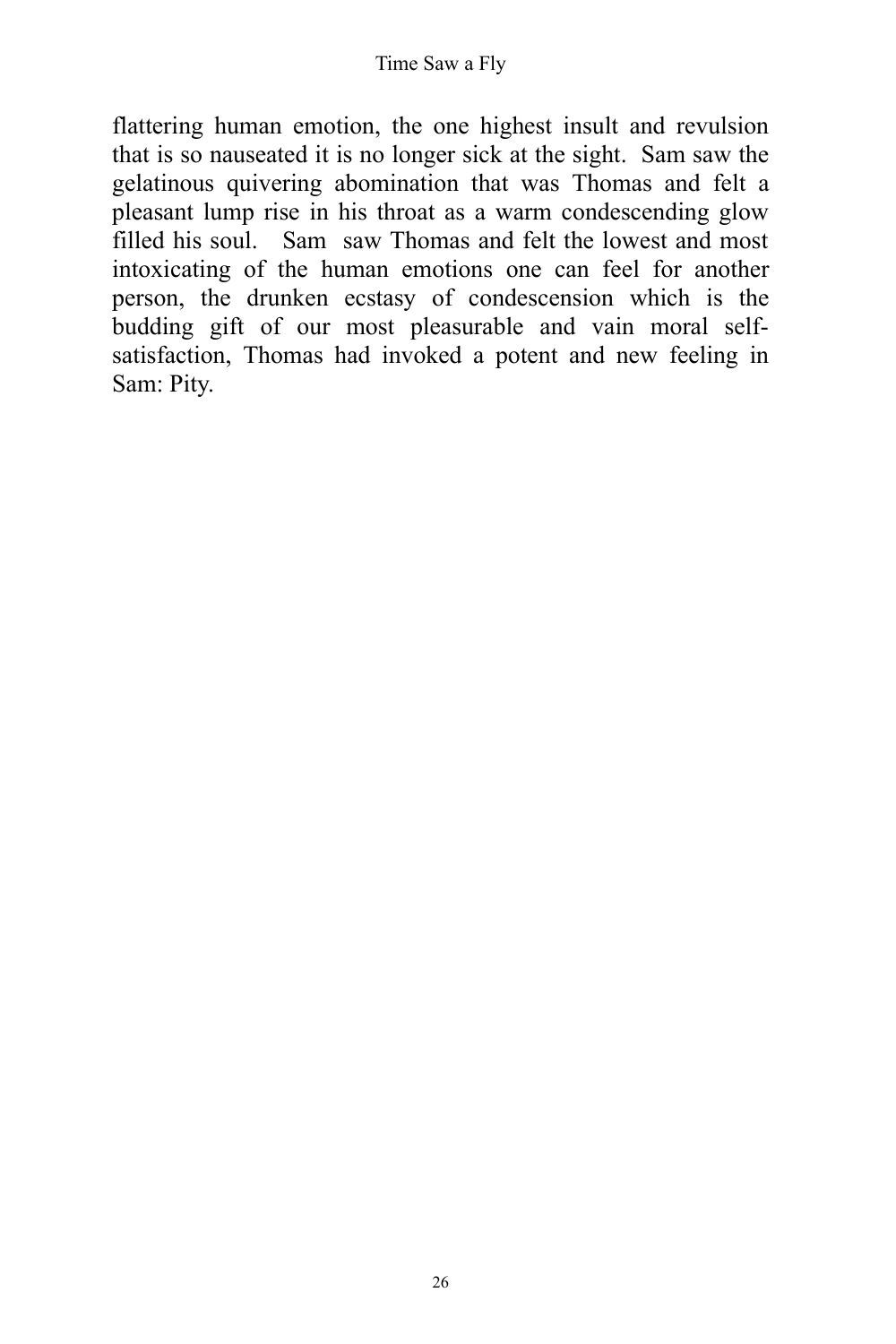flattering human emotion, the one highest insult and revulsion that is so nauseated it is no longer sick at the sight. Sam saw the gelatinous quivering abomination that was Thomas and felt a pleasant lump rise in his throat as a warm condescending glow filled his soul. Sam saw Thomas and felt the lowest and most intoxicating of the human emotions one can feel for another person, the drunken ecstasy of condescension which is the budding gift of our most pleasurable and vain moral self-satisfaction, Thomas had invoked a potent and new feeling in Sam: Pity.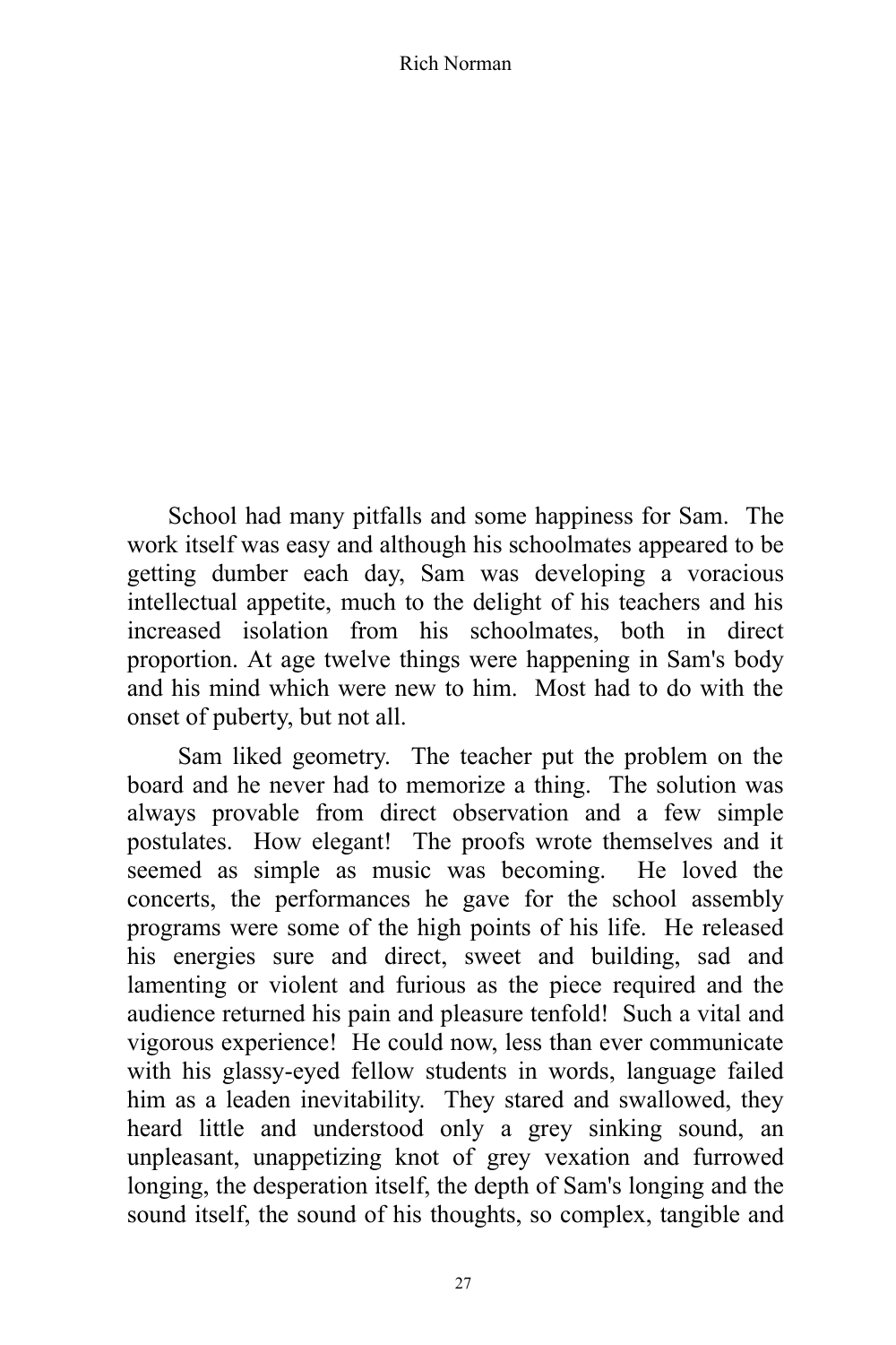School had many pitfalls and some happiness for Sam. The work itself was easy and although his schoolmates appeared to be getting dumber each day, Sam was developing a voracious intellectual appetite, much to the delight of his teachers and his increased isolation from his schoolmates, both in direct proportion. At age twelve things were happening in Sam's body and his mind which were new to him. Most had to do with the onset of puberty, but not all.

Sam liked geometry. The teacher put the problem on the board and he never had to memorize a thing. The solution was always provable from direct observation and a few simple postulates. How elegant! The proofs wrote themselves and it seemed as simple as music was becoming. He loved the concerts, the performances he gave for the school assembly programs were some of the high points of his life. He released his energies sure and direct, sweet and building, sad and lamenting or violent and furious as the piece required and the audience returned his pain and pleasure tenfold! Such a vital and vigorous experience! He could now, less than ever communicate with his glassy-eyed fellow students in words, language failed him as a leaden inevitability. They stared and swallowed, they heard little and understood only a grey sinking sound, an unpleasant, unappetizing knot of grey vexation and furrowed longing, the desperation itself, the depth of Sam's longing and the sound itself, the sound of his thoughts, so complex, tangible and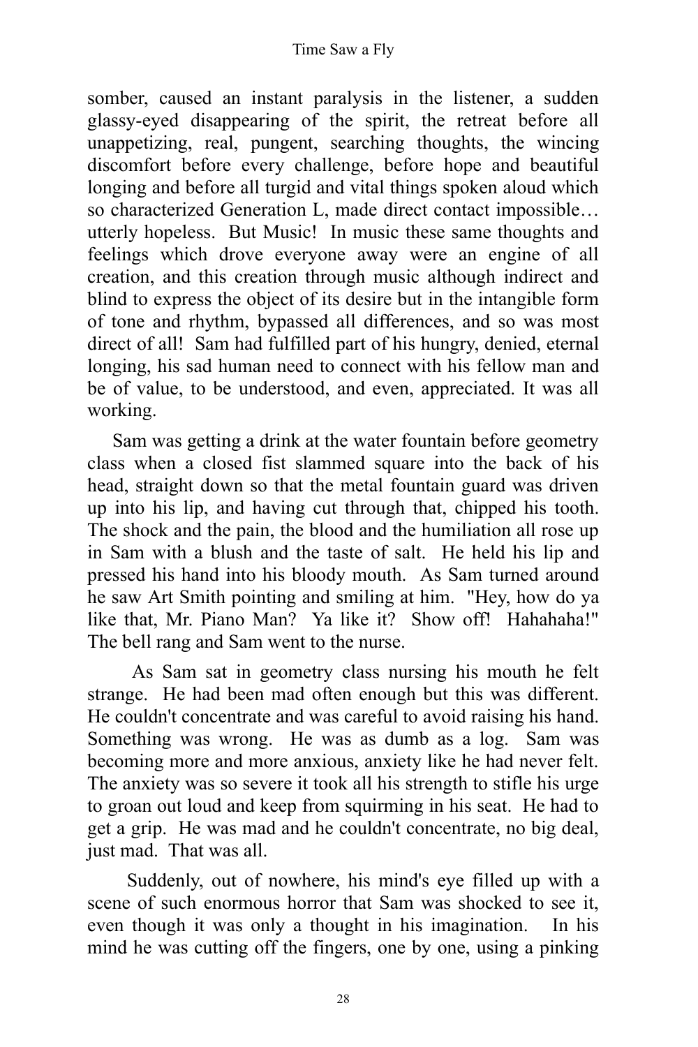somber, caused an instant paralysis in the listener, a sudden glassy-eyed disappearing of the spirit, the retreat before all unappetizing, real, pungent, searching thoughts, the wincing discomfort before every challenge, before hope and beautiful longing and before all turgid and vital things spoken aloud which so characterized Generation L, made direct contact impossible… utterly hopeless. But Music! In music these same thoughts and feelings which drove everyone away were an engine of all creation, and this creation through music although indirect and blind to express the object of its desire but in the intangible form of tone and rhythm, bypassed all differences, and so was most direct of all! Sam had fulfilled part of his hungry, denied, eternal longing, his sad human need to connect with his fellow man and be of value, to be understood, and even, appreciated. It was all working.

Sam was getting a drink at the water fountain before geometry class when a closed fist slammed square into the back of his head, straight down so that the metal fountain guard was driven up into his lip, and having cut through that, chipped his tooth. The shock and the pain, the blood and the humiliation all rose up in Sam with a blush and the taste of salt. He held his lip and pressed his hand into his bloody mouth. As Sam turned around he saw Art Smith pointing and smiling at him. "Hey, how do ya like that, Mr. Piano Man? Ya like it? Show off! Hahahaha!" The bell rang and Sam went to the nurse.

As Sam sat in geometry class nursing his mouth he felt strange. He had been mad often enough but this was different. He couldn't concentrate and was careful to avoid raising his hand. Something was wrong. He was as dumb as a log. Sam was becoming more and more anxious, anxiety like he had never felt. The anxiety was so severe it took all his strength to stifle his urge to groan out loud and keep from squirming in his seat. He had to get a grip. He was mad and he couldn't concentrate, no big deal, just mad. That was all.

Suddenly, out of nowhere, his mind's eye filled up with a scene of such enormous horror that Sam was shocked to see it, even though it was only a thought in his imagination. In his mind he was cutting off the fingers, one by one, using a pinking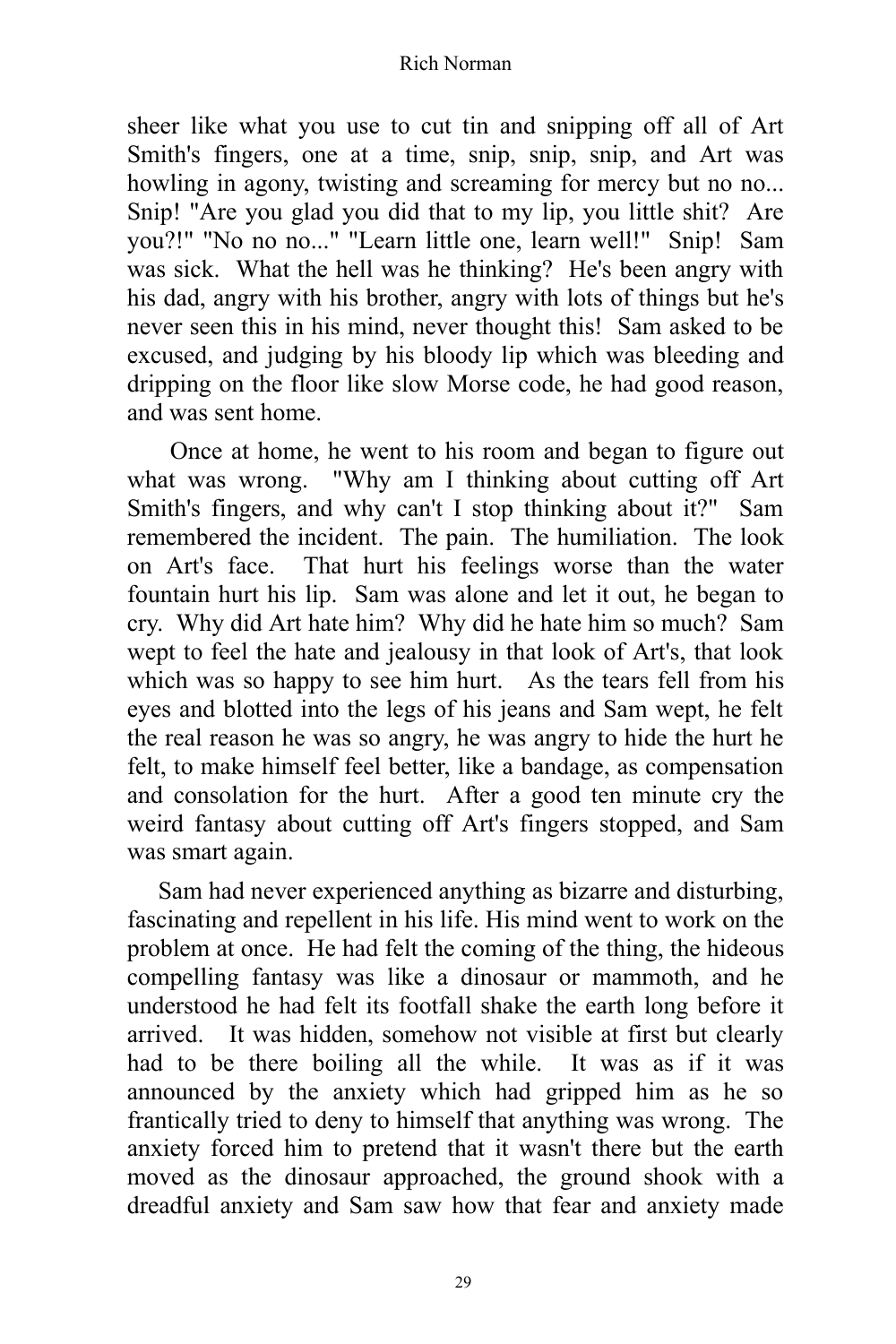sheer like what you use to cut tin and snipping off all of Art Smith's fingers, one at a time, snip, snip, snip, and Art was howling in agony, twisting and screaming for mercy but no no... Snip! "Are you glad you did that to my lip, you little shit? Are you?!" "No no no..." "Learn little one, learn well!" Snip! Sam was sick. What the hell was he thinking? He's been angry with his dad, angry with his brother, angry with lots of things but he's never seen this in his mind, never thought this! Sam asked to be excused, and judging by his bloody lip which was bleeding and dripping on the floor like slow Morse code, he had good reason, and was sent home.

Once at home, he went to his room and began to figure out what was wrong. "Why am I thinking about cutting off Art Smith's fingers, and why can't I stop thinking about it?" Sam remembered the incident. The pain. The humiliation. The look on Art's face. That hurt his feelings worse than the water fountain hurt his lip. Sam was alone and let it out, he began to cry. Why did Art hate him? Why did he hate him so much? Sam wept to feel the hate and jealousy in that look of Art's, that look which was so happy to see him hurt. As the tears fell from his eyes and blotted into the legs of his jeans and Sam wept, he felt the real reason he was so angry, he was angry to hide the hurt he felt, to make himself feel better, like a bandage, as compensation and consolation for the hurt. After a good ten minute cry the weird fantasy about cutting off Art's fingers stopped, and Sam was smart again.

Sam had never experienced anything as bizarre and disturbing, fascinating and repellent in his life. His mind went to work on the problem at once. He had felt the coming of the thing, the hideous compelling fantasy was like a dinosaur or mammoth, and he understood he had felt its footfall shake the earth long before it arrived. It was hidden, somehow not visible at first but clearly had to be there boiling all the while. It was as if it was announced by the anxiety which had gripped him as he so frantically tried to deny to himself that anything was wrong. The anxiety forced him to pretend that it wasn't there but the earth moved as the dinosaur approached, the ground shook with a dreadful anxiety and Sam saw how that fear and anxiety made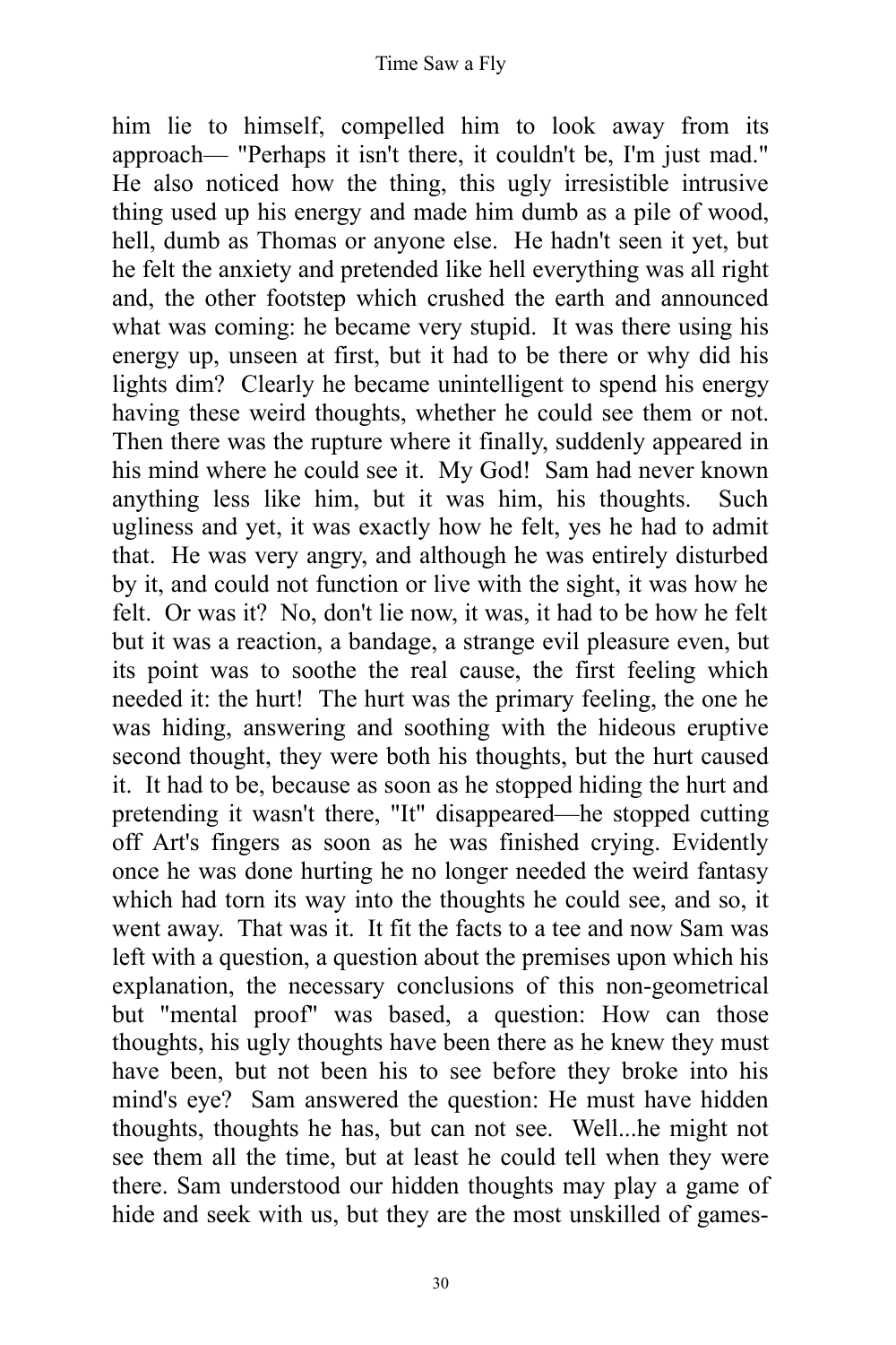him lie to himself, compelled him to look away from its approach— "Perhaps it isn't there, it couldn't be, I'm just mad." He also noticed how the thing, this ugly irresistible intrusive thing used up his energy and made him dumb as a pile of wood, hell, dumb as Thomas or anyone else. He hadn't seen it yet, but he felt the anxiety and pretended like hell everything was all right and, the other footstep which crushed the earth and announced what was coming: he became very stupid. It was there using his energy up, unseen at first, but it had to be there or why did his lights dim? Clearly he became unintelligent to spend his energy having these weird thoughts, whether he could see them or not. Then there was the rupture where it finally, suddenly appeared in his mind where he could see it. My God! Sam had never known anything less like him, but it was him, his thoughts. Such ugliness and yet, it was exactly how he felt, yes he had to admit that. He was very angry, and although he was entirely disturbed by it, and could not function or live with the sight, it was how he felt. Or was it? No, don't lie now, it was, it had to be how he felt but it was a reaction, a bandage, a strange evil pleasure even, but its point was to soothe the real cause, the first feeling which needed it: the hurt! The hurt was the primary feeling, the one he was hiding, answering and soothing with the hideous eruptive second thought, they were both his thoughts, but the hurt caused it. It had to be, because as soon as he stopped hiding the hurt and pretending it wasn't there, "It" disappeared—he stopped cutting off Art's fingers as soon as he was finished crying. Evidently once he was done hurting he no longer needed the weird fantasy which had torn its way into the thoughts he could see, and so, it went away. That was it. It fit the facts to a tee and now Sam was left with a question, a question about the premises upon which his explanation, the necessary conclusions of this non-geometrical but "mental proof" was based, a question: How can those thoughts, his ugly thoughts have been there as he knew they must have been, but not been his to see before they broke into his mind's eye? Sam answered the question: He must have hidden thoughts, thoughts he has, but can not see. Well...he might not see them all the time, but at least he could tell when they were there. Sam understood our hidden thoughts may play a game of hide and seek with us, but they are the most unskilled of games-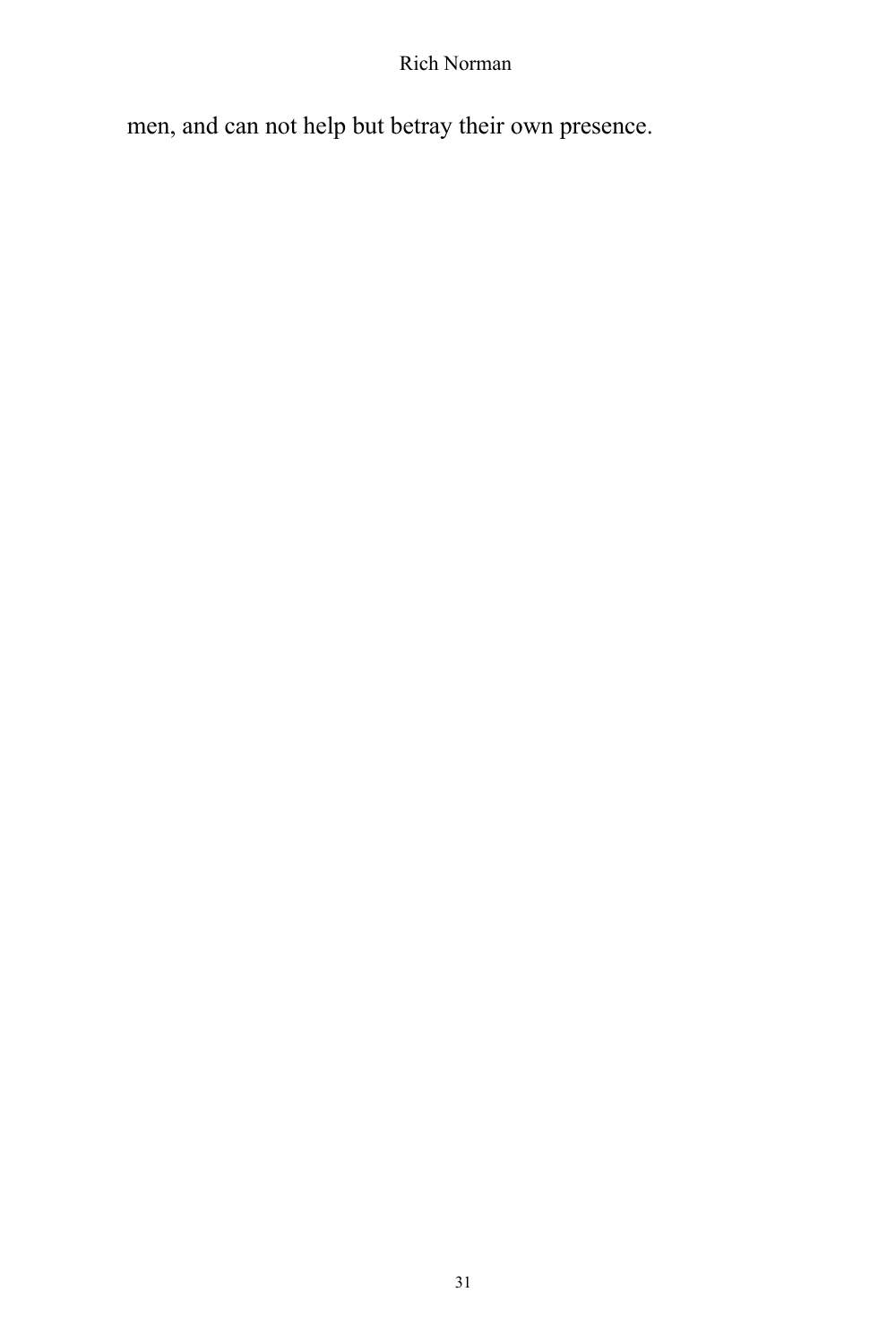men, and can not help but betray their own presence.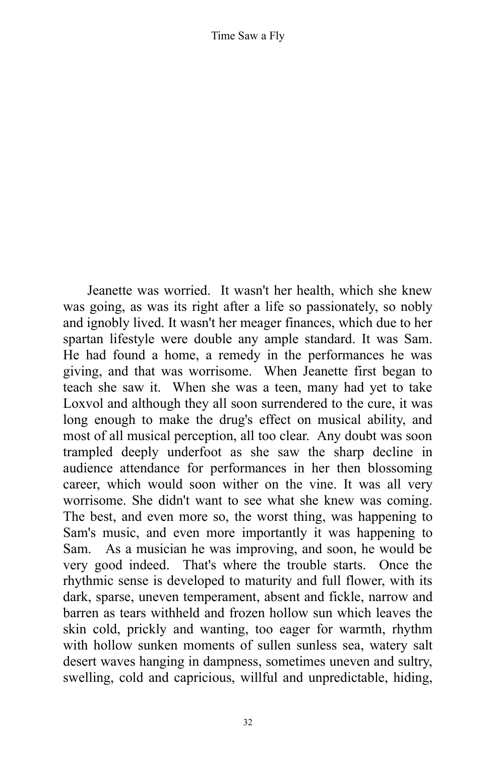Jeanette was worried. It wasn't her health, which she knew was going, as was its right after a life so passionately, so nobly and ignobly lived. It wasn't her meager finances, which due to her spartan lifestyle were double any ample standard. It was Sam. He had found a home, a remedy in the performances he was giving, and that was worrisome. When Jeanette first began to teach she saw it. When she was a teen, many had yet to take Loxvol and although they all soon surrendered to the cure, it was long enough to make the drug's effect on musical ability, and most of all musical perception, all too clear. Any doubt was soon trampled deeply underfoot as she saw the sharp decline in audience attendance for performances in her then blossoming career, which would soon wither on the vine. It was all very worrisome. She didn't want to see what she knew was coming. The best, and even more so, the worst thing, was happening to Sam's music, and even more importantly it was happening to Sam. As a musician he was improving, and soon, he would be very good indeed. That's where the trouble starts. Once the rhythmic sense is developed to maturity and full flower, with its dark, sparse, uneven temperament, absent and fickle, narrow and barren as tears withheld and frozen hollow sun which leaves the skin cold, prickly and wanting, too eager for warmth, rhythm with hollow sunken moments of sullen sunless sea, watery salt desert waves hanging in dampness, sometimes uneven and sultry, swelling, cold and capricious, willful and unpredictable, hiding,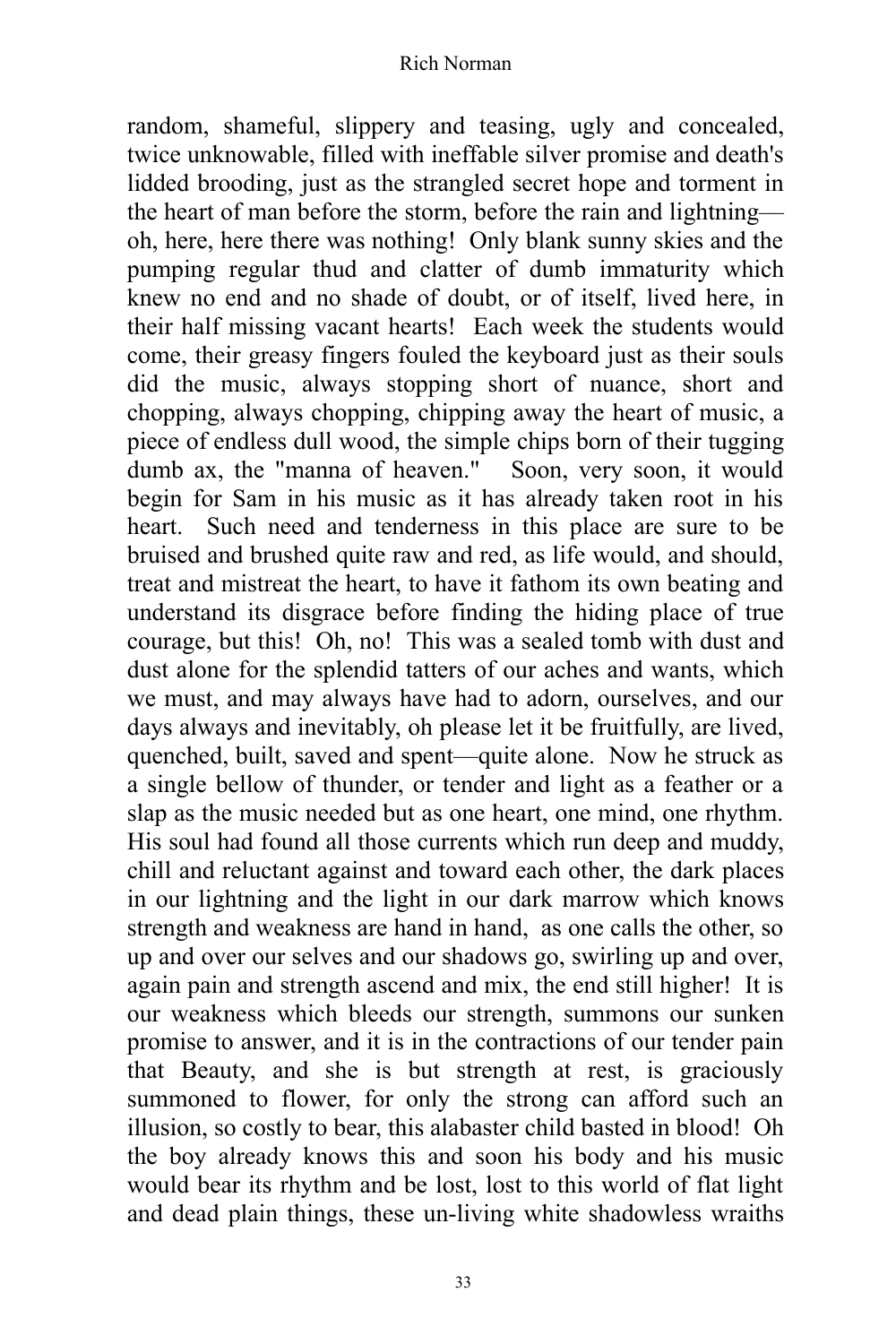random, shameful, slippery and teasing, ugly and concealed, twice unknowable, filled with ineffable silver promise and death's lidded brooding, just as the strangled secret hope and torment in the heart of man before the storm, before the rain and lightning—oh, here, here there was nothing! Only blank sunny skies and the pumping regular thud and clatter of dumb immaturity which knew no end and no shade of doubt, or of itself, lived here, in their half missing vacant hearts! Each week the students would come, their greasy fingers fouled the keyboard just as their souls did the music, always stopping short of nuance, short and chopping, always chopping, chipping away the heart of music, a piece of endless dull wood, the simple chips born of their tugging dumb ax, the "manna of heaven." Soon, very soon, it would begin for Sam in his music as it has already taken root in his heart. Such need and tenderness in this place are sure to be bruised and brushed quite raw and red, as life would, and should, treat and mistreat the heart, to have it fathom its own beating and understand its disgrace before finding the hiding place of true courage, but this! Oh, no! This was a sealed tomb with dust and dust alone for the splendid tatters of our aches and wants, which we must, and may always have had to adorn, ourselves, and our days always and inevitably, oh please let it be fruitfully, are lived, quenched, built, saved and spent—quite alone. Now he struck as a single bellow of thunder, or tender and light as a feather or a slap as the music needed but as one heart, one mind, one rhythm. His soul had found all those currents which run deep and muddy, chill and reluctant against and toward each other, the dark places in our lightning and the light in our dark marrow which knows strength and weakness are hand in hand, as one calls the other, so up and over our selves and our shadows go, swirling up and over, again pain and strength ascend and mix, the end still higher! It is our weakness which bleeds our strength, summons our sunken promise to answer, and it is in the contractions of our tender pain that Beauty, and she is but strength at rest, is graciously summoned to flower, for only the strong can afford such an illusion, so costly to bear, this alabaster child basted in blood! Oh the boy already knows this and soon his body and his music would bear its rhythm and be lost, lost to this world of flat light and dead plain things, these un-living white shadowless wraiths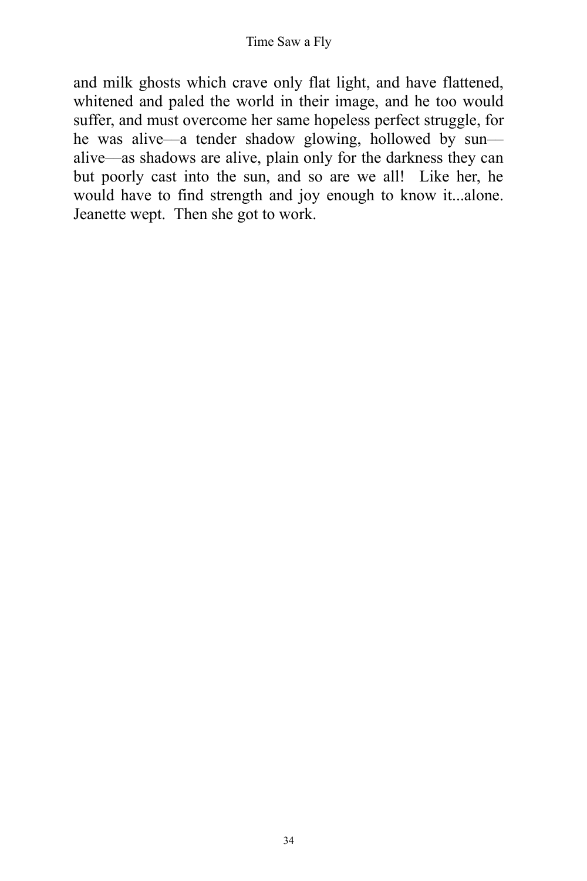and milk ghosts which crave only flat light, and have flattened, whitened and paled the world in their image, and he too would suffer, and must overcome her same hopeless perfect struggle, for he was alive—a tender shadow glowing, hollowed by sun—alive—as shadows are alive, plain only for the darkness they can but poorly cast into the sun, and so are we all! Like her, he would have to find strength and joy enough to know it...alone. Jeanette wept. Then she got to work.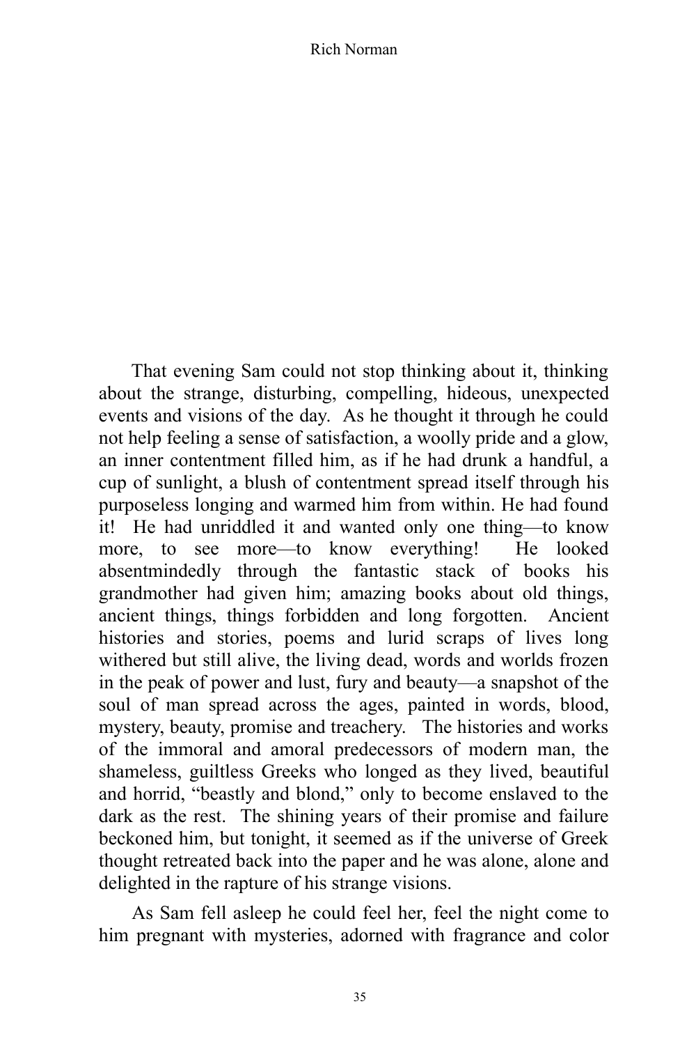That evening Sam could not stop thinking about it, thinking about the strange, disturbing, compelling, hideous, unexpected events and visions of the day. As he thought it through he could not help feeling a sense of satisfaction, a woolly pride and a glow, an inner contentment filled him, as if he had drunk a handful, a cup of sunlight, a blush of contentment spread itself through his purposeless longing and warmed him from within. He had found it! He had unriddled it and wanted only one thing—to know more, to see more—to know everything! He looked absentmindedly through the fantastic stack of books his grandmother had given him; amazing books about old things, ancient things, things forbidden and long forgotten. Ancient histories and stories, poems and lurid scraps of lives long withered but still alive, the living dead, words and worlds frozen in the peak of power and lust, fury and beauty—a snapshot of the soul of man spread across the ages, painted in words, blood, mystery, beauty, promise and treachery. The histories and works of the immoral and amoral predecessors of modern man, the shameless, guiltless Greeks who longed as they lived, beautiful and horrid, "beastly and blond," only to become enslaved to the dark as the rest. The shining years of their promise and failure beckoned him, but tonight, it seemed as if the universe of Greek thought retreated back into the paper and he was alone, alone and delighted in the rapture of his strange visions.

As Sam fell asleep he could feel her, feel the night come to him pregnant with mysteries, adorned with fragrance and color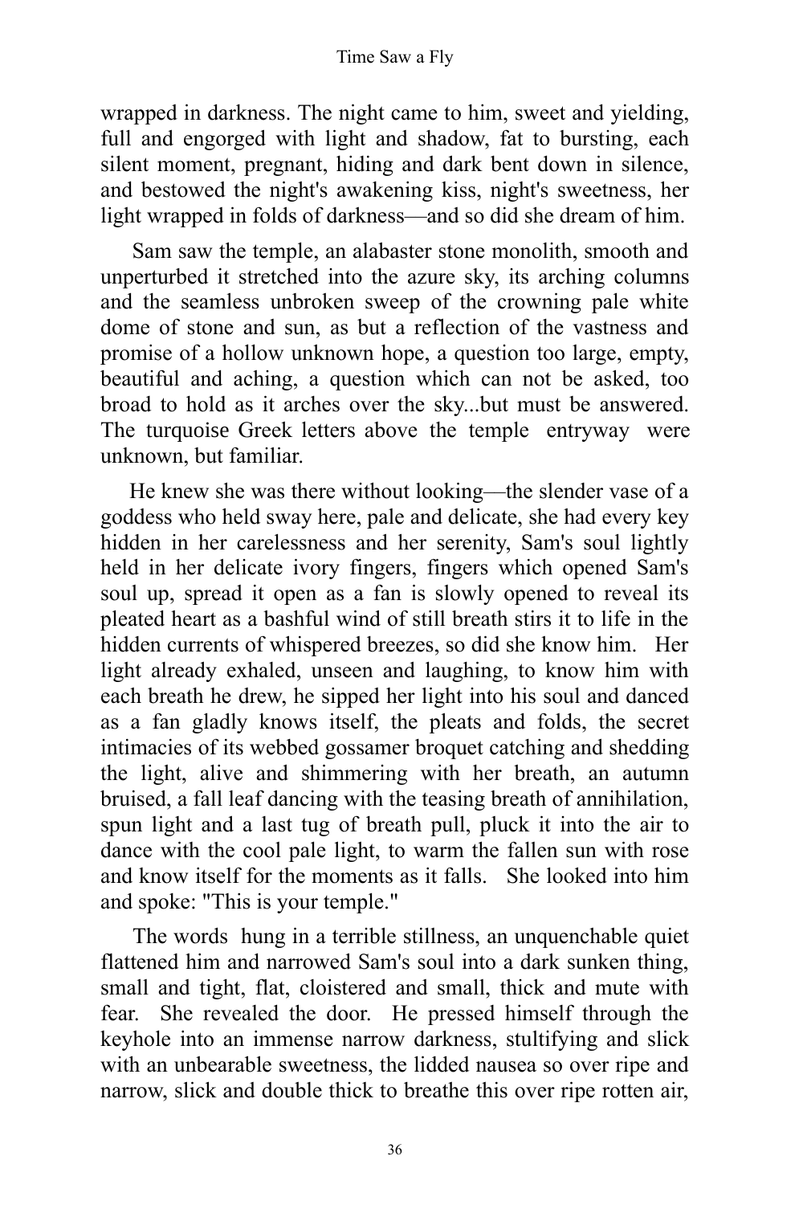wrapped in darkness. The night came to him, sweet and yielding, full and engorged with light and shadow, fat to bursting, each silent moment, pregnant, hiding and dark bent down in silence, and bestowed the night's awakening kiss, night's sweetness, her light wrapped in folds of darkness—and so did she dream of him.

Sam saw the temple, an alabaster stone monolith, smooth and unperturbed it stretched into the azure sky, its arching columns and the seamless unbroken sweep of the crowning pale white dome of stone and sun, as but a reflection of the vastness and promise of a hollow unknown hope, a question too large, empty, beautiful and aching, a question which can not be asked, too broad to hold as it arches over the sky...but must be answered. The turquoise Greek letters above the temple entryway were unknown, but familiar.

He knew she was there without looking—the slender vase of a goddess who held sway here, pale and delicate, she had every key hidden in her carelessness and her serenity, Sam's soul lightly held in her delicate ivory fingers, fingers which opened Sam's soul up, spread it open as a fan is slowly opened to reveal its pleated heart as a bashful wind of still breath stirs it to life in the hidden currents of whispered breezes, so did she know him. Her light already exhaled, unseen and laughing, to know him with each breath he drew, he sipped her light into his soul and danced as a fan gladly knows itself, the pleats and folds, the secret intimacies of its webbed gossamer broquet catching and shedding the light, alive and shimmering with her breath, an autumn bruised, a fall leaf dancing with the teasing breath of annihilation, spun light and a last tug of breath pull, pluck it into the air to dance with the cool pale light, to warm the fallen sun with rose and know itself for the moments as it falls. She looked into him and spoke: "This is your temple."

The words hung in a terrible stillness, an unquenchable quiet flattened him and narrowed Sam's soul into a dark sunken thing, small and tight, flat, cloistered and small, thick and mute with fear. She revealed the door. He pressed himself through the keyhole into an immense narrow darkness, stultifying and slick with an unbearable sweetness, the lidded nausea so over ripe and narrow, slick and double thick to breathe this over ripe rotten air,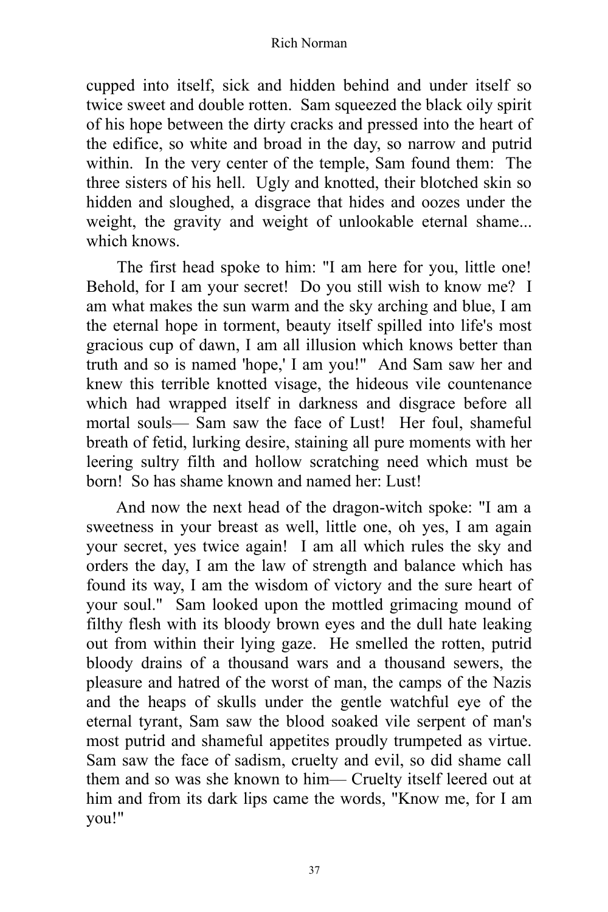cupped into itself, sick and hidden behind and under itself so twice sweet and double rotten. Sam squeezed the black oily spirit of his hope between the dirty cracks and pressed into the heart of the edifice, so white and broad in the day, so narrow and putrid within. In the very center of the temple, Sam found them: The three sisters of his hell. Ugly and knotted, their blotched skin so hidden and sloughed, a disgrace that hides and oozes under the weight, the gravity and weight of unlookable eternal shame... which knows.

The first head spoke to him: "I am here for you, little one! Behold, for I am your secret! Do you still wish to know me? I am what makes the sun warm and the sky arching and blue, I am the eternal hope in torment, beauty itself spilled into life's most gracious cup of dawn, I am all illusion which knows better than truth and so is named 'hope,' I am you!" And Sam saw her and knew this terrible knotted visage, the hideous vile countenance which had wrapped itself in darkness and disgrace before all mortal souls— Sam saw the face of Lust! Her foul, shameful breath of fetid, lurking desire, staining all pure moments with her leering sultry filth and hollow scratching need which must be born! So has shame known and named her: Lust!

And now the next head of the dragon-witch spoke: "I am a sweetness in your breast as well, little one, oh yes, I am again your secret, yes twice again! I am all which rules the sky and orders the day, I am the law of strength and balance which has found its way, I am the wisdom of victory and the sure heart of your soul." Sam looked upon the mottled grimacing mound of filthy flesh with its bloody brown eyes and the dull hate leaking out from within their lying gaze. He smelled the rotten, putrid bloody drains of a thousand wars and a thousand sewers, the pleasure and hatred of the worst of man, the camps of the Nazis and the heaps of skulls under the gentle watchful eye of the eternal tyrant, Sam saw the blood soaked vile serpent of man's most putrid and shameful appetites proudly trumpeted as virtue. Sam saw the face of sadism, cruelty and evil, so did shame call them and so was she known to him— Cruelty itself leered out at him and from its dark lips came the words, "Know me, for I am you!"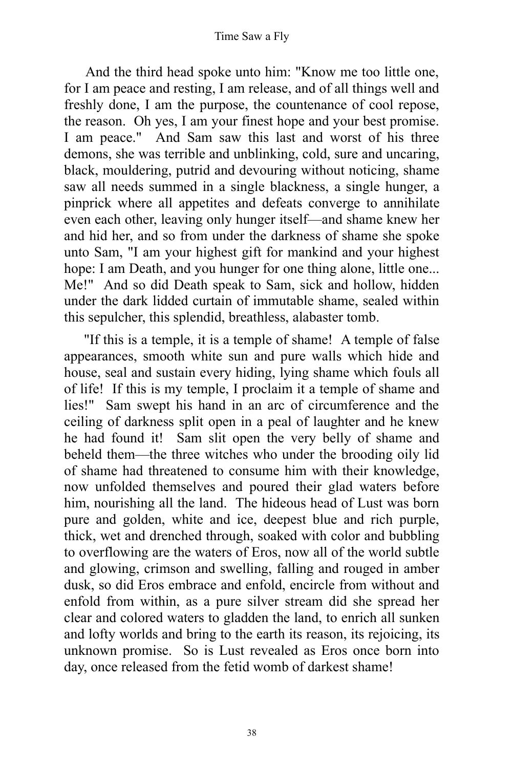And the third head spoke unto him: "Know me too little one, for I am peace and resting, I am release, and of all things well and freshly done, I am the purpose, the countenance of cool repose, the reason. Oh yes, I am your finest hope and your best promise. I am peace." And Sam saw this last and worst of his three demons, she was terrible and unblinking, cold, sure and uncaring, black, mouldering, putrid and devouring without noticing, shame saw all needs summed in a single blackness, a single hunger, a pinprick where all appetites and defeats converge to annihilate even each other, leaving only hunger itself—and shame knew her and hid her, and so from under the darkness of shame she spoke unto Sam, "I am your highest gift for mankind and your highest hope: I am Death, and you hunger for one thing alone, little one... Me!" And so did Death speak to Sam, sick and hollow, hidden under the dark lidded curtain of immutable shame, sealed within this sepulcher, this splendid, breathless, alabaster tomb.

"If this is a temple, it is a temple of shame! A temple of false appearances, smooth white sun and pure walls which hide and house, seal and sustain every hiding, lying shame which fouls all of life! If this is my temple, I proclaim it a temple of shame and lies!" Sam swept his hand in an arc of circumference and the ceiling of darkness split open in a peal of laughter and he knew he had found it! Sam slit open the very belly of shame and beheld them—the three witches who under the brooding oily lid of shame had threatened to consume him with their knowledge, now unfolded themselves and poured their glad waters before him, nourishing all the land. The hideous head of Lust was born pure and golden, white and ice, deepest blue and rich purple, thick, wet and drenched through, soaked with color and bubbling to overflowing are the waters of Eros, now all of the world subtle and glowing, crimson and swelling, falling and rouged in amber dusk, so did Eros embrace and enfold, encircle from without and enfold from within, as a pure silver stream did she spread her clear and colored waters to gladden the land, to enrich all sunken and lofty worlds and bring to the earth its reason, its rejoicing, its unknown promise. So is Lust revealed as Eros once born into day, once released from the fetid womb of darkest shame!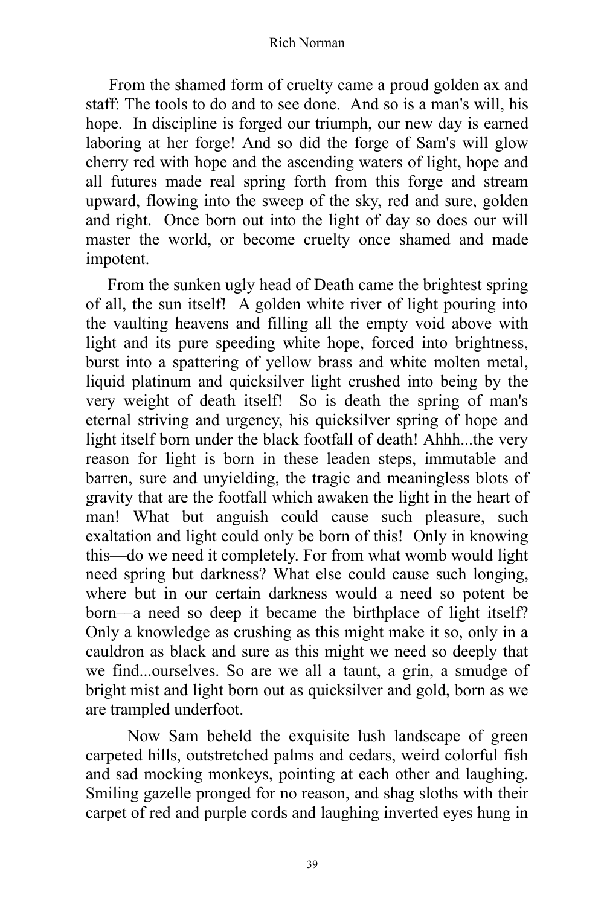From the shamed form of cruelty came a proud golden ax and staff: The tools to do and to see done. And so is a man's will, his hope. In discipline is forged our triumph, our new day is earned laboring at her forge! And so did the forge of Sam's will glow cherry red with hope and the ascending waters of light, hope and all futures made real spring forth from this forge and stream upward, flowing into the sweep of the sky, red and sure, golden and right. Once born out into the light of day so does our will master the world, or become cruelty once shamed and made impotent.

From the sunken ugly head of Death came the brightest spring of all, the sun itself! A golden white river of light pouring into the vaulting heavens and filling all the empty void above with light and its pure speeding white hope, forced into brightness, burst into a spattering of yellow brass and white molten metal, liquid platinum and quicksilver light crushed into being by the very weight of death itself! So is death the spring of man's eternal striving and urgency, his quicksilver spring of hope and light itself born under the black footfall of death! Ahhh...the very reason for light is born in these leaden steps, immutable and barren, sure and unyielding, the tragic and meaningless blots of gravity that are the footfall which awaken the light in the heart of man! What but anguish could cause such pleasure, such exaltation and light could only be born of this! Only in knowing this—do we need it completely. For from what womb would light need spring but darkness? What else could cause such longing, where but in our certain darkness would a need so potent be born—a need so deep it became the birthplace of light itself? Only a knowledge as crushing as this might make it so, only in a cauldron as black and sure as this might we need so deeply that we find...ourselves. So are we all a taunt, a grin, a smudge of bright mist and light born out as quicksilver and gold, born as we are trampled underfoot.

Now Sam beheld the exquisite lush landscape of green carpeted hills, outstretched palms and cedars, weird colorful fish and sad mocking monkeys, pointing at each other and laughing. Smiling gazelle pronged for no reason, and shag sloths with their carpet of red and purple cords and laughing inverted eyes hung in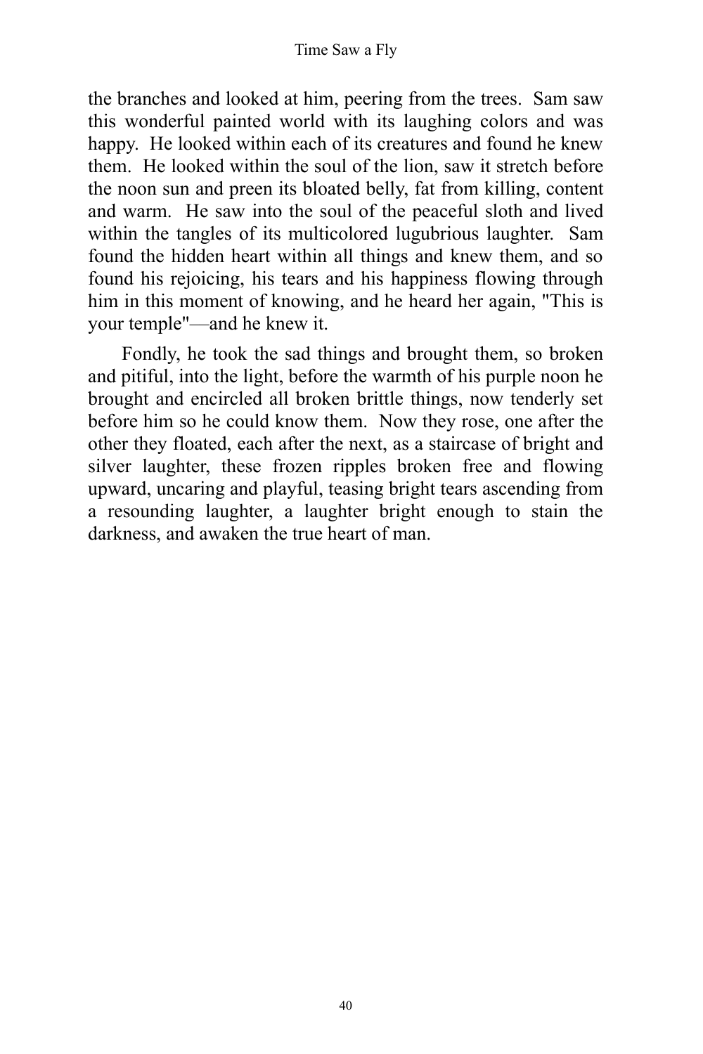the branches and looked at him, peering from the trees. Sam saw this wonderful painted world with its laughing colors and was happy. He looked within each of its creatures and found he knew them. He looked within the soul of the lion, saw it stretch before the noon sun and preen its bloated belly, fat from killing, content and warm. He saw into the soul of the peaceful sloth and lived within the tangles of its multicolored lugubrious laughter. Sam found the hidden heart within all things and knew them, and so found his rejoicing, his tears and his happiness flowing through him in this moment of knowing, and he heard her again, "This is your temple"—and he knew it.

Fondly, he took the sad things and brought them, so broken and pitiful, into the light, before the warmth of his purple noon he brought and encircled all broken brittle things, now tenderly set before him so he could know them. Now they rose, one after the other they floated, each after the next, as a staircase of bright and silver laughter, these frozen ripples broken free and flowing upward, uncaring and playful, teasing bright tears ascending from a resounding laughter, a laughter bright enough to stain the darkness, and awaken the true heart of man.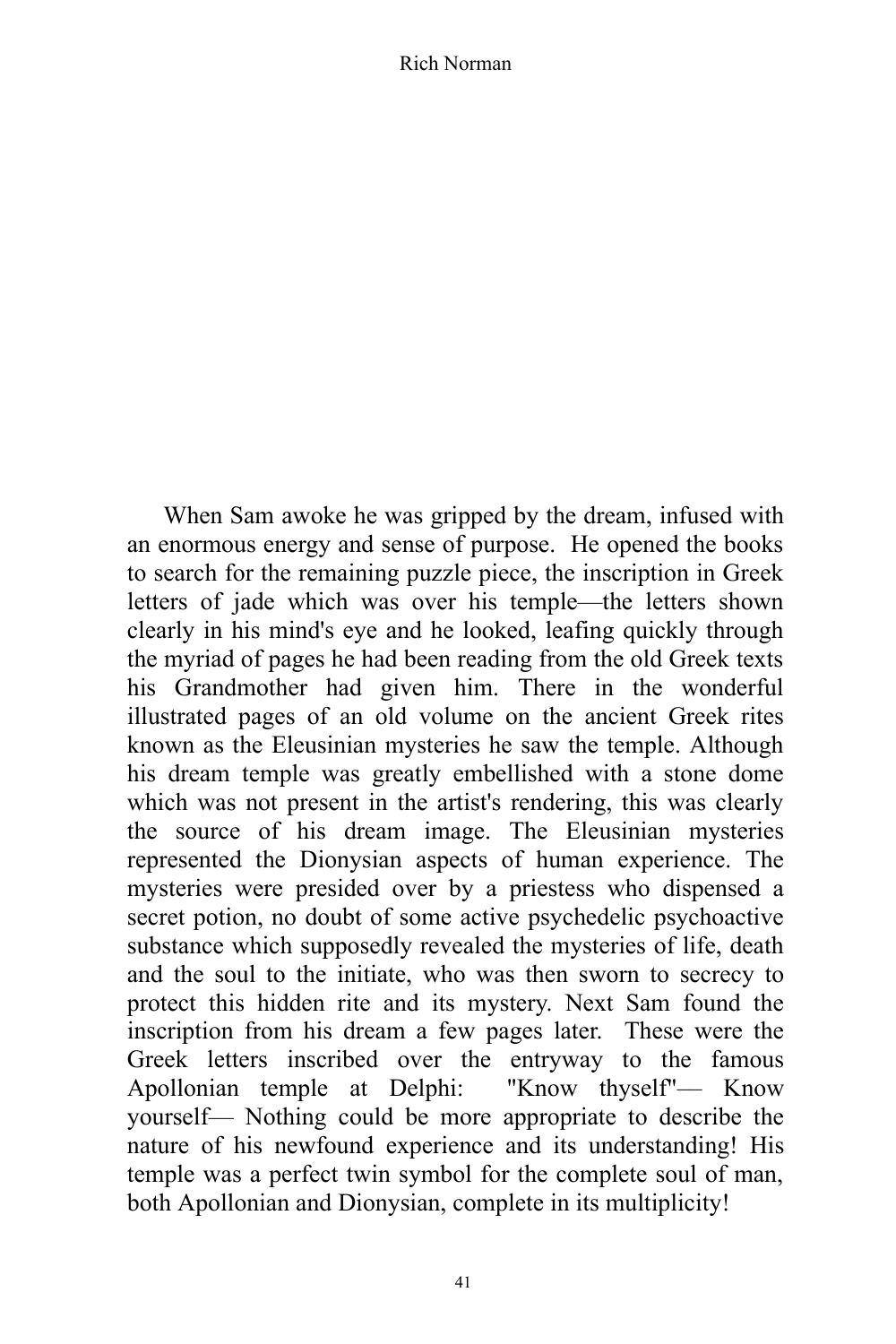When Sam awoke he was gripped by the dream, infused with an enormous energy and sense of purpose. He opened the books to search for the remaining puzzle piece, the inscription in Greek letters of jade which was over his temple—the letters shown clearly in his mind's eye and he looked, leafing quickly through the myriad of pages he had been reading from the old Greek texts his Grandmother had given him. There in the wonderful illustrated pages of an old volume on the ancient Greek rites known as the Eleusinian mysteries he saw the temple. Although his dream temple was greatly embellished with a stone dome which was not present in the artist's rendering, this was clearly the source of his dream image. The Eleusinian mysteries represented the Dionysian aspects of human experience. The mysteries were presided over by a priestess who dispensed a secret potion, no doubt of some active psychedelic psychoactive substance which supposedly revealed the mysteries of life, death and the soul to the initiate, who was then sworn to secrecy to protect this hidden rite and its mystery. Next Sam found the inscription from his dream a few pages later. These were the Greek letters inscribed over the entryway to the famous Apollonian temple at Delphi: "Know thyself"— Know yourself— Nothing could be more appropriate to describe the nature of his newfound experience and its understanding! His temple was a perfect twin symbol for the complete soul of man, both Apollonian and Dionysian, complete in its multiplicity!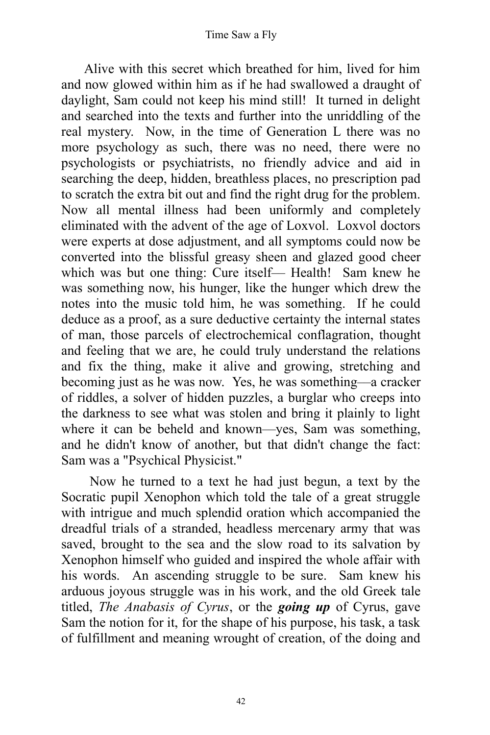Alive with this secret which breathed for him, lived for him and now glowed within him as if he had swallowed a draught of daylight, Sam could not keep his mind still! It turned in delight and searched into the texts and further into the unriddling of the real mystery. Now, in the time of Generation L there was no more psychology as such, there was no need, there were no psychologists or psychiatrists, no friendly advice and aid in searching the deep, hidden, breathless places, no prescription pad to scratch the extra bit out and find the right drug for the problem. Now all mental illness had been uniformly and completely eliminated with the advent of the age of Loxvol. Loxvol doctors were experts at dose adjustment, and all symptoms could now be converted into the blissful greasy sheen and glazed good cheer which was but one thing: Cure itself— Health! Sam knew he was something now, his hunger, like the hunger which drew the notes into the music told him, he was something. If he could deduce as a proof, as a sure deductive certainty the internal states of man, those parcels of electrochemical conflagration, thought and feeling that we are, he could truly understand the relations and fix the thing, make it alive and growing, stretching and becoming just as he was now. Yes, he was something—a cracker of riddles, a solver of hidden puzzles, a burglar who creeps into the darkness to see what was stolen and bring it plainly to light where it can be beheld and known—yes, Sam was something, and he didn't know of another, but that didn't change the fact: Sam was a "Psychical Physicist."

Now he turned to a text he had just begun, a text by the Socratic pupil Xenophon which told the tale of a great struggle with intrigue and much splendid oration which accompanied the dreadful trials of a stranded, headless mercenary army that was saved, brought to the sea and the slow road to its salvation by Xenophon himself who guided and inspired the whole affair with his words. An ascending struggle to be sure. Sam knew his arduous joyous struggle was in his work, and the old Greek tale titled, *The Anabasis of Cyrus*, or the ***going up*** of Cyrus, gave Sam the notion for it, for the shape of his purpose, his task, a task of fulfillment and meaning wrought of creation, of the doing and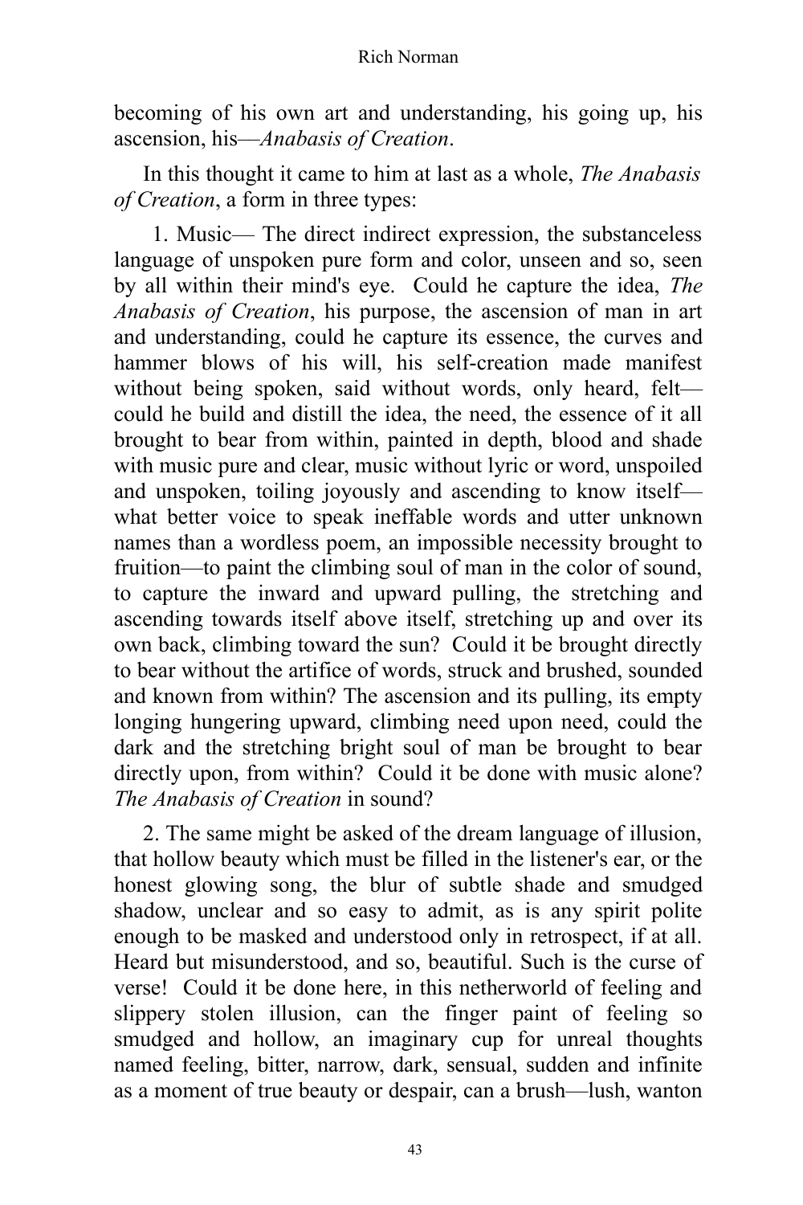becoming of his own art and understanding, his going up, his ascension, his—*Anabasis of Creation*.

In this thought it came to him at last as a whole, *The Anabasis of Creation*, a form in three types:

1. Music— The direct indirect expression, the substanceless language of unspoken pure form and color, unseen and so, seen by all within their mind's eye. Could he capture the idea, *The Anabasis of Creation*, his purpose, the ascension of man in art and understanding, could he capture its essence, the curves and hammer blows of his will, his self-creation made manifest without being spoken, said without words, only heard, felt—could he build and distill the idea, the need, the essence of it all brought to bear from within, painted in depth, blood and shade with music pure and clear, music without lyric or word, unspoiled and unspoken, toiling joyously and ascending to know itself—what better voice to speak ineffable words and utter unknown names than a wordless poem, an impossible necessity brought to fruition—to paint the climbing soul of man in the color of sound, to capture the inward and upward pulling, the stretching and ascending towards itself above itself, stretching up and over its own back, climbing toward the sun? Could it be brought directly to bear without the artifice of words, struck and brushed, sounded and known from within? The ascension and its pulling, its empty longing hungering upward, climbing need upon need, could the dark and the stretching bright soul of man be brought to bear directly upon, from within? Could it be done with music alone? *The Anabasis of Creation* in sound?

2. The same might be asked of the dream language of illusion, that hollow beauty which must be filled in the listener's ear, or the honest glowing song, the blur of subtle shade and smudged shadow, unclear and so easy to admit, as is any spirit polite enough to be masked and understood only in retrospect, if at all. Heard but misunderstood, and so, beautiful. Such is the curse of verse! Could it be done here, in this netherworld of feeling and slippery stolen illusion, can the finger paint of feeling so smudged and hollow, an imaginary cup for unreal thoughts named feeling, bitter, narrow, dark, sensual, sudden and infinite as a moment of true beauty or despair, can a brush—lush, wanton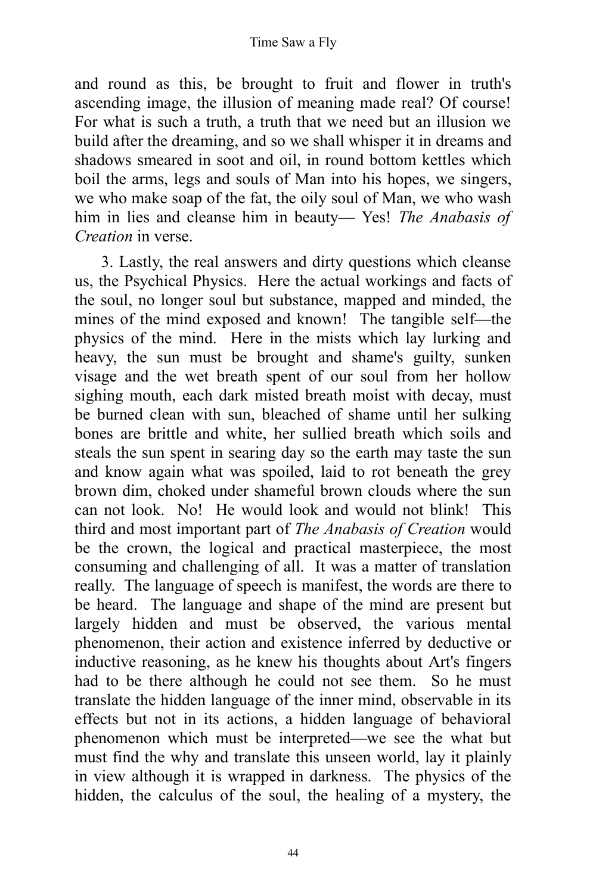and round as this, be brought to fruit and flower in truth's ascending image, the illusion of meaning made real? Of course! For what is such a truth, a truth that we need but an illusion we build after the dreaming, and so we shall whisper it in dreams and shadows smeared in soot and oil, in round bottom kettles which boil the arms, legs and souls of Man into his hopes, we singers, we who make soap of the fat, the oily soul of Man, we who wash him in lies and cleanse him in beauty— Yes! *The Anabasis of Creation* in verse.

3. Lastly, the real answers and dirty questions which cleanse us, the Psychical Physics. Here the actual workings and facts of the soul, no longer soul but substance, mapped and minded, the mines of the mind exposed and known! The tangible self—the physics of the mind. Here in the mists which lay lurking and heavy, the sun must be brought and shame's guilty, sunken visage and the wet breath spent of our soul from her hollow sighing mouth, each dark misted breath moist with decay, must be burned clean with sun, bleached of shame until her sulking bones are brittle and white, her sullied breath which soils and steals the sun spent in searing day so the earth may taste the sun and know again what was spoiled, laid to rot beneath the grey brown dim, choked under shameful brown clouds where the sun can not look. No! He would look and would not blink! This third and most important part of *The Anabasis of Creation* would be the crown, the logical and practical masterpiece, the most consuming and challenging of all. It was a matter of translation really. The language of speech is manifest, the words are there to be heard. The language and shape of the mind are present but largely hidden and must be observed, the various mental phenomenon, their action and existence inferred by deductive or inductive reasoning, as he knew his thoughts about Art's fingers had to be there although he could not see them. So he must translate the hidden language of the inner mind, observable in its effects but not in its actions, a hidden language of behavioral phenomenon which must be interpreted—we see the what but must find the why and translate this unseen world, lay it plainly in view although it is wrapped in darkness. The physics of the hidden, the calculus of the soul, the healing of a mystery, the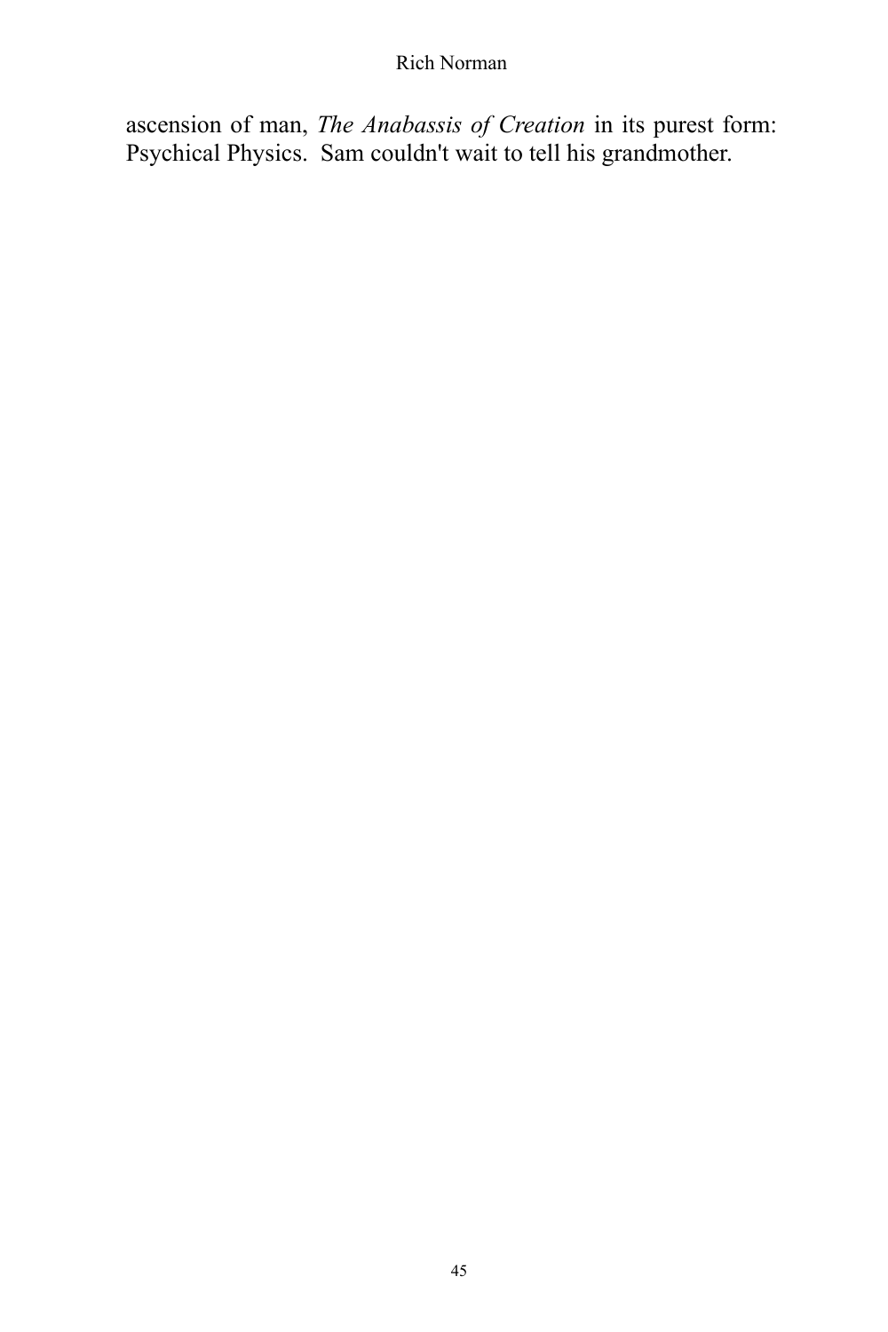ascension of man, *The Anabassis of Creation* in its purest form: Psychical Physics. Sam couldn't wait to tell his grandmother.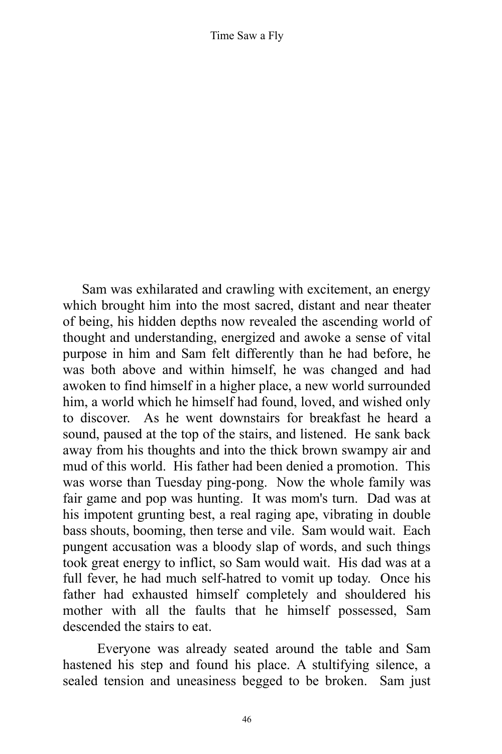Sam was exhilarated and crawling with excitement, an energy which brought him into the most sacred, distant and near theater of being, his hidden depths now revealed the ascending world of thought and understanding, energized and awoke a sense of vital purpose in him and Sam felt differently than he had before, he was both above and within himself, he was changed and had awoken to find himself in a higher place, a new world surrounded him, a world which he himself had found, loved, and wished only to discover. As he went downstairs for breakfast he heard a sound, paused at the top of the stairs, and listened. He sank back away from his thoughts and into the thick brown swampy air and mud of this world. His father had been denied a promotion. This was worse than Tuesday ping-pong. Now the whole family was fair game and pop was hunting. It was mom's turn. Dad was at his impotent grunting best, a real raging ape, vibrating in double bass shouts, booming, then terse and vile. Sam would wait. Each pungent accusation was a bloody slap of words, and such things took great energy to inflict, so Sam would wait. His dad was at a full fever, he had much self-hatred to vomit up today. Once his father had exhausted himself completely and shouldered his mother with all the faults that he himself possessed, Sam descended the stairs to eat.

Everyone was already seated around the table and Sam hastened his step and found his place. A stultifying silence, a sealed tension and uneasiness begged to be broken. Sam just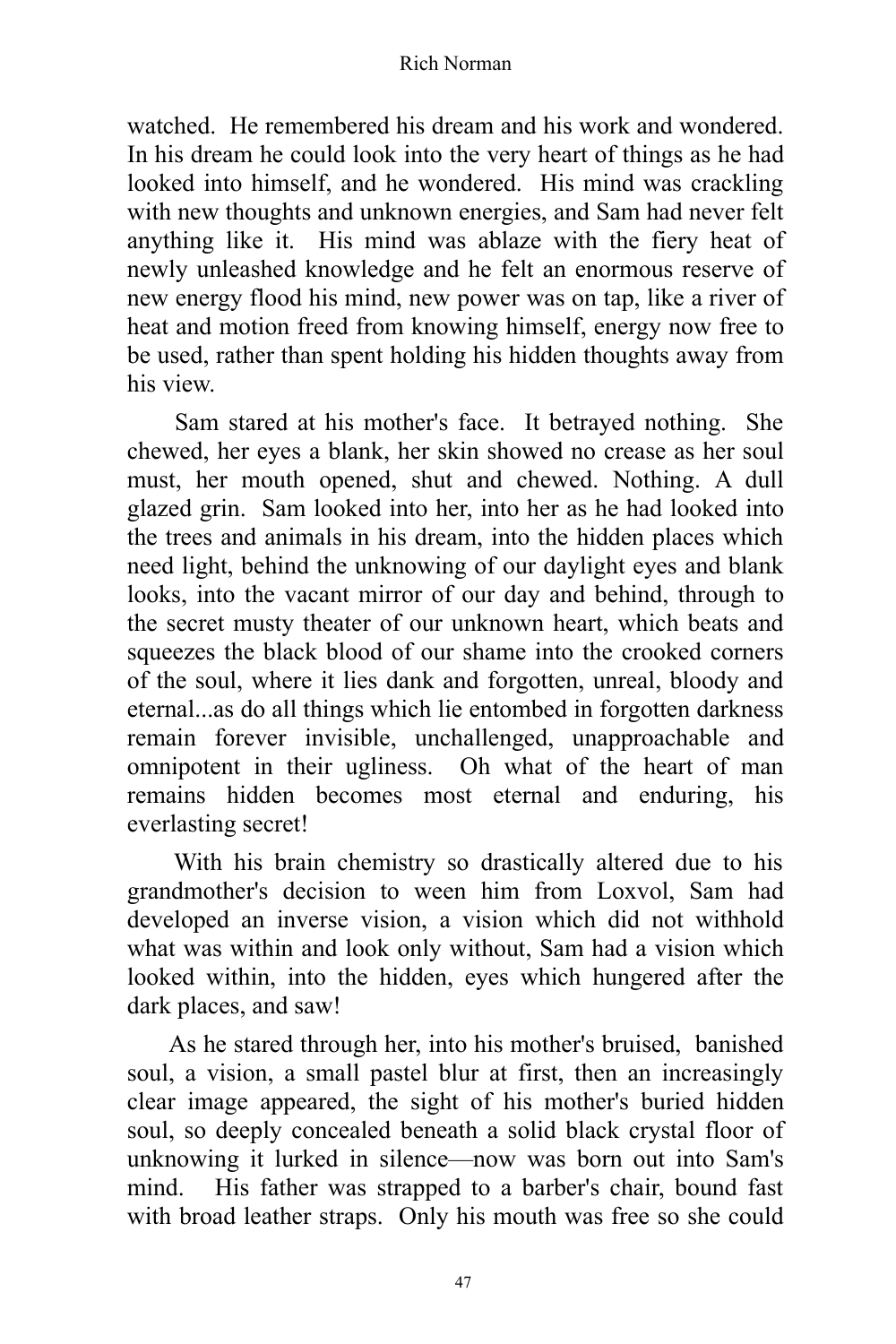watched. He remembered his dream and his work and wondered. In his dream he could look into the very heart of things as he had looked into himself, and he wondered. His mind was crackling with new thoughts and unknown energies, and Sam had never felt anything like it. His mind was ablaze with the fiery heat of newly unleashed knowledge and he felt an enormous reserve of new energy flood his mind, new power was on tap, like a river of heat and motion freed from knowing himself, energy now free to be used, rather than spent holding his hidden thoughts away from his view.

Sam stared at his mother's face. It betrayed nothing. She chewed, her eyes a blank, her skin showed no crease as her soul must, her mouth opened, shut and chewed. Nothing. A dull glazed grin. Sam looked into her, into her as he had looked into the trees and animals in his dream, into the hidden places which need light, behind the unknowing of our daylight eyes and blank looks, into the vacant mirror of our day and behind, through to the secret musty theater of our unknown heart, which beats and squeezes the black blood of our shame into the crooked corners of the soul, where it lies dank and forgotten, unreal, bloody and eternal...as do all things which lie entombed in forgotten darkness remain forever invisible, unchallenged, unapproachable and omnipotent in their ugliness. Oh what of the heart of man remains hidden becomes most eternal and enduring, his everlasting secret!

With his brain chemistry so drastically altered due to his grandmother's decision to ween him from Loxvol, Sam had developed an inverse vision, a vision which did not withhold what was within and look only without, Sam had a vision which looked within, into the hidden, eyes which hungered after the dark places, and saw!

As he stared through her, into his mother's bruised, banished soul, a vision, a small pastel blur at first, then an increasingly clear image appeared, the sight of his mother's buried hidden soul, so deeply concealed beneath a solid black crystal floor of unknowing it lurked in silence—now was born out into Sam's mind. His father was strapped to a barber's chair, bound fast with broad leather straps. Only his mouth was free so she could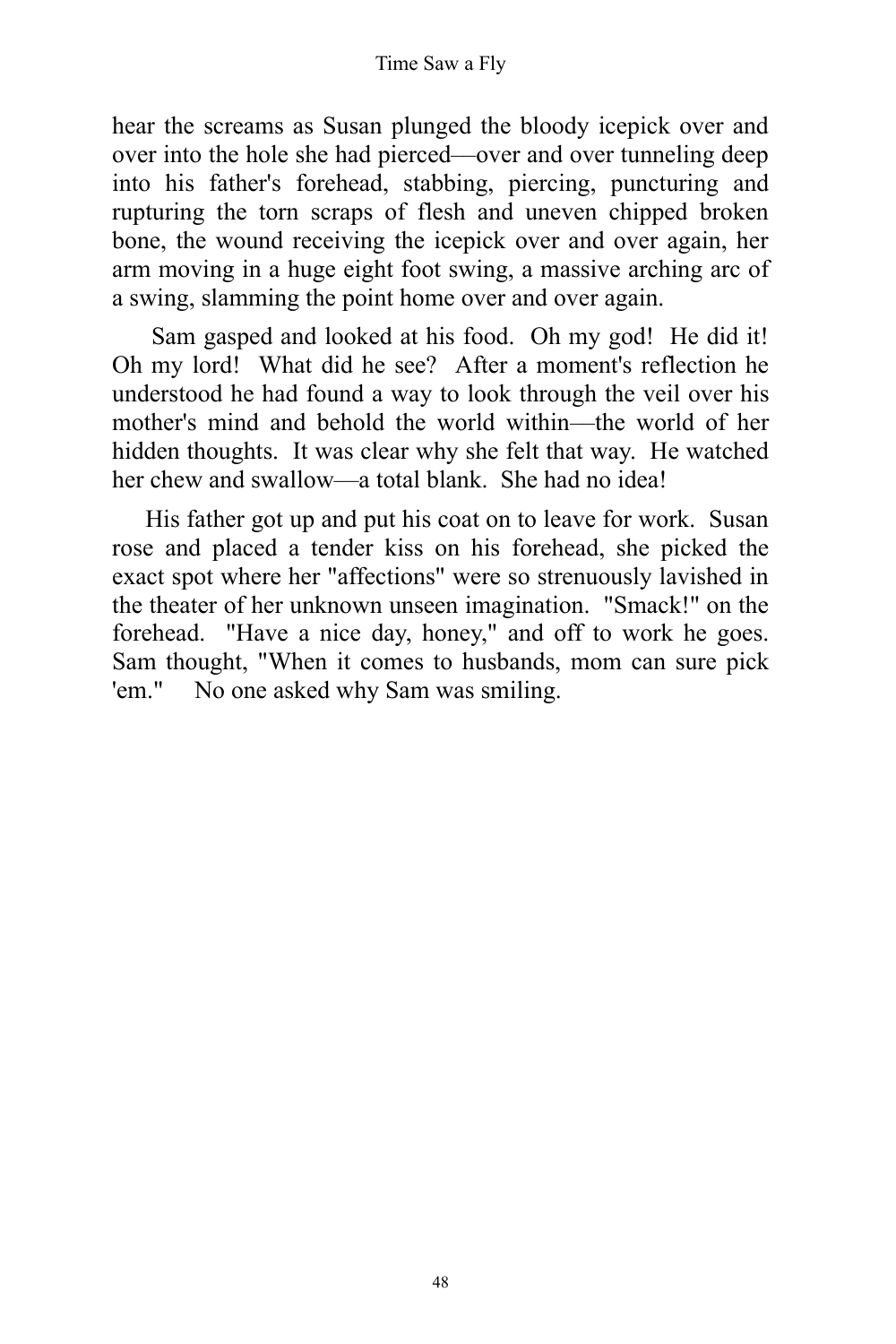hear the screams as Susan plunged the bloody icepick over and over into the hole she had pierced—over and over tunneling deep into his father's forehead, stabbing, piercing, puncturing and rupturing the torn scraps of flesh and uneven chipped broken bone, the wound receiving the icepick over and over again, her arm moving in a huge eight foot swing, a massive arching arc of a swing, slamming the point home over and over again.

Sam gasped and looked at his food. Oh my god! He did it! Oh my lord! What did he see? After a moment's reflection he understood he had found a way to look through the veil over his mother's mind and behold the world within—the world of her hidden thoughts. It was clear why she felt that way. He watched her chew and swallow—a total blank. She had no idea!

His father got up and put his coat on to leave for work. Susan rose and placed a tender kiss on his forehead, she picked the exact spot where her "affections" were so strenuously lavished in the theater of her unknown unseen imagination. "Smack!" on the forehead. "Have a nice day, honey," and off to work he goes. Sam thought, "When it comes to husbands, mom can sure pick 'em." No one asked why Sam was smiling.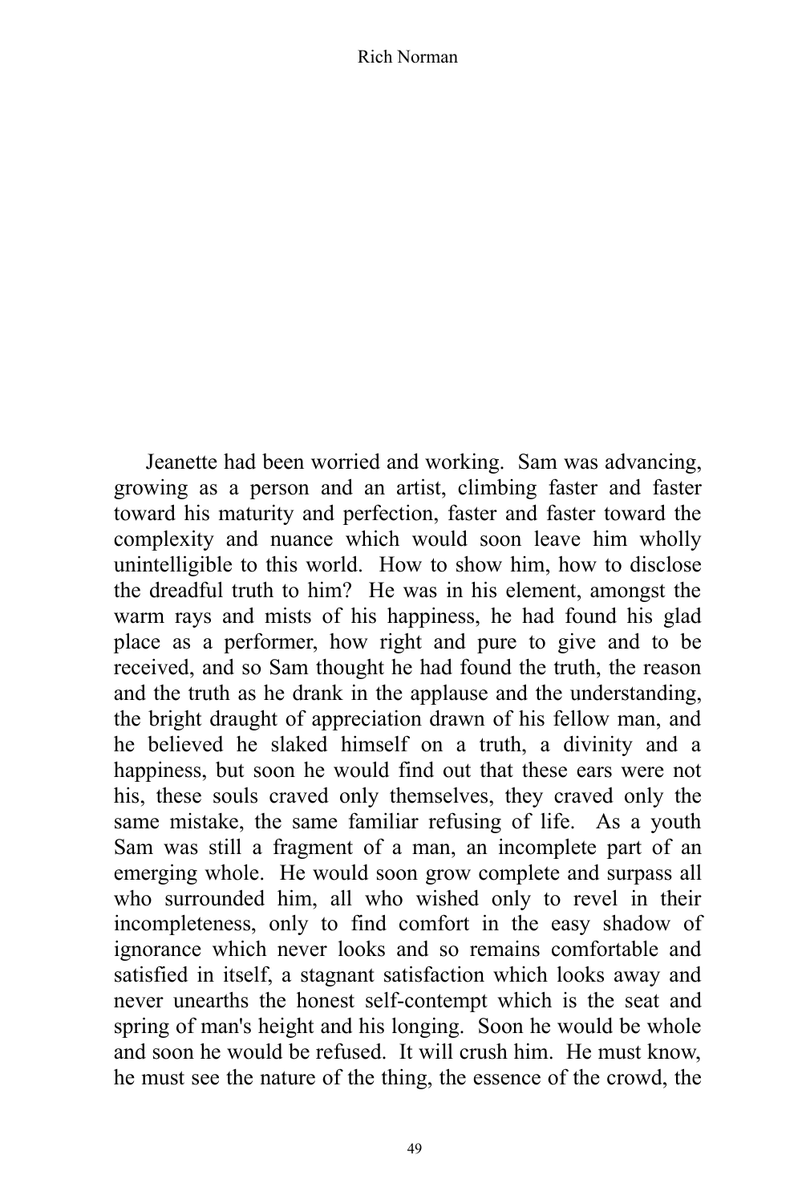Jeanette had been worried and working. Sam was advancing, growing as a person and an artist, climbing faster and faster toward his maturity and perfection, faster and faster toward the complexity and nuance which would soon leave him wholly unintelligible to this world. How to show him, how to disclose the dreadful truth to him? He was in his element, amongst the warm rays and mists of his happiness, he had found his glad place as a performer, how right and pure to give and to be received, and so Sam thought he had found the truth, the reason and the truth as he drank in the applause and the understanding, the bright draught of appreciation drawn of his fellow man, and he believed he slaked himself on a truth, a divinity and a happiness, but soon he would find out that these ears were not his, these souls craved only themselves, they craved only the same mistake, the same familiar refusing of life. As a youth Sam was still a fragment of a man, an incomplete part of an emerging whole. He would soon grow complete and surpass all who surrounded him, all who wished only to revel in their incompleteness, only to find comfort in the easy shadow of ignorance which never looks and so remains comfortable and satisfied in itself, a stagnant satisfaction which looks away and never unearths the honest self-contempt which is the seat and spring of man's height and his longing. Soon he would be whole and soon he would be refused. It will crush him. He must know, he must see the nature of the thing, the essence of the crowd, the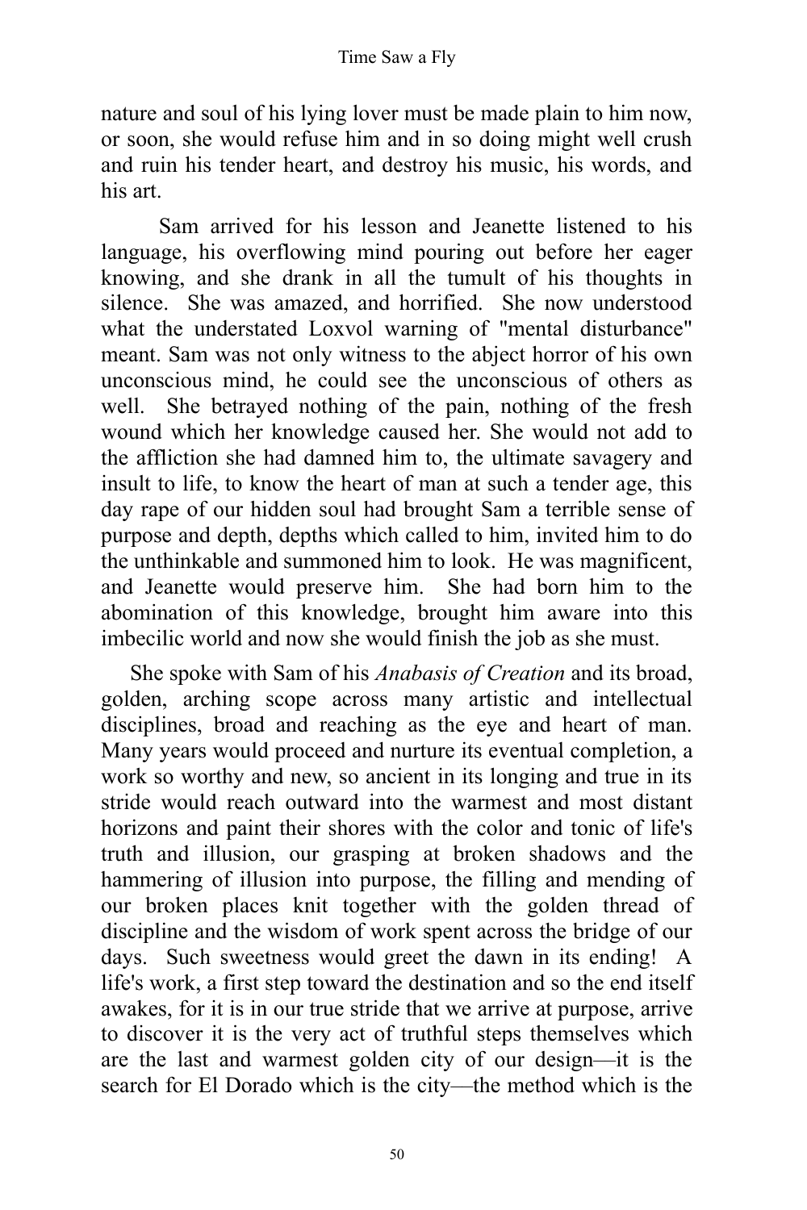nature and soul of his lying lover must be made plain to him now, or soon, she would refuse him and in so doing might well crush and ruin his tender heart, and destroy his music, his words, and his art.

Sam arrived for his lesson and Jeanette listened to his language, his overflowing mind pouring out before her eager knowing, and she drank in all the tumult of his thoughts in silence. She was amazed, and horrified. She now understood what the understated Loxvol warning of "mental disturbance" meant. Sam was not only witness to the abject horror of his own unconscious mind, he could see the unconscious of others as well. She betrayed nothing of the pain, nothing of the fresh wound which her knowledge caused her. She would not add to the affliction she had damned him to, the ultimate savagery and insult to life, to know the heart of man at such a tender age, this day rape of our hidden soul had brought Sam a terrible sense of purpose and depth, depths which called to him, invited him to do the unthinkable and summoned him to look. He was magnificent, and Jeanette would preserve him. She had born him to the abomination of this knowledge, brought him aware into this imbecilic world and now she would finish the job as she must.

She spoke with Sam of his *Anabasis of Creation* and its broad, golden, arching scope across many artistic and intellectual disciplines, broad and reaching as the eye and heart of man. Many years would proceed and nurture its eventual completion, a work so worthy and new, so ancient in its longing and true in its stride would reach outward into the warmest and most distant horizons and paint their shores with the color and tonic of life's truth and illusion, our grasping at broken shadows and the hammering of illusion into purpose, the filling and mending of our broken places knit together with the golden thread of discipline and the wisdom of work spent across the bridge of our days. Such sweetness would greet the dawn in its ending! A life's work, a first step toward the destination and so the end itself awakes, for it is in our true stride that we arrive at purpose, arrive to discover it is the very act of truthful steps themselves which are the last and warmest golden city of our design—it is the search for El Dorado which is the city—the method which is the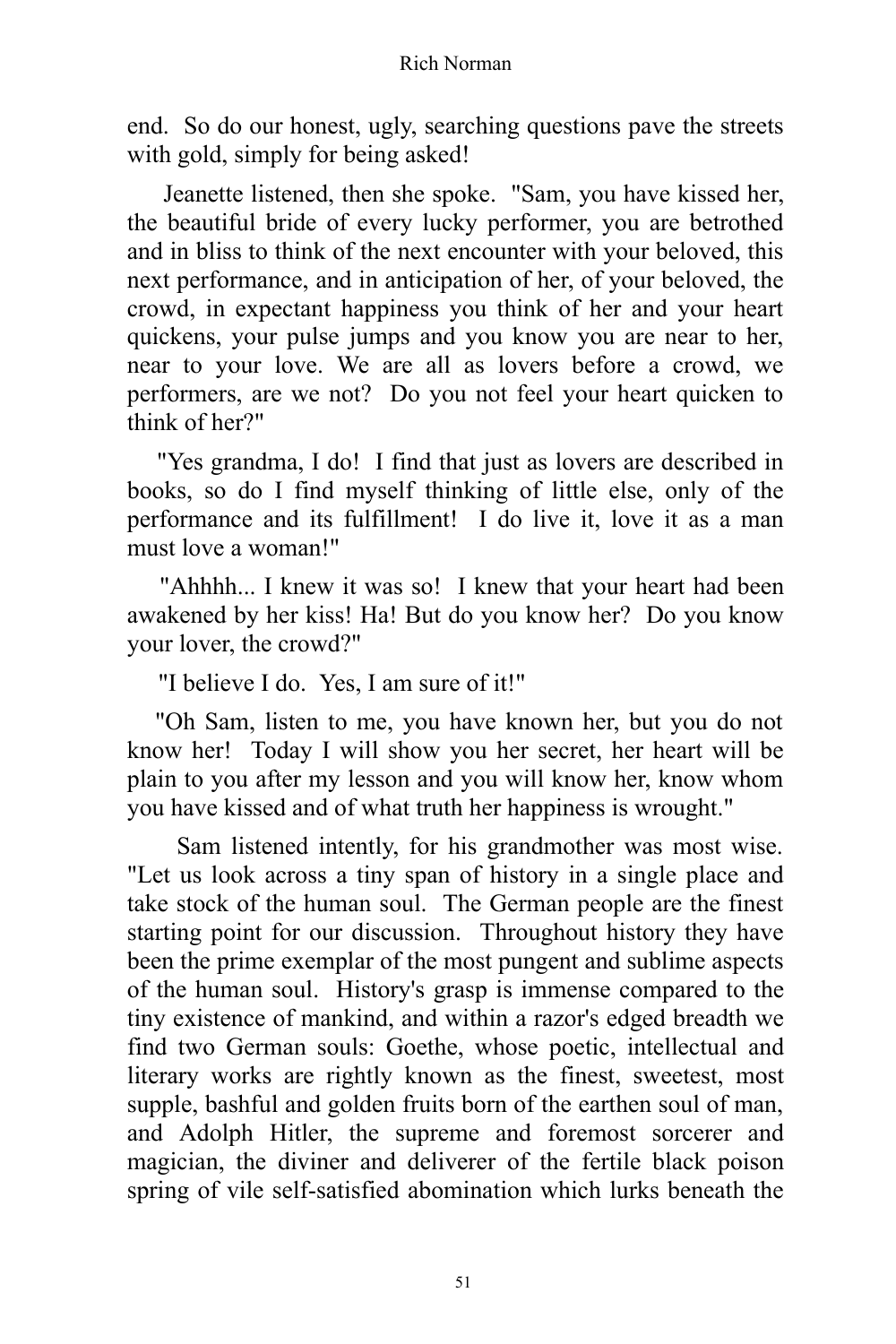end. So do our honest, ugly, searching questions pave the streets with gold, simply for being asked!

Jeanette listened, then she spoke. "Sam, you have kissed her, the beautiful bride of every lucky performer, you are betrothed and in bliss to think of the next encounter with your beloved, this next performance, and in anticipation of her, of your beloved, the crowd, in expectant happiness you think of her and your heart quickens, your pulse jumps and you know you are near to her, near to your love. We are all as lovers before a crowd, we performers, are we not? Do you not feel your heart quicken to think of her?"

"Yes grandma, I do! I find that just as lovers are described in books, so do I find myself thinking of little else, only of the performance and its fulfillment! I do live it, love it as a man must love a woman!"

"Ahhhh... I knew it was so! I knew that your heart had been awakened by her kiss! Ha! But do you know her? Do you know your lover, the crowd?"

"I believe I do. Yes, I am sure of it!"

"Oh Sam, listen to me, you have known her, but you do not know her! Today I will show you her secret, her heart will be plain to you after my lesson and you will know her, know whom you have kissed and of what truth her happiness is wrought."

Sam listened intently, for his grandmother was most wise. "Let us look across a tiny span of history in a single place and take stock of the human soul. The German people are the finest starting point for our discussion. Throughout history they have been the prime exemplar of the most pungent and sublime aspects of the human soul. History's grasp is immense compared to the tiny existence of mankind, and within a razor's edged breadth we find two German souls: Goethe, whose poetic, intellectual and literary works are rightly known as the finest, sweetest, most supple, bashful and golden fruits born of the earthen soul of man, and Adolph Hitler, the supreme and foremost sorcerer and magician, the diviner and deliverer of the fertile black poison spring of vile self-satisfied abomination which lurks beneath the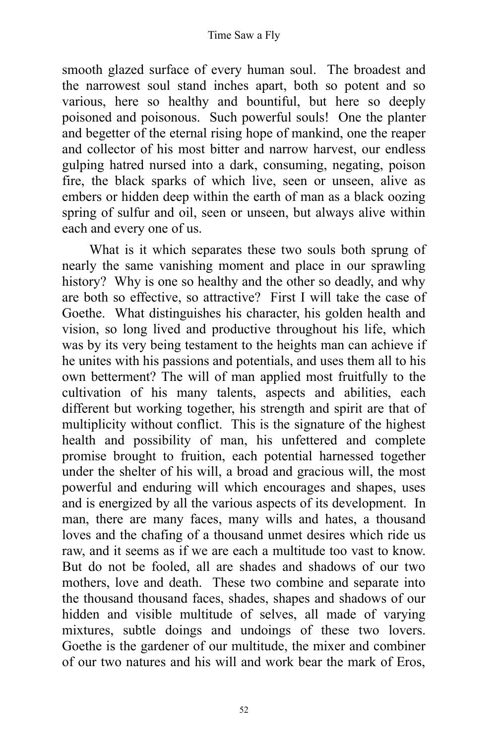smooth glazed surface of every human soul. The broadest and the narrowest soul stand inches apart, both so potent and so various, here so healthy and bountiful, but here so deeply poisoned and poisonous. Such powerful souls! One the planter and begetter of the eternal rising hope of mankind, one the reaper and collector of his most bitter and narrow harvest, our endless gulping hatred nursed into a dark, consuming, negating, poison fire, the black sparks of which live, seen or unseen, alive as embers or hidden deep within the earth of man as a black oozing spring of sulfur and oil, seen or unseen, but always alive within each and every one of us.

What is it which separates these two souls both sprung of nearly the same vanishing moment and place in our sprawling history? Why is one so healthy and the other so deadly, and why are both so effective, so attractive? First I will take the case of Goethe. What distinguishes his character, his golden health and vision, so long lived and productive throughout his life, which was by its very being testament to the heights man can achieve if he unites with his passions and potentials, and uses them all to his own betterment? The will of man applied most fruitfully to the cultivation of his many talents, aspects and abilities, each different but working together, his strength and spirit are that of multiplicity without conflict. This is the signature of the highest health and possibility of man, his unfettered and complete promise brought to fruition, each potential harnessed together under the shelter of his will, a broad and gracious will, the most powerful and enduring will which encourages and shapes, uses and is energized by all the various aspects of its development. In man, there are many faces, many wills and hates, a thousand loves and the chafing of a thousand unmet desires which ride us raw, and it seems as if we are each a multitude too vast to know. But do not be fooled, all are shades and shadows of our two mothers, love and death. These two combine and separate into the thousand thousand faces, shades, shapes and shadows of our hidden and visible multitude of selves, all made of varying mixtures, subtle doings and undoings of these two lovers. Goethe is the gardener of our multitude, the mixer and combiner of our two natures and his will and work bear the mark of Eros,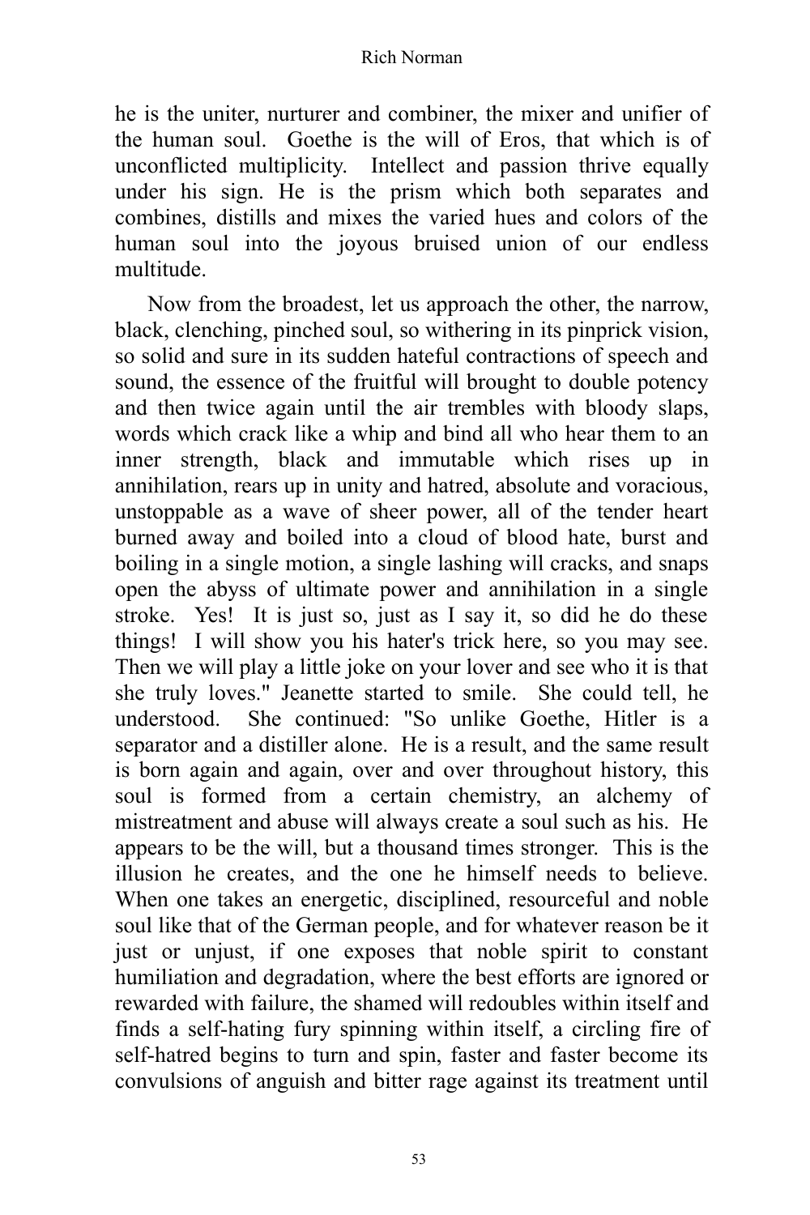he is the uniter, nurturer and combiner, the mixer and unifier of the human soul.  Goethe is the will of Eros, that which is of unconflicted multiplicity.  Intellect and passion thrive equally under his sign. He is the prism which both separates and combines, distills and mixes the varied hues and colors of the human soul into the joyous bruised union of our endless multitude.

Now from the broadest, let us approach the other, the narrow, black, clenching, pinched soul, so withering in its pinprick vision, so solid and sure in its sudden hateful contractions of speech and sound, the essence of the fruitful will brought to double potency and then twice again until the air trembles with bloody slaps, words which crack like a whip and bind all who hear them to an inner strength, black and immutable which rises up in annihilation, rears up in unity and hatred, absolute and voracious, unstoppable as a wave of sheer power, all of the tender heart burned away and boiled into a cloud of blood hate, burst and boiling in a single motion, a single lashing will cracks, and snaps open the abyss of ultimate power and annihilation in a single stroke.  Yes!  It is just so, just as I say it, so did he do these things!  I will show you his hater's trick here, so you may see. Then we will play a little joke on your lover and see who it is that she truly loves." Jeanette started to smile.  She could tell, he understood.  She continued: "So unlike Goethe, Hitler is a separator and a distiller alone.  He is a result, and the same result is born again and again, over and over throughout history, this soul is formed from a certain chemistry, an alchemy of mistreatment and abuse will always create a soul such as his.  He appears to be the will, but a thousand times stronger.  This is the illusion he creates, and the one he himself needs to believe. When one takes an energetic, disciplined, resourceful and noble soul like that of the German people, and for whatever reason be it just or unjust, if one exposes that noble spirit to constant humiliation and degradation, where the best efforts are ignored or rewarded with failure, the shamed will redoubles within itself and finds a self-hating fury spinning within itself, a circling fire of self-hatred begins to turn and spin, faster and faster become its convulsions of anguish and bitter rage against its treatment until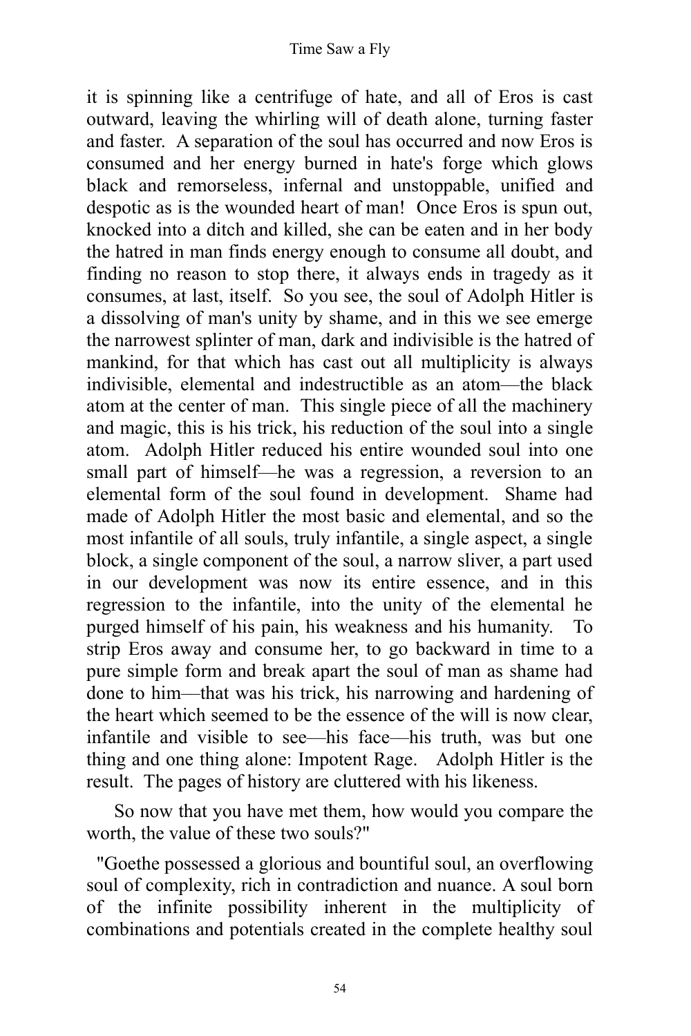it is spinning like a centrifuge of hate, and all of Eros is cast outward, leaving the whirling will of death alone, turning faster and faster. A separation of the soul has occurred and now Eros is consumed and her energy burned in hate's forge which glows black and remorseless, infernal and unstoppable, unified and despotic as is the wounded heart of man! Once Eros is spun out, knocked into a ditch and killed, she can be eaten and in her body the hatred in man finds energy enough to consume all doubt, and finding no reason to stop there, it always ends in tragedy as it consumes, at last, itself. So you see, the soul of Adolph Hitler is a dissolving of man's unity by shame, and in this we see emerge the narrowest splinter of man, dark and indivisible is the hatred of mankind, for that which has cast out all multiplicity is always indivisible, elemental and indestructible as an atom—the black atom at the center of man. This single piece of all the machinery and magic, this is his trick, his reduction of the soul into a single atom. Adolph Hitler reduced his entire wounded soul into one small part of himself—he was a regression, a reversion to an elemental form of the soul found in development. Shame had made of Adolph Hitler the most basic and elemental, and so the most infantile of all souls, truly infantile, a single aspect, a single block, a single component of the soul, a narrow sliver, a part used in our development was now its entire essence, and in this regression to the infantile, into the unity of the elemental he purged himself of his pain, his weakness and his humanity. To strip Eros away and consume her, to go backward in time to a pure simple form and break apart the soul of man as shame had done to him—that was his trick, his narrowing and hardening of the heart which seemed to be the essence of the will is now clear, infantile and visible to see—his face—his truth, was but one thing and one thing alone: Impotent Rage. Adolph Hitler is the result. The pages of history are cluttered with his likeness.

So now that you have met them, how would you compare the worth, the value of these two souls?"

"Goethe possessed a glorious and bountiful soul, an overflowing soul of complexity, rich in contradiction and nuance. A soul born of the infinite possibility inherent in the multiplicity of combinations and potentials created in the complete healthy soul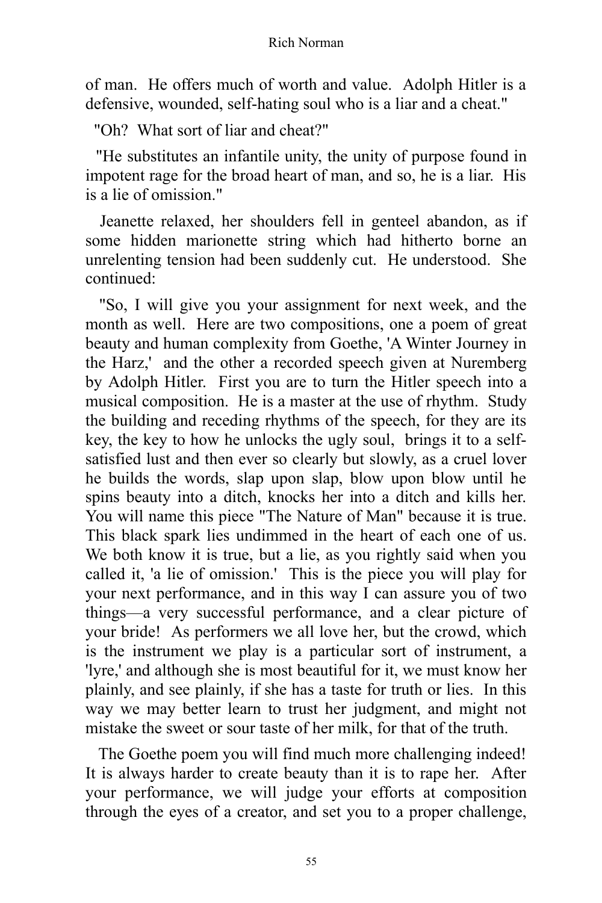of man. He offers much of worth and value. Adolph Hitler is a defensive, wounded, self-hating soul who is a liar and a cheat."

"Oh? What sort of liar and cheat?"

"He substitutes an infantile unity, the unity of purpose found in impotent rage for the broad heart of man, and so, he is a liar. His is a lie of omission."

Jeanette relaxed, her shoulders fell in genteel abandon, as if some hidden marionette string which had hitherto borne an unrelenting tension had been suddenly cut. He understood. She continued:

"So, I will give you your assignment for next week, and the month as well. Here are two compositions, one a poem of great beauty and human complexity from Goethe, 'A Winter Journey in the Harz,' and the other a recorded speech given at Nuremberg by Adolph Hitler. First you are to turn the Hitler speech into a musical composition. He is a master at the use of rhythm. Study the building and receding rhythms of the speech, for they are its key, the key to how he unlocks the ugly soul, brings it to a self-satisfied lust and then ever so clearly but slowly, as a cruel lover he builds the words, slap upon slap, blow upon blow until he spins beauty into a ditch, knocks her into a ditch and kills her. You will name this piece "The Nature of Man" because it is true. This black spark lies undimmed in the heart of each one of us. We both know it is true, but a lie, as you rightly said when you called it, 'a lie of omission.' This is the piece you will play for your next performance, and in this way I can assure you of two things—a very successful performance, and a clear picture of your bride! As performers we all love her, but the crowd, which is the instrument we play is a particular sort of instrument, a 'lyre,' and although she is most beautiful for it, we must know her plainly, and see plainly, if she has a taste for truth or lies. In this way we may better learn to trust her judgment, and might not mistake the sweet or sour taste of her milk, for that of the truth.

The Goethe poem you will find much more challenging indeed! It is always harder to create beauty than it is to rape her. After your performance, we will judge your efforts at composition through the eyes of a creator, and set you to a proper challenge,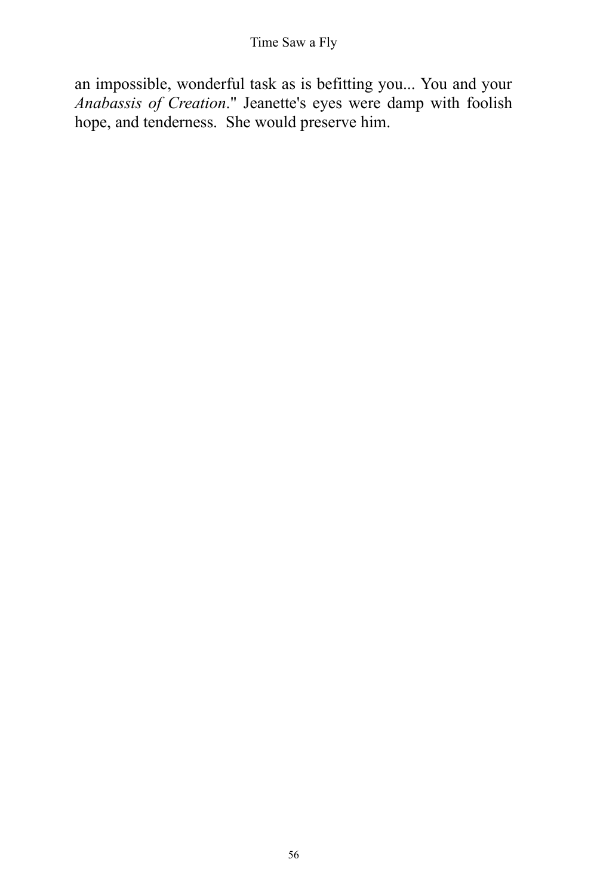an impossible, wonderful task as is befitting you... You and your *Anabassis of Creation*." Jeanette's eyes were damp with foolish hope, and tenderness. She would preserve him.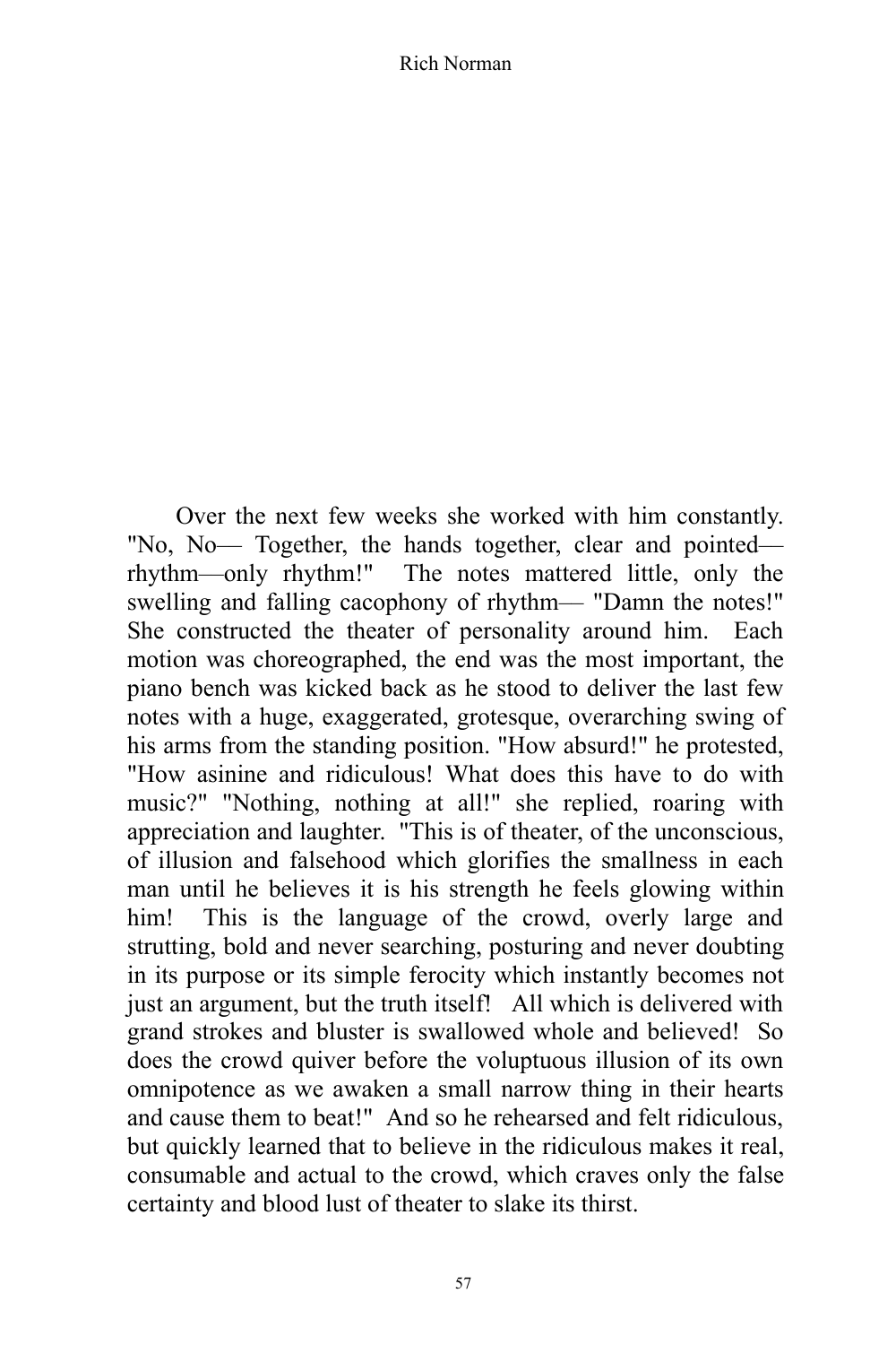Over the next few weeks she worked with him constantly. "No, No— Together, the hands together, clear and pointed—rhythm—only rhythm!" The notes mattered little, only the swelling and falling cacophony of rhythm— "Damn the notes!" She constructed the theater of personality around him. Each motion was choreographed, the end was the most important, the piano bench was kicked back as he stood to deliver the last few notes with a huge, exaggerated, grotesque, overarching swing of his arms from the standing position. "How absurd!" he protested, "How asinine and ridiculous! What does this have to do with music?" "Nothing, nothing at all!" she replied, roaring with appreciation and laughter. "This is of theater, of the unconscious, of illusion and falsehood which glorifies the smallness in each man until he believes it is his strength he feels glowing within him! This is the language of the crowd, overly large and strutting, bold and never searching, posturing and never doubting in its purpose or its simple ferocity which instantly becomes not just an argument, but the truth itself! All which is delivered with grand strokes and bluster is swallowed whole and believed! So does the crowd quiver before the voluptuous illusion of its own omnipotence as we awaken a small narrow thing in their hearts and cause them to beat!" And so he rehearsed and felt ridiculous, but quickly learned that to believe in the ridiculous makes it real, consumable and actual to the crowd, which craves only the false certainty and blood lust of theater to slake its thirst.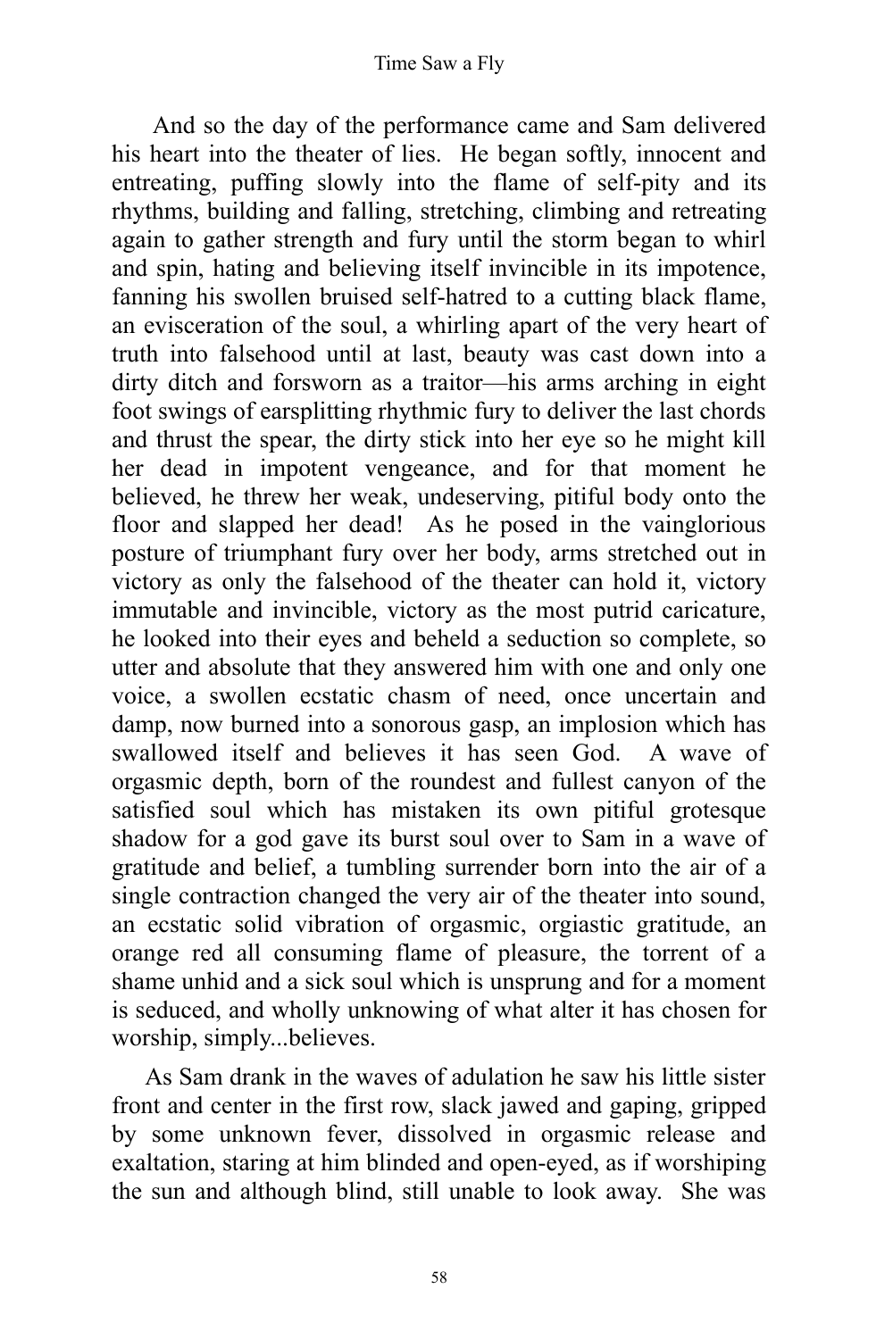And so the day of the performance came and Sam delivered his heart into the theater of lies. He began softly, innocent and entreating, puffing slowly into the flame of self-pity and its rhythms, building and falling, stretching, climbing and retreating again to gather strength and fury until the storm began to whirl and spin, hating and believing itself invincible in its impotence, fanning his swollen bruised self-hatred to a cutting black flame, an evisceration of the soul, a whirling apart of the very heart of truth into falsehood until at last, beauty was cast down into a dirty ditch and forsworn as a traitor—his arms arching in eight foot swings of earsplitting rhythmic fury to deliver the last chords and thrust the spear, the dirty stick into her eye so he might kill her dead in impotent vengeance, and for that moment he believed, he threw her weak, undeserving, pitiful body onto the floor and slapped her dead! As he posed in the vainglorious posture of triumphant fury over her body, arms stretched out in victory as only the falsehood of the theater can hold it, victory immutable and invincible, victory as the most putrid caricature, he looked into their eyes and beheld a seduction so complete, so utter and absolute that they answered him with one and only one voice, a swollen ecstatic chasm of need, once uncertain and damp, now burned into a sonorous gasp, an implosion which has swallowed itself and believes it has seen God. A wave of orgasmic depth, born of the roundest and fullest canyon of the satisfied soul which has mistaken its own pitiful grotesque shadow for a god gave its burst soul over to Sam in a wave of gratitude and belief, a tumbling surrender born into the air of a single contraction changed the very air of the theater into sound, an ecstatic solid vibration of orgasmic, orgiastic gratitude, an orange red all consuming flame of pleasure, the torrent of a shame unhid and a sick soul which is unsprung and for a moment is seduced, and wholly unknowing of what alter it has chosen for worship, simply...believes.

As Sam drank in the waves of adulation he saw his little sister front and center in the first row, slack jawed and gaping, gripped by some unknown fever, dissolved in orgasmic release and exaltation, staring at him blinded and open-eyed, as if worshiping the sun and although blind, still unable to look away. She was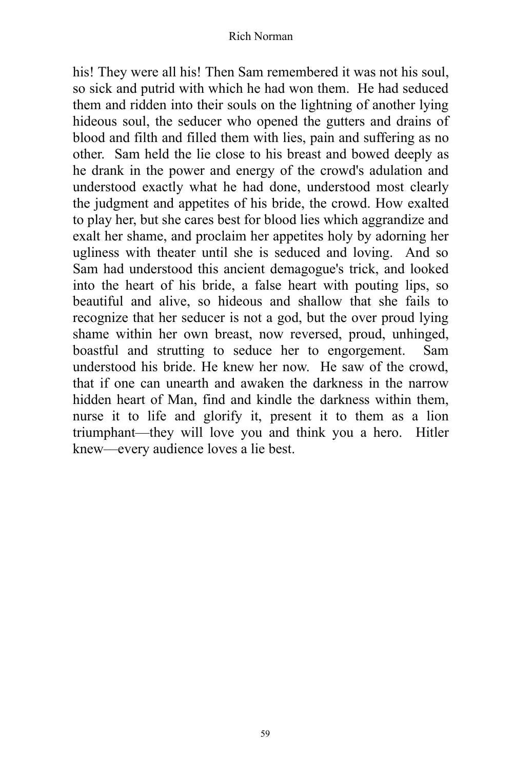his! They were all his! Then Sam remembered it was not his soul, so sick and putrid with which he had won them. He had seduced them and ridden into their souls on the lightning of another lying hideous soul, the seducer who opened the gutters and drains of blood and filth and filled them with lies, pain and suffering as no other. Sam held the lie close to his breast and bowed deeply as he drank in the power and energy of the crowd's adulation and understood exactly what he had done, understood most clearly the judgment and appetites of his bride, the crowd. How exalted to play her, but she cares best for blood lies which aggrandize and exalt her shame, and proclaim her appetites holy by adorning her ugliness with theater until she is seduced and loving. And so Sam had understood this ancient demagogue's trick, and looked into the heart of his bride, a false heart with pouting lips, so beautiful and alive, so hideous and shallow that she fails to recognize that her seducer is not a god, but the over proud lying shame within her own breast, now reversed, proud, unhinged, boastful and strutting to seduce her to engorgement. Sam understood his bride. He knew her now. He saw of the crowd, that if one can unearth and awaken the darkness in the narrow hidden heart of Man, find and kindle the darkness within them, nurse it to life and glorify it, present it to them as a lion triumphant—they will love you and think you a hero. Hitler knew—every audience loves a lie best.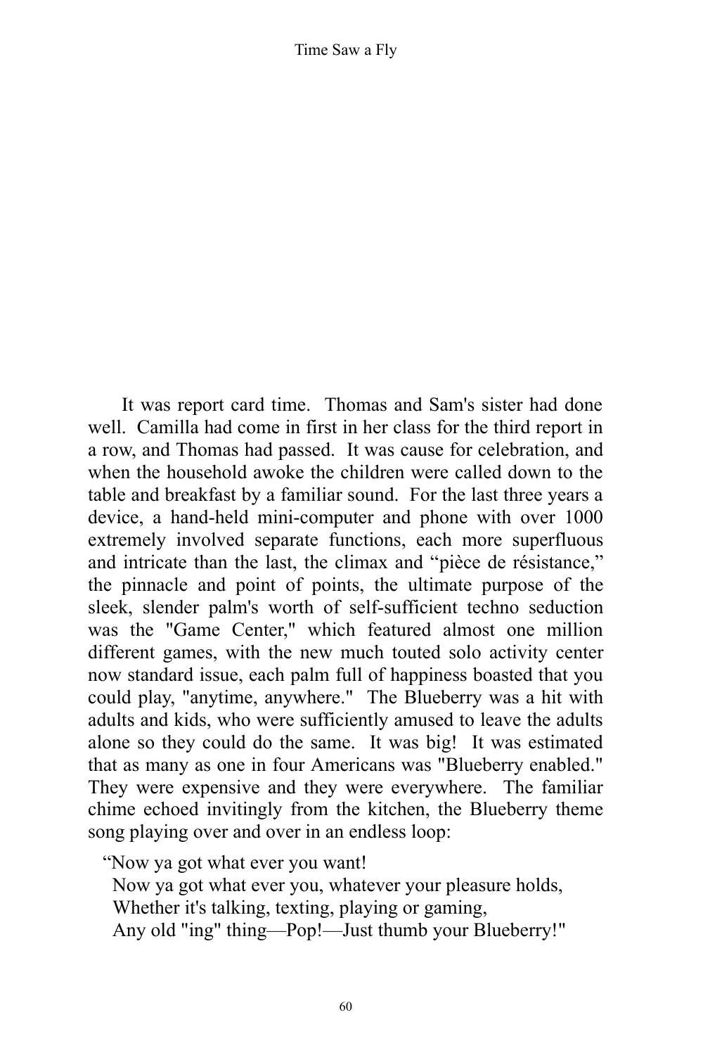It was report card time. Thomas and Sam's sister had done well. Camilla had come in first in her class for the third report in a row, and Thomas had passed. It was cause for celebration, and when the household awoke the children were called down to the table and breakfast by a familiar sound. For the last three years a device, a hand-held mini-computer and phone with over 1000 extremely involved separate functions, each more superfluous and intricate than the last, the climax and "pièce de résistance," the pinnacle and point of points, the ultimate purpose of the sleek, slender palm's worth of self-sufficient techno seduction was the "Game Center," which featured almost one million different games, with the new much touted solo activity center now standard issue, each palm full of happiness boasted that you could play, "anytime, anywhere." The Blueberry was a hit with adults and kids, who were sufficiently amused to leave the adults alone so they could do the same. It was big! It was estimated that as many as one in four Americans was "Blueberry enabled." They were expensive and they were everywhere. The familiar chime echoed invitingly from the kitchen, the Blueberry theme song playing over and over in an endless loop:

"Now ya got what ever you want!
Now ya got what ever you, whatever your pleasure holds,
Whether it's talking, texting, playing or gaming,
Any old "ing" thing—Pop!—Just thumb your Blueberry!"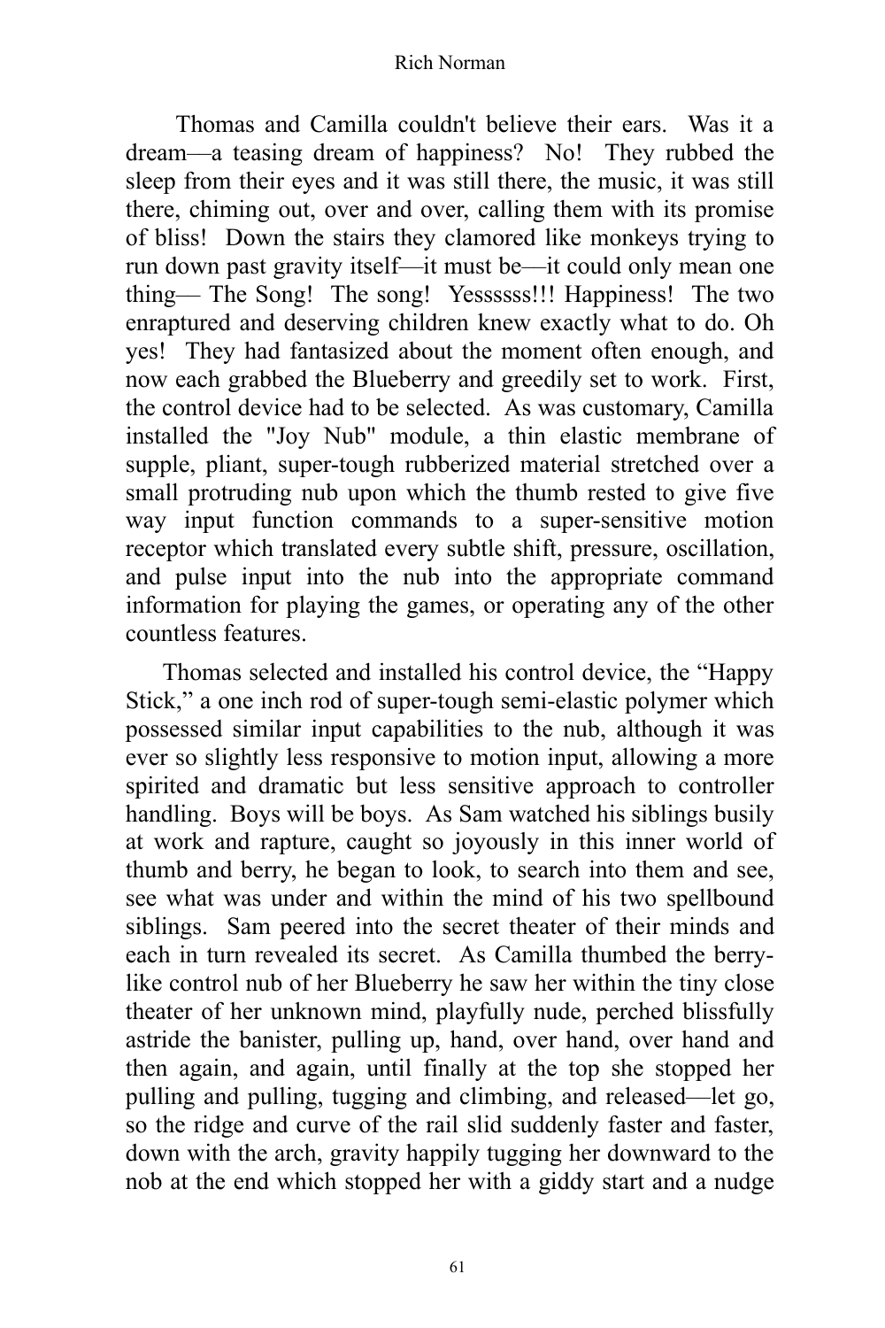Thomas and Camilla couldn't believe their ears. Was it a dream—a teasing dream of happiness? No! They rubbed the sleep from their eyes and it was still there, the music, it was still there, chiming out, over and over, calling them with its promise of bliss! Down the stairs they clamored like monkeys trying to run down past gravity itself—it must be—it could only mean one thing— The Song! The song! Yessssss!!! Happiness! The two enraptured and deserving children knew exactly what to do. Oh yes! They had fantasized about the moment often enough, and now each grabbed the Blueberry and greedily set to work. First, the control device had to be selected. As was customary, Camilla installed the "Joy Nub" module, a thin elastic membrane of supple, pliant, super-tough rubberized material stretched over a small protruding nub upon which the thumb rested to give five way input function commands to a super-sensitive motion receptor which translated every subtle shift, pressure, oscillation, and pulse input into the nub into the appropriate command information for playing the games, or operating any of the other countless features.

Thomas selected and installed his control device, the "Happy Stick," a one inch rod of super-tough semi-elastic polymer which possessed similar input capabilities to the nub, although it was ever so slightly less responsive to motion input, allowing a more spirited and dramatic but less sensitive approach to controller handling. Boys will be boys. As Sam watched his siblings busily at work and rapture, caught so joyously in this inner world of thumb and berry, he began to look, to search into them and see, see what was under and within the mind of his two spellbound siblings. Sam peered into the secret theater of their minds and each in turn revealed its secret. As Camilla thumbed the berry-like control nub of her Blueberry he saw her within the tiny close theater of her unknown mind, playfully nude, perched blissfully astride the banister, pulling up, hand, over hand, over hand and then again, and again, until finally at the top she stopped her pulling and pulling, tugging and climbing, and released—let go, so the ridge and curve of the rail slid suddenly faster and faster, down with the arch, gravity happily tugging her downward to the nob at the end which stopped her with a giddy start and a nudge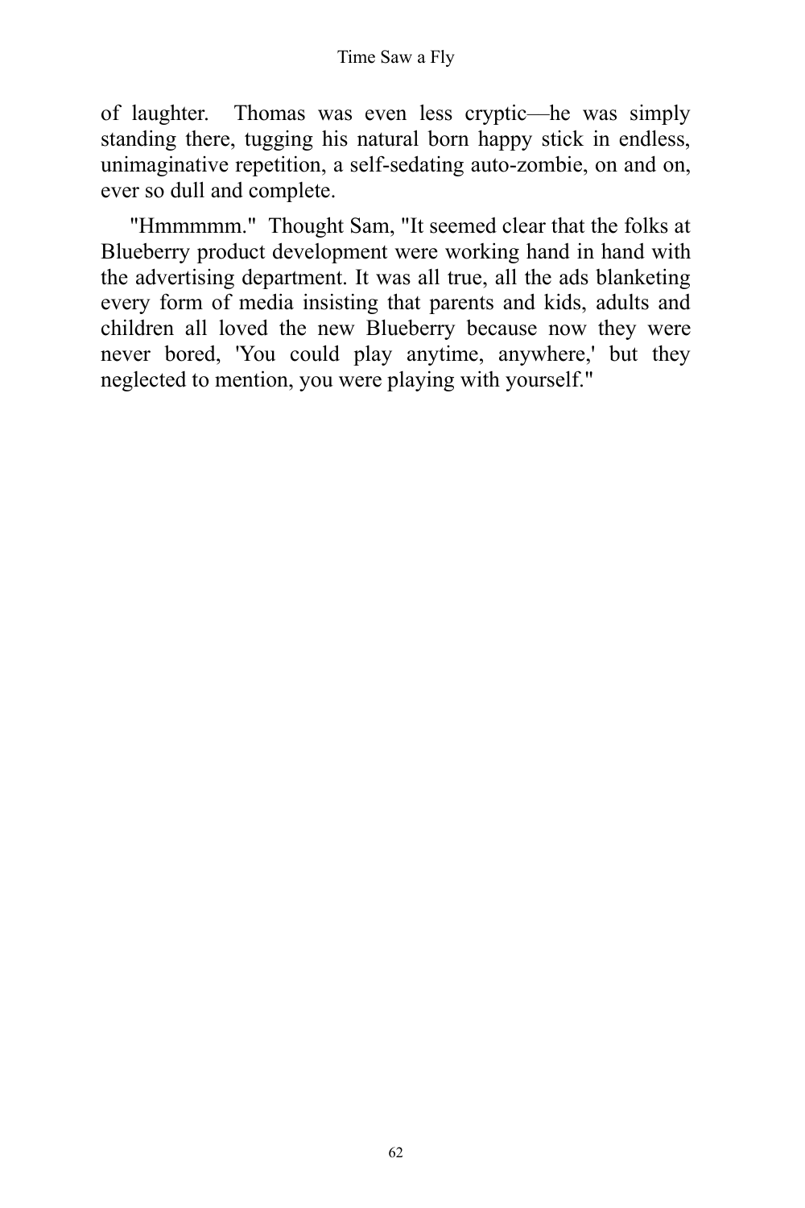of laughter.  Thomas was even less cryptic—he was simply standing there, tugging his natural born happy stick in endless, unimaginative repetition, a self-sedating auto-zombie, on and on, ever so dull and complete.

"Hmmmmm."  Thought Sam, "It seemed clear that the folks at Blueberry product development were working hand in hand with the advertising department. It was all true, all the ads blanketing every form of media insisting that parents and kids, adults and children all loved the new Blueberry because now they were never bored, 'You could play anytime, anywhere,' but they neglected to mention, you were playing with yourself."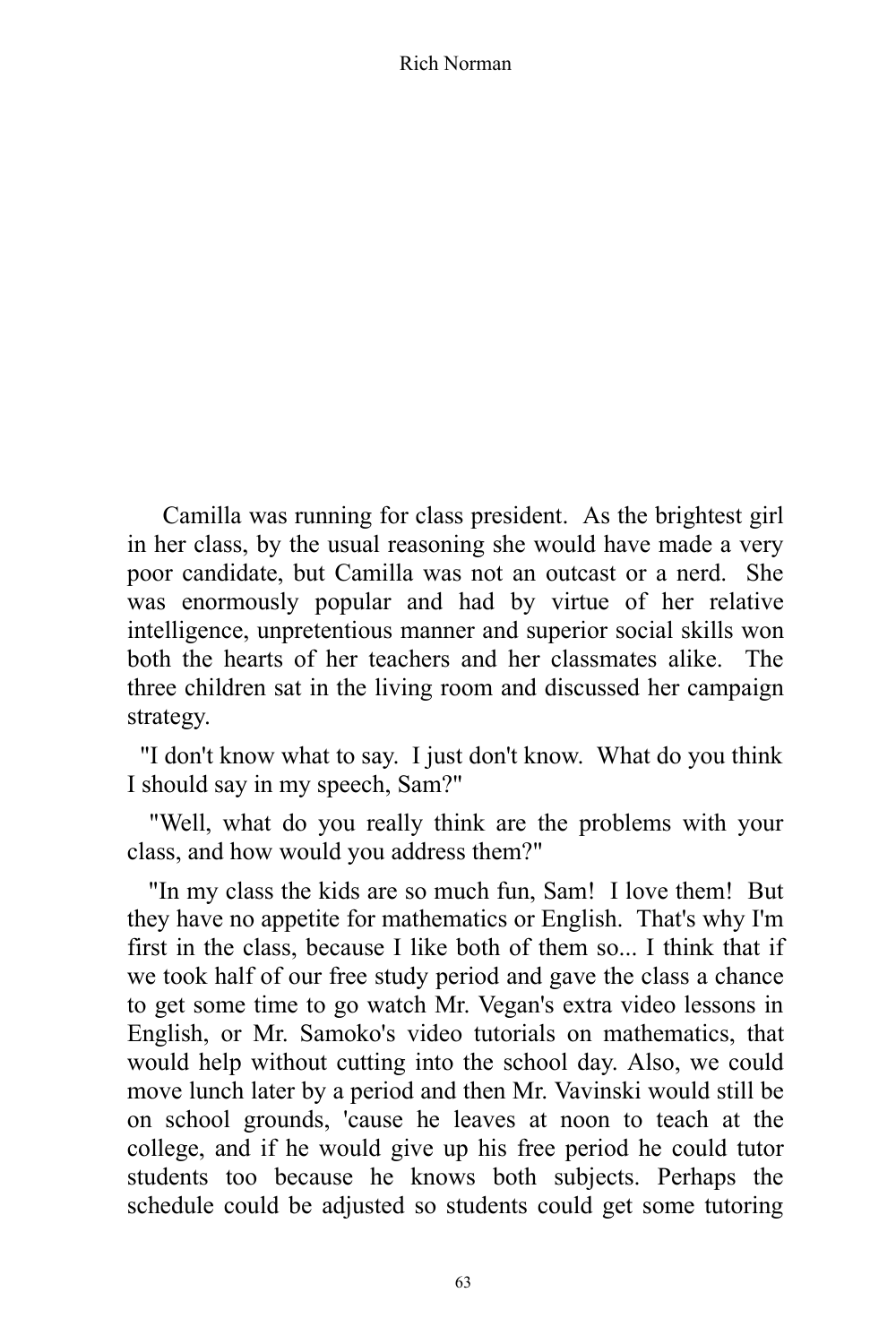Camilla was running for class president. As the brightest girl in her class, by the usual reasoning she would have made a very poor candidate, but Camilla was not an outcast or a nerd. She was enormously popular and had by virtue of her relative intelligence, unpretentious manner and superior social skills won both the hearts of her teachers and her classmates alike. The three children sat in the living room and discussed her campaign strategy.

"I don't know what to say. I just don't know. What do you think I should say in my speech, Sam?"

"Well, what do you really think are the problems with your class, and how would you address them?"

"In my class the kids are so much fun, Sam! I love them! But they have no appetite for mathematics or English. That's why I'm first in the class, because I like both of them so... I think that if we took half of our free study period and gave the class a chance to get some time to go watch Mr. Vegan's extra video lessons in English, or Mr. Samoko's video tutorials on mathematics, that would help without cutting into the school day. Also, we could move lunch later by a period and then Mr. Vavinski would still be on school grounds, 'cause he leaves at noon to teach at the college, and if he would give up his free period he could tutor students too because he knows both subjects. Perhaps the schedule could be adjusted so students could get some tutoring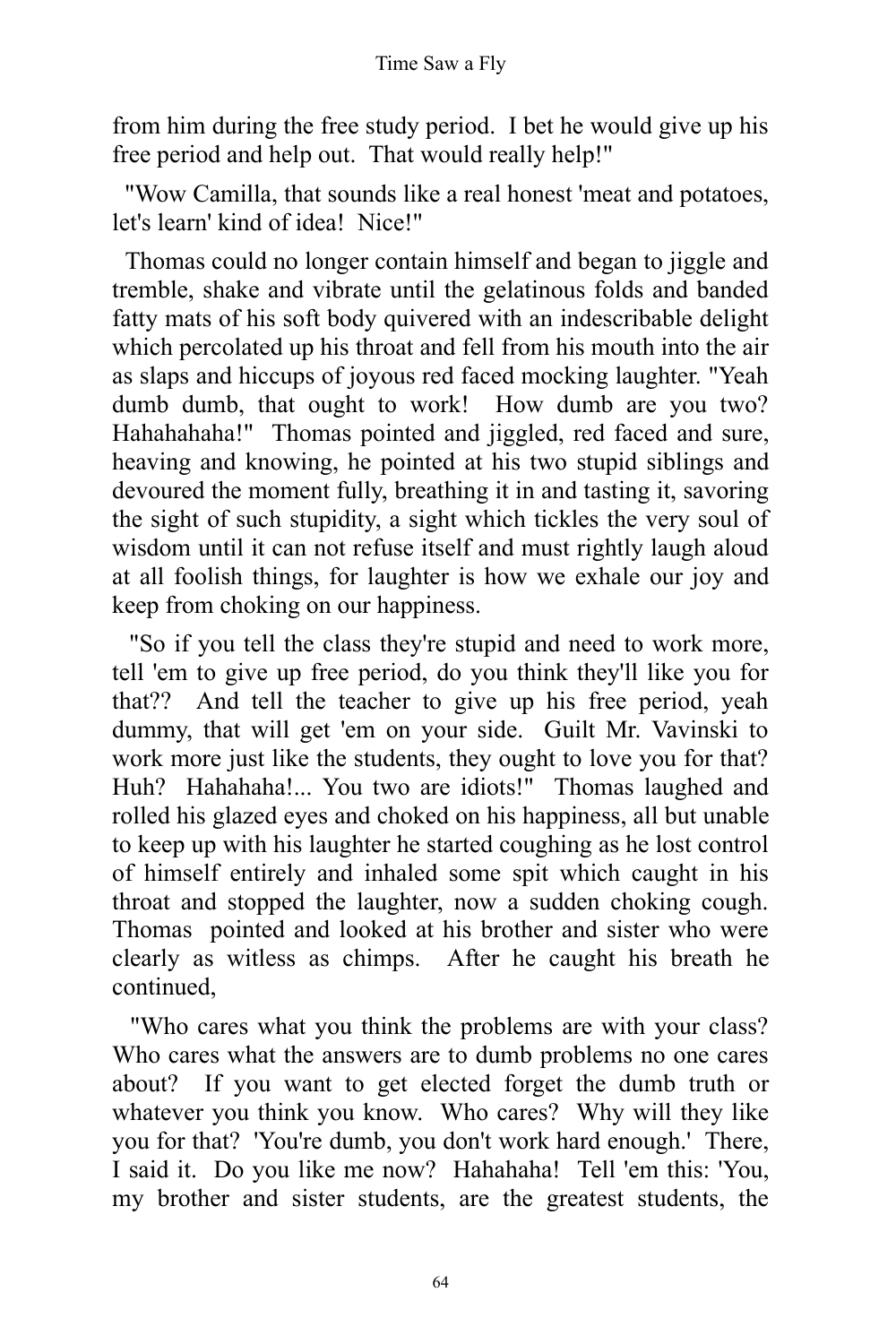from him during the free study period. I bet he would give up his free period and help out. That would really help!"

"Wow Camilla, that sounds like a real honest 'meat and potatoes, let's learn' kind of idea! Nice!"

Thomas could no longer contain himself and began to jiggle and tremble, shake and vibrate until the gelatinous folds and banded fatty mats of his soft body quivered with an indescribable delight which percolated up his throat and fell from his mouth into the air as slaps and hiccups of joyous red faced mocking laughter. "Yeah dumb dumb, that ought to work! How dumb are you two? Hahahahaha!" Thomas pointed and jiggled, red faced and sure, heaving and knowing, he pointed at his two stupid siblings and devoured the moment fully, breathing it in and tasting it, savoring the sight of such stupidity, a sight which tickles the very soul of wisdom until it can not refuse itself and must rightly laugh aloud at all foolish things, for laughter is how we exhale our joy and keep from choking on our happiness.

"So if you tell the class they're stupid and need to work more, tell 'em to give up free period, do you think they'll like you for that?? And tell the teacher to give up his free period, yeah dummy, that will get 'em on your side. Guilt Mr. Vavinski to work more just like the students, they ought to love you for that? Huh? Hahahaha!... You two are idiots!" Thomas laughed and rolled his glazed eyes and choked on his happiness, all but unable to keep up with his laughter he started coughing as he lost control of himself entirely and inhaled some spit which caught in his throat and stopped the laughter, now a sudden choking cough. Thomas pointed and looked at his brother and sister who were clearly as witless as chimps. After he caught his breath he continued,

"Who cares what you think the problems are with your class? Who cares what the answers are to dumb problems no one cares about? If you want to get elected forget the dumb truth or whatever you think you know. Who cares? Why will they like you for that? 'You're dumb, you don't work hard enough.' There, I said it. Do you like me now? Hahahaha! Tell 'em this: 'You, my brother and sister students, are the greatest students, the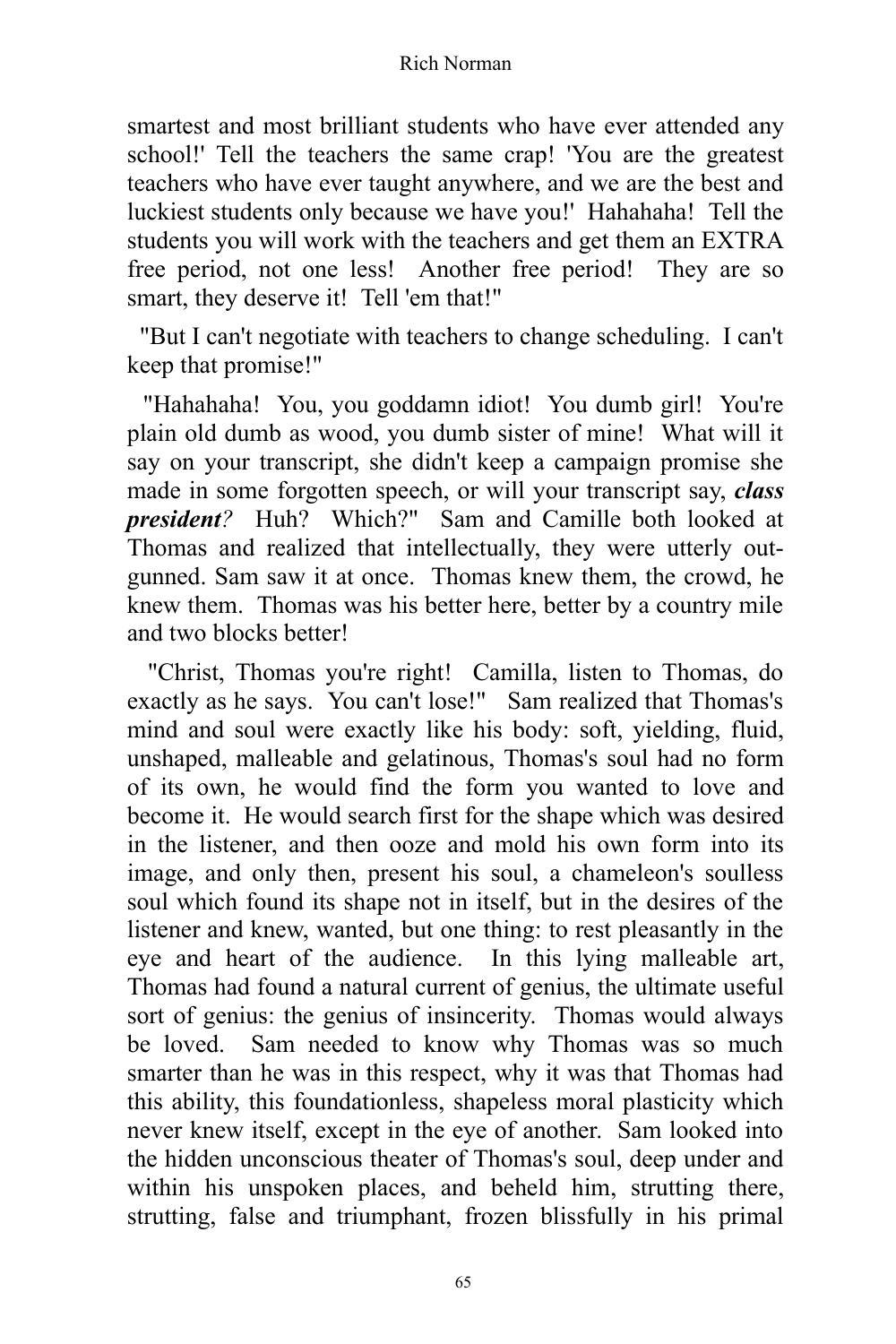smartest and most brilliant students who have ever attended any school!' Tell the teachers the same crap! 'You are the greatest teachers who have ever taught anywhere, and we are the best and luckiest students only because we have you!' Hahahaha! Tell the students you will work with the teachers and get them an EXTRA free period, not one less! Another free period! They are so smart, they deserve it! Tell 'em that!"

"But I can't negotiate with teachers to change scheduling. I can't keep that promise!"

"Hahahaha! You, you goddamn idiot! You dumb girl! You're plain old dumb as wood, you dumb sister of mine! What will it say on your transcript, she didn't keep a campaign promise she made in some forgotten speech, or will your transcript say, ***class president****?* Huh? Which?" Sam and Camille both looked at Thomas and realized that intellectually, they were utterly out-gunned. Sam saw it at once. Thomas knew them, the crowd, he knew them. Thomas was his better here, better by a country mile and two blocks better!

"Christ, Thomas you're right! Camilla, listen to Thomas, do exactly as he says. You can't lose!" Sam realized that Thomas's mind and soul were exactly like his body: soft, yielding, fluid, unshaped, malleable and gelatinous, Thomas's soul had no form of its own, he would find the form you wanted to love and become it. He would search first for the shape which was desired in the listener, and then ooze and mold his own form into its image, and only then, present his soul, a chameleon's soulless soul which found its shape not in itself, but in the desires of the listener and knew, wanted, but one thing: to rest pleasantly in the eye and heart of the audience. In this lying malleable art, Thomas had found a natural current of genius, the ultimate useful sort of genius: the genius of insincerity. Thomas would always be loved. Sam needed to know why Thomas was so much smarter than he was in this respect, why it was that Thomas had this ability, this foundationless, shapeless moral plasticity which never knew itself, except in the eye of another. Sam looked into the hidden unconscious theater of Thomas's soul, deep under and within his unspoken places, and beheld him, strutting there, strutting, false and triumphant, frozen blissfully in his primal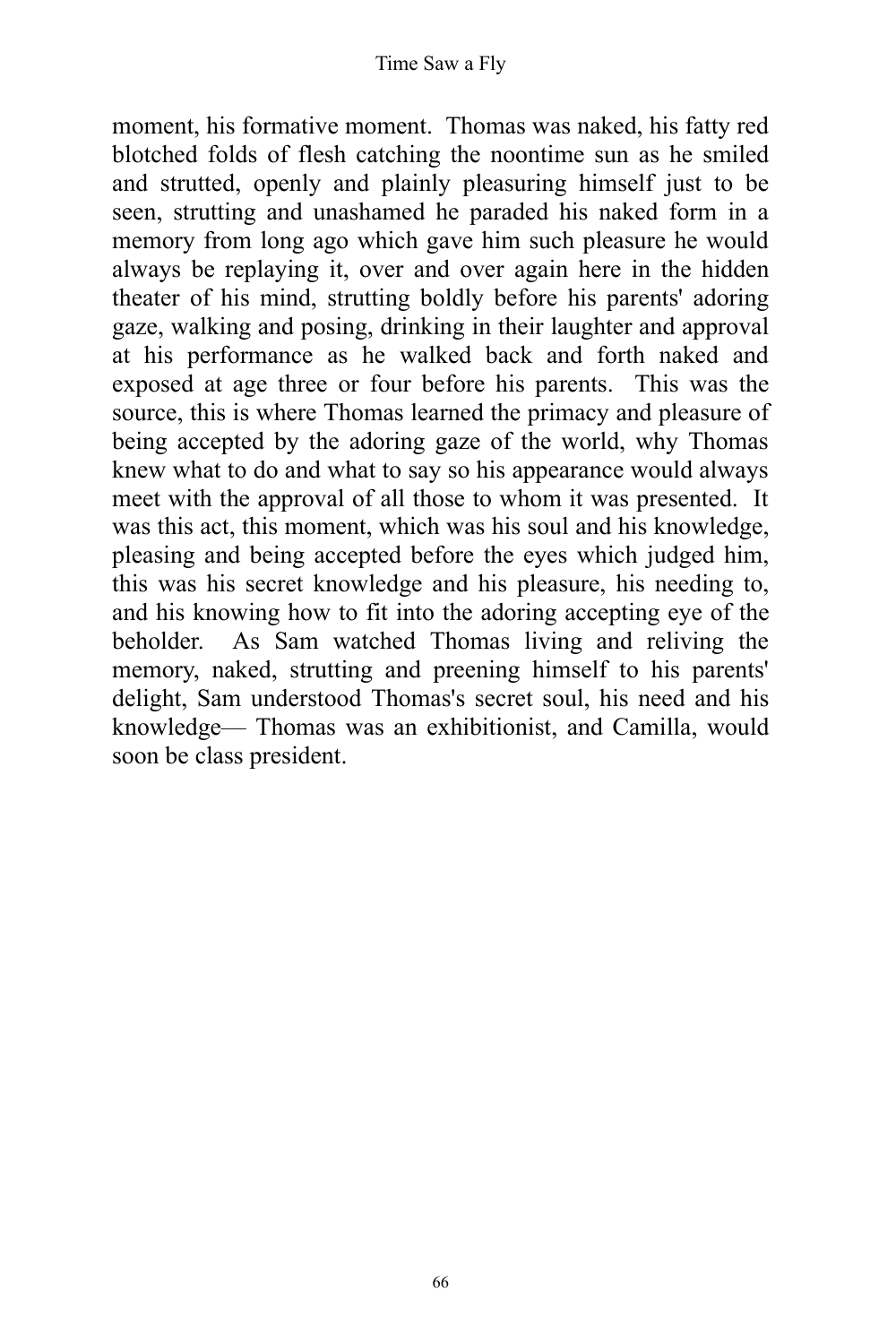moment, his formative moment. Thomas was naked, his fatty red blotched folds of flesh catching the noontime sun as he smiled and strutted, openly and plainly pleasuring himself just to be seen, strutting and unashamed he paraded his naked form in a memory from long ago which gave him such pleasure he would always be replaying it, over and over again here in the hidden theater of his mind, strutting boldly before his parents' adoring gaze, walking and posing, drinking in their laughter and approval at his performance as he walked back and forth naked and exposed at age three or four before his parents. This was the source, this is where Thomas learned the primacy and pleasure of being accepted by the adoring gaze of the world, why Thomas knew what to do and what to say so his appearance would always meet with the approval of all those to whom it was presented. It was this act, this moment, which was his soul and his knowledge, pleasing and being accepted before the eyes which judged him, this was his secret knowledge and his pleasure, his needing to, and his knowing how to fit into the adoring accepting eye of the beholder. As Sam watched Thomas living and reliving the memory, naked, strutting and preening himself to his parents' delight, Sam understood Thomas's secret soul, his need and his knowledge— Thomas was an exhibitionist, and Camilla, would soon be class president.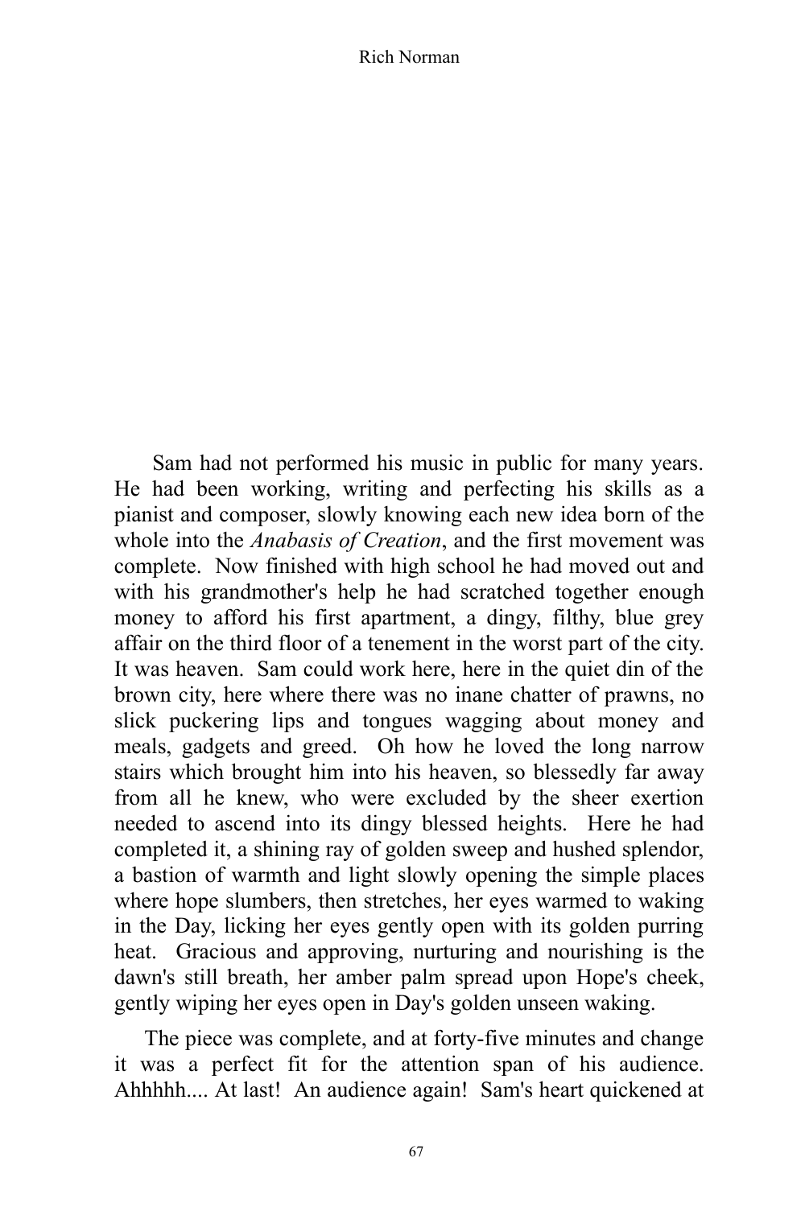Sam had not performed his music in public for many years. He had been working, writing and perfecting his skills as a pianist and composer, slowly knowing each new idea born of the whole into the *Anabasis of Creation*, and the first movement was complete. Now finished with high school he had moved out and with his grandmother's help he had scratched together enough money to afford his first apartment, a dingy, filthy, blue grey affair on the third floor of a tenement in the worst part of the city. It was heaven. Sam could work here, here in the quiet din of the brown city, here where there was no inane chatter of prawns, no slick puckering lips and tongues wagging about money and meals, gadgets and greed. Oh how he loved the long narrow stairs which brought him into his heaven, so blessedly far away from all he knew, who were excluded by the sheer exertion needed to ascend into its dingy blessed heights. Here he had completed it, a shining ray of golden sweep and hushed splendor, a bastion of warmth and light slowly opening the simple places where hope slumbers, then stretches, her eyes warmed to waking in the Day, licking her eyes gently open with its golden purring heat. Gracious and approving, nurturing and nourishing is the dawn's still breath, her amber palm spread upon Hope's cheek, gently wiping her eyes open in Day's golden unseen waking.

The piece was complete, and at forty-five minutes and change it was a perfect fit for the attention span of his audience. Ahhhhh.... At last! An audience again! Sam's heart quickened at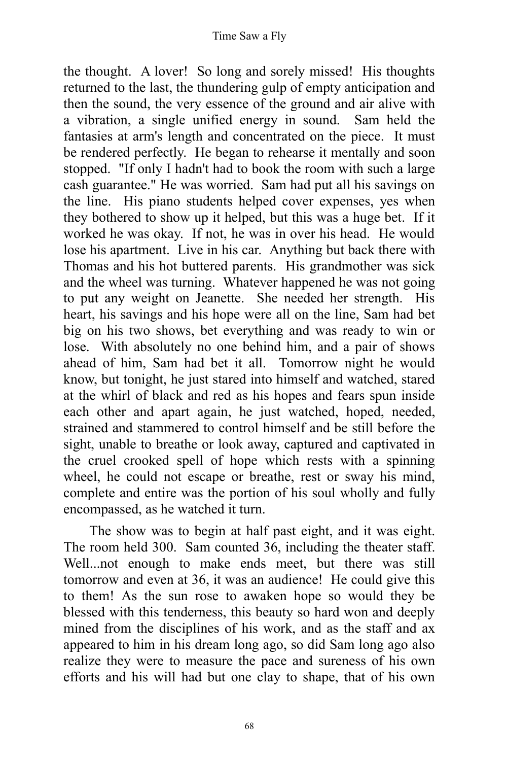the thought. A lover! So long and sorely missed! His thoughts returned to the last, the thundering gulp of empty anticipation and then the sound, the very essence of the ground and air alive with a vibration, a single unified energy in sound. Sam held the fantasies at arm's length and concentrated on the piece. It must be rendered perfectly. He began to rehearse it mentally and soon stopped. "If only I hadn't had to book the room with such a large cash guarantee." He was worried. Sam had put all his savings on the line. His piano students helped cover expenses, yes when they bothered to show up it helped, but this was a huge bet. If it worked he was okay. If not, he was in over his head. He would lose his apartment. Live in his car. Anything but back there with Thomas and his hot buttered parents. His grandmother was sick and the wheel was turning. Whatever happened he was not going to put any weight on Jeanette. She needed her strength. His heart, his savings and his hope were all on the line, Sam had bet big on his two shows, bet everything and was ready to win or lose. With absolutely no one behind him, and a pair of shows ahead of him, Sam had bet it all. Tomorrow night he would know, but tonight, he just stared into himself and watched, stared at the whirl of black and red as his hopes and fears spun inside each other and apart again, he just watched, hoped, needed, strained and stammered to control himself and be still before the sight, unable to breathe or look away, captured and captivated in the cruel crooked spell of hope which rests with a spinning wheel, he could not escape or breathe, rest or sway his mind, complete and entire was the portion of his soul wholly and fully encompassed, as he watched it turn.

The show was to begin at half past eight, and it was eight. The room held 300. Sam counted 36, including the theater staff. Well...not enough to make ends meet, but there was still tomorrow and even at 36, it was an audience! He could give this to them! As the sun rose to awaken hope so would they be blessed with this tenderness, this beauty so hard won and deeply mined from the disciplines of his work, and as the staff and ax appeared to him in his dream long ago, so did Sam long ago also realize they were to measure the pace and sureness of his own efforts and his will had but one clay to shape, that of his own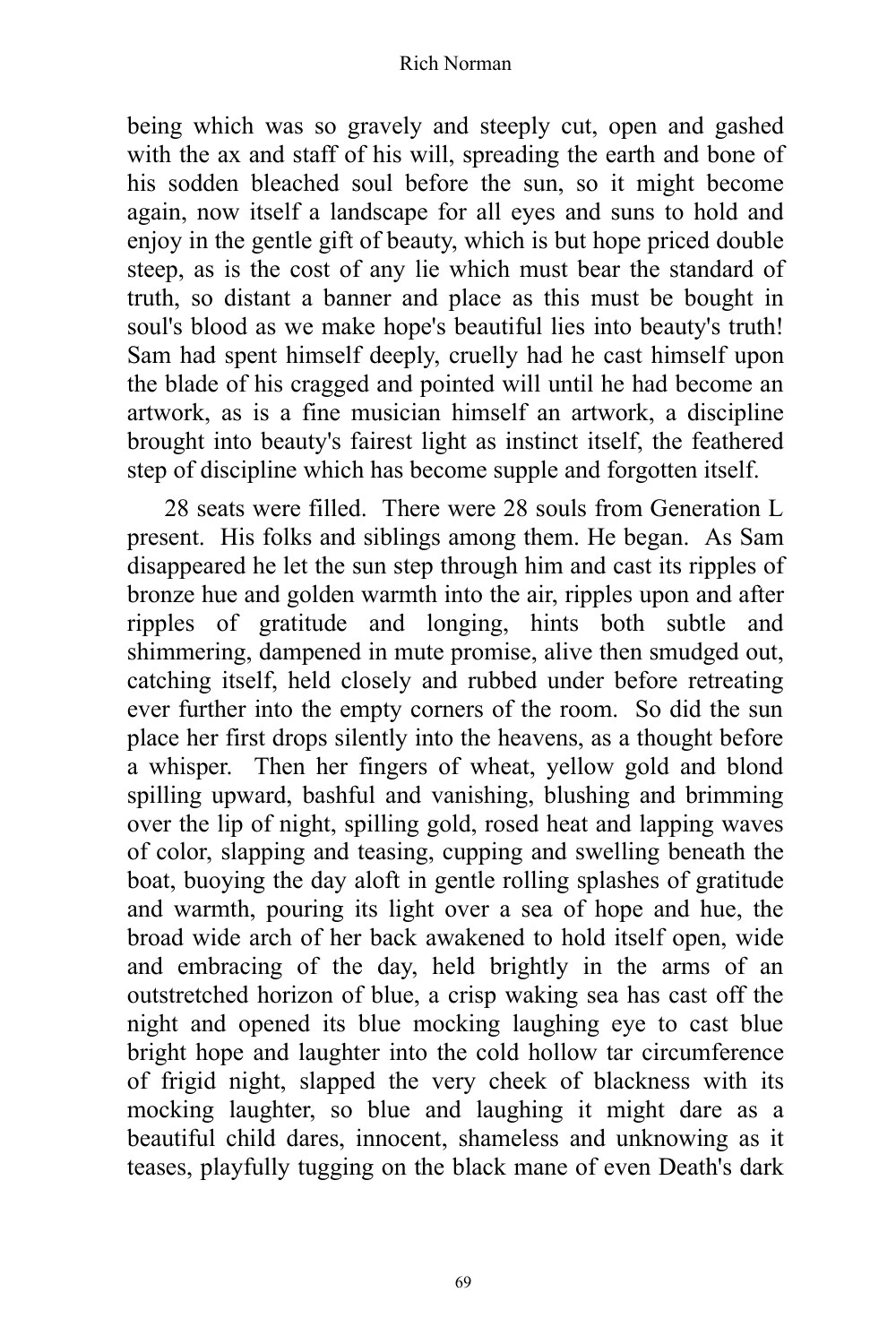being which was so gravely and steeply cut, open and gashed with the ax and staff of his will, spreading the earth and bone of his sodden bleached soul before the sun, so it might become again, now itself a landscape for all eyes and suns to hold and enjoy in the gentle gift of beauty, which is but hope priced double steep, as is the cost of any lie which must bear the standard of truth, so distant a banner and place as this must be bought in soul's blood as we make hope's beautiful lies into beauty's truth! Sam had spent himself deeply, cruelly had he cast himself upon the blade of his cragged and pointed will until he had become an artwork, as is a fine musician himself an artwork, a discipline brought into beauty's fairest light as instinct itself, the feathered step of discipline which has become supple and forgotten itself.

28 seats were filled. There were 28 souls from Generation L present. His folks and siblings among them. He began. As Sam disappeared he let the sun step through him and cast its ripples of bronze hue and golden warmth into the air, ripples upon and after ripples of gratitude and longing, hints both subtle and shimmering, dampened in mute promise, alive then smudged out, catching itself, held closely and rubbed under before retreating ever further into the empty corners of the room. So did the sun place her first drops silently into the heavens, as a thought before a whisper. Then her fingers of wheat, yellow gold and blond spilling upward, bashful and vanishing, blushing and brimming over the lip of night, spilling gold, rosed heat and lapping waves of color, slapping and teasing, cupping and swelling beneath the boat, buoying the day aloft in gentle rolling splashes of gratitude and warmth, pouring its light over a sea of hope and hue, the broad wide arch of her back awakened to hold itself open, wide and embracing of the day, held brightly in the arms of an outstretched horizon of blue, a crisp waking sea has cast off the night and opened its blue mocking laughing eye to cast blue bright hope and laughter into the cold hollow tar circumference of frigid night, slapped the very cheek of blackness with its mocking laughter, so blue and laughing it might dare as a beautiful child dares, innocent, shameless and unknowing as it teases, playfully tugging on the black mane of even Death's dark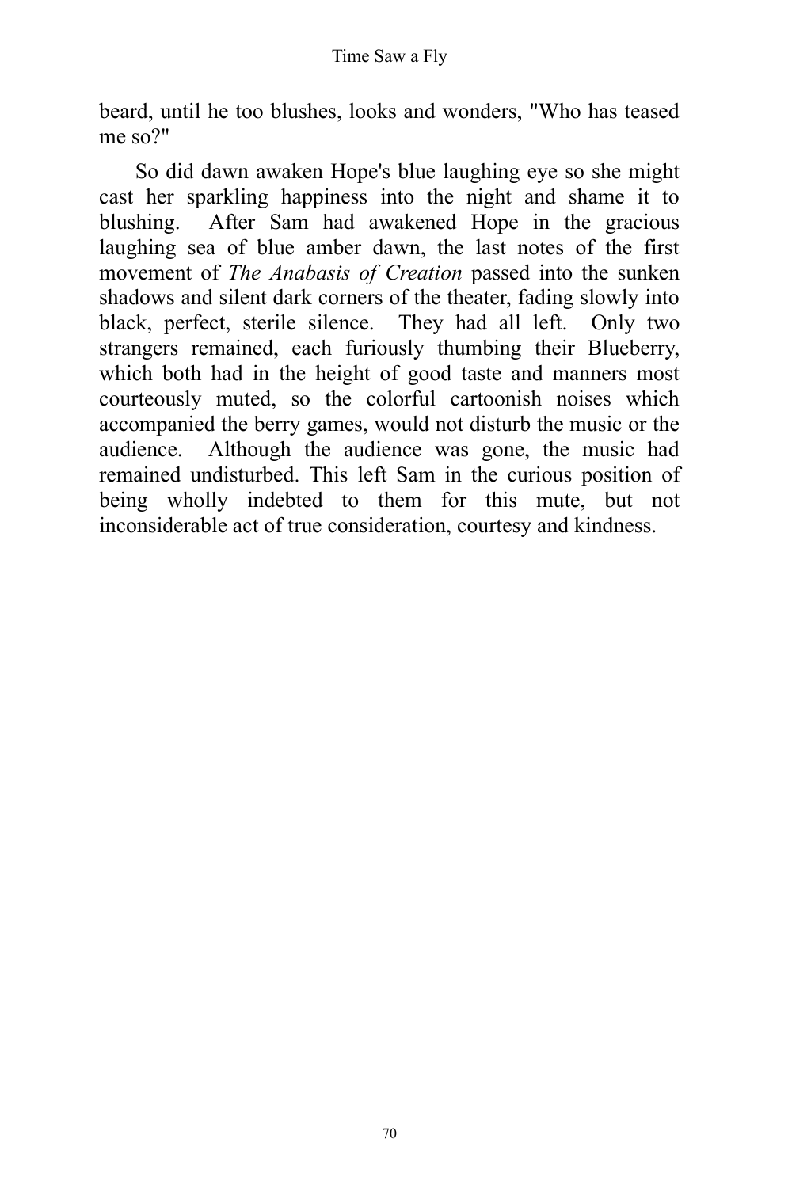beard, until he too blushes, looks and wonders, "Who has teased me so?"

So did dawn awaken Hope's blue laughing eye so she might cast her sparkling happiness into the night and shame it to blushing. After Sam had awakened Hope in the gracious laughing sea of blue amber dawn, the last notes of the first movement of *The Anabasis of Creation* passed into the sunken shadows and silent dark corners of the theater, fading slowly into black, perfect, sterile silence. They had all left. Only two strangers remained, each furiously thumbing their Blueberry, which both had in the height of good taste and manners most courteously muted, so the colorful cartoonish noises which accompanied the berry games, would not disturb the music or the audience. Although the audience was gone, the music had remained undisturbed. This left Sam in the curious position of being wholly indebted to them for this mute, but not inconsiderable act of true consideration, courtesy and kindness.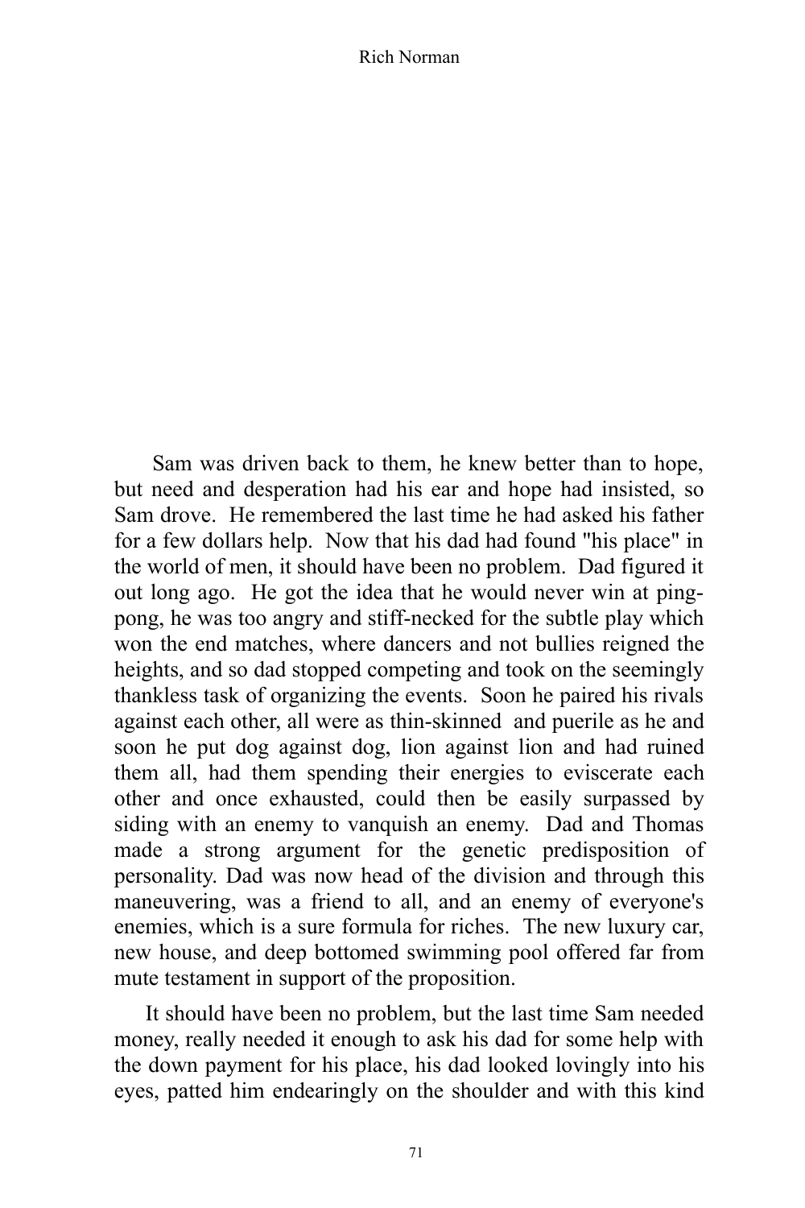Sam was driven back to them, he knew better than to hope, but need and desperation had his ear and hope had insisted, so Sam drove. He remembered the last time he had asked his father for a few dollars help. Now that his dad had found "his place" in the world of men, it should have been no problem. Dad figured it out long ago. He got the idea that he would never win at ping-pong, he was too angry and stiff-necked for the subtle play which won the end matches, where dancers and not bullies reigned the heights, and so dad stopped competing and took on the seemingly thankless task of organizing the events. Soon he paired his rivals against each other, all were as thin-skinned and puerile as he and soon he put dog against dog, lion against lion and had ruined them all, had them spending their energies to eviscerate each other and once exhausted, could then be easily surpassed by siding with an enemy to vanquish an enemy. Dad and Thomas made a strong argument for the genetic predisposition of personality. Dad was now head of the division and through this maneuvering, was a friend to all, and an enemy of everyone's enemies, which is a sure formula for riches. The new luxury car, new house, and deep bottomed swimming pool offered far from mute testament in support of the proposition.

It should have been no problem, but the last time Sam needed money, really needed it enough to ask his dad for some help with the down payment for his place, his dad looked lovingly into his eyes, patted him endearingly on the shoulder and with this kind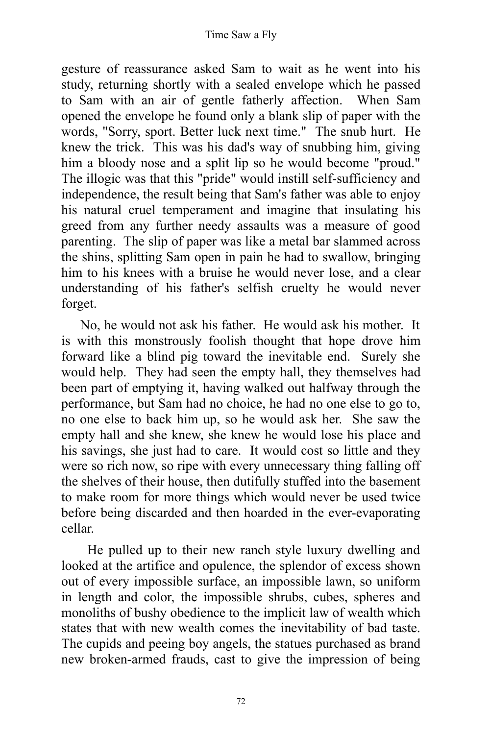gesture of reassurance asked Sam to wait as he went into his study, returning shortly with a sealed envelope which he passed to Sam with an air of gentle fatherly affection. When Sam opened the envelope he found only a blank slip of paper with the words, "Sorry, sport. Better luck next time." The snub hurt. He knew the trick. This was his dad's way of snubbing him, giving him a bloody nose and a split lip so he would become "proud." The illogic was that this "pride" would instill self-sufficiency and independence, the result being that Sam's father was able to enjoy his natural cruel temperament and imagine that insulating his greed from any further needy assaults was a measure of good parenting. The slip of paper was like a metal bar slammed across the shins, splitting Sam open in pain he had to swallow, bringing him to his knees with a bruise he would never lose, and a clear understanding of his father's selfish cruelty he would never forget.

No, he would not ask his father. He would ask his mother. It is with this monstrously foolish thought that hope drove him forward like a blind pig toward the inevitable end. Surely she would help. They had seen the empty hall, they themselves had been part of emptying it, having walked out halfway through the performance, but Sam had no choice, he had no one else to go to, no one else to back him up, so he would ask her. She saw the empty hall and she knew, she knew he would lose his place and his savings, she just had to care. It would cost so little and they were so rich now, so ripe with every unnecessary thing falling off the shelves of their house, then dutifully stuffed into the basement to make room for more things which would never be used twice before being discarded and then hoarded in the ever-evaporating cellar.

He pulled up to their new ranch style luxury dwelling and looked at the artifice and opulence, the splendor of excess shown out of every impossible surface, an impossible lawn, so uniform in length and color, the impossible shrubs, cubes, spheres and monoliths of bushy obedience to the implicit law of wealth which states that with new wealth comes the inevitability of bad taste. The cupids and peeing boy angels, the statues purchased as brand new broken-armed frauds, cast to give the impression of being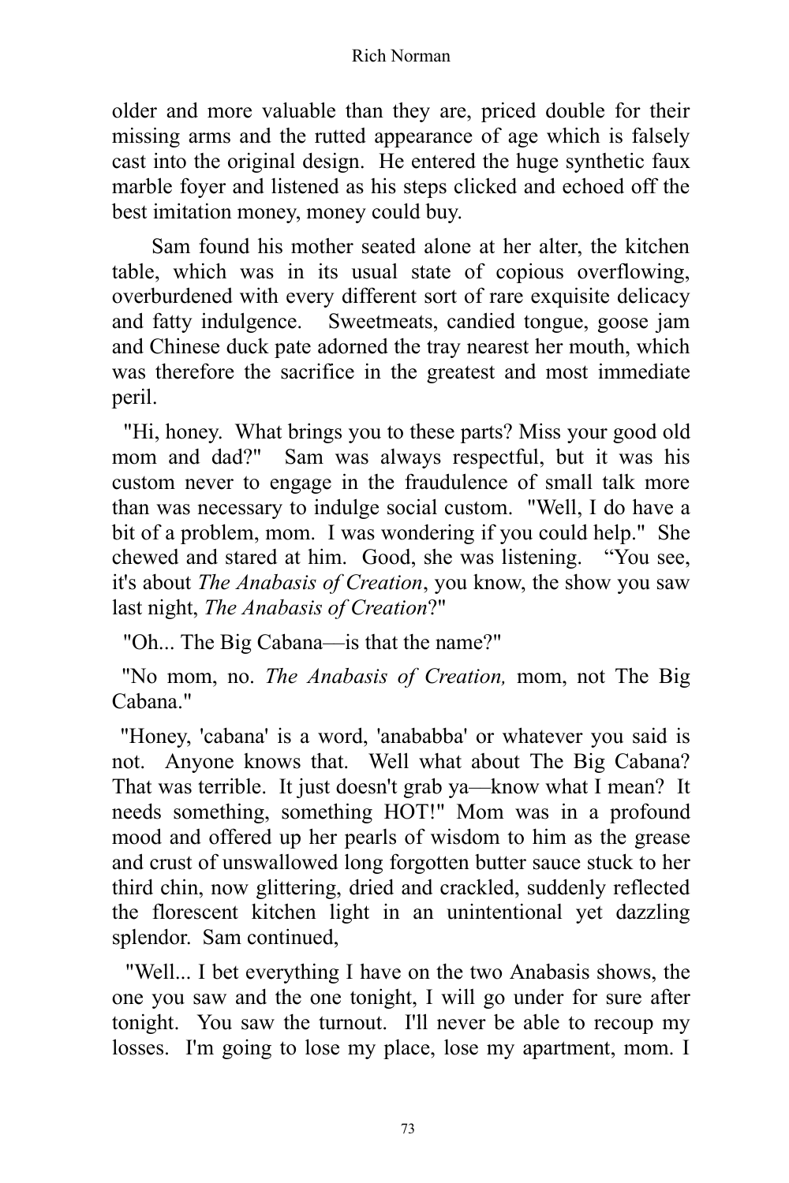older and more valuable than they are, priced double for their missing arms and the rutted appearance of age which is falsely cast into the original design. He entered the huge synthetic faux marble foyer and listened as his steps clicked and echoed off the best imitation money, money could buy.

Sam found his mother seated alone at her alter, the kitchen table, which was in its usual state of copious overflowing, overburdened with every different sort of rare exquisite delicacy and fatty indulgence. Sweetmeats, candied tongue, goose jam and Chinese duck pate adorned the tray nearest her mouth, which was therefore the sacrifice in the greatest and most immediate peril.

"Hi, honey. What brings you to these parts? Miss your good old mom and dad?" Sam was always respectful, but it was his custom never to engage in the fraudulence of small talk more than was necessary to indulge social custom. "Well, I do have a bit of a problem, mom. I was wondering if you could help." She chewed and stared at him. Good, she was listening. "You see, it's about *The Anabasis of Creation*, you know, the show you saw last night, *The Anabasis of Creation*?"

"Oh... The Big Cabana—is that the name?"

"No mom, no. *The Anabasis of Creation,* mom, not The Big Cabana."

"Honey, 'cabana' is a word, 'anababba' or whatever you said is not. Anyone knows that. Well what about The Big Cabana? That was terrible. It just doesn't grab ya—know what I mean? It needs something, something HOT!" Mom was in a profound mood and offered up her pearls of wisdom to him as the grease and crust of unswallowed long forgotten butter sauce stuck to her third chin, now glittering, dried and crackled, suddenly reflected the florescent kitchen light in an unintentional yet dazzling splendor. Sam continued,

"Well... I bet everything I have on the two Anabasis shows, the one you saw and the one tonight, I will go under for sure after tonight. You saw the turnout. I'll never be able to recoup my losses. I'm going to lose my place, lose my apartment, mom. I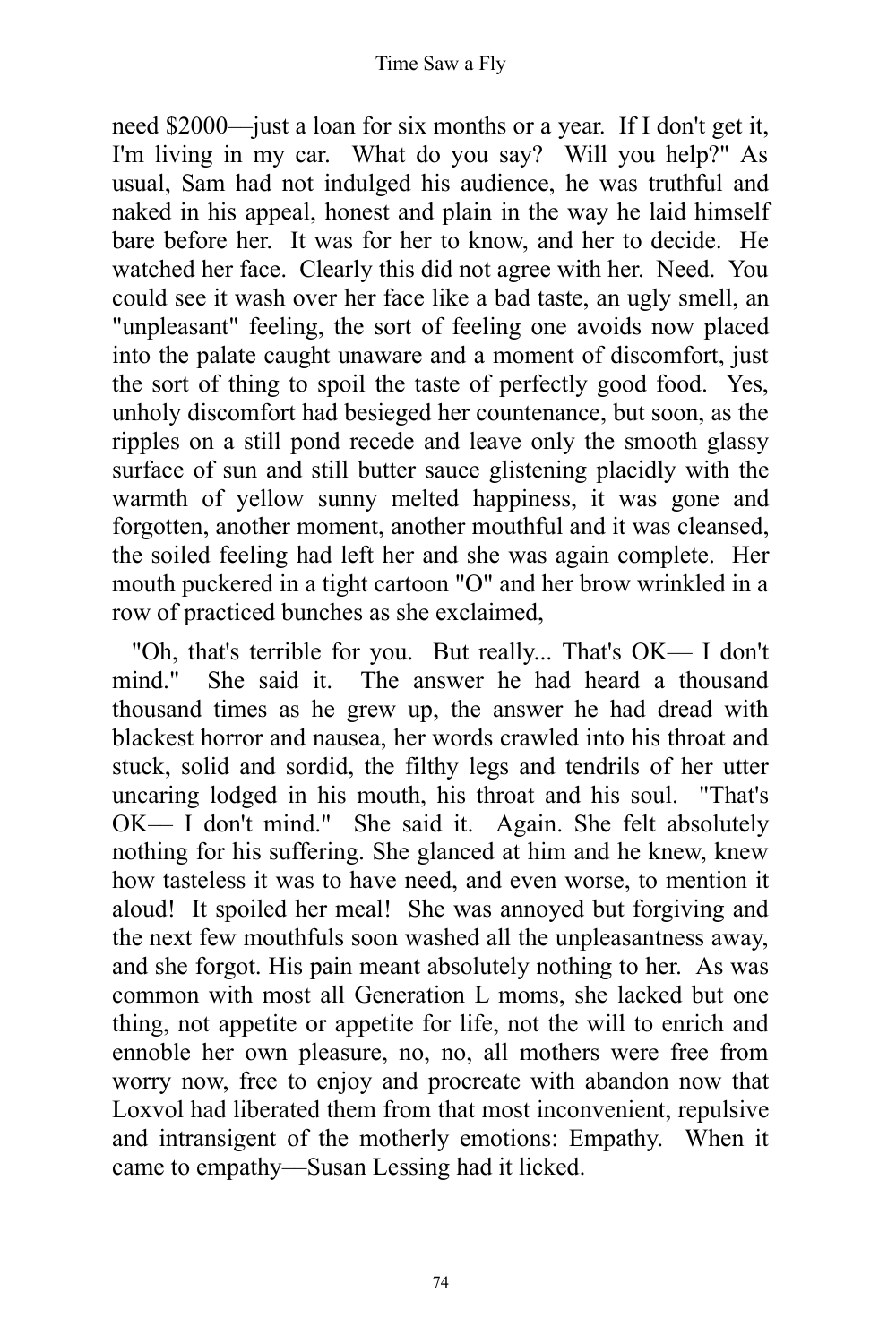need $2000—just a loan for six months or a year. If I don't get it, I'm living in my car. What do you say? Will you help?" As usual, Sam had not indulged his audience, he was truthful and naked in his appeal, honest and plain in the way he laid himself bare before her. It was for her to know, and her to decide. He watched her face. Clearly this did not agree with her. Need. You could see it wash over her face like a bad taste, an ugly smell, an "unpleasant" feeling, the sort of feeling one avoids now placed into the palate caught unaware and a moment of discomfort, just the sort of thing to spoil the taste of perfectly good food. Yes, unholy discomfort had besieged her countenance, but soon, as the ripples on a still pond recede and leave only the smooth glassy surface of sun and still butter sauce glistening placidly with the warmth of yellow sunny melted happiness, it was gone and forgotten, another moment, another mouthful and it was cleansed, the soiled feeling had left her and she was again complete. Her mouth puckered in a tight cartoon "O" and her brow wrinkled in a row of practiced bunches as she exclaimed,

"Oh, that's terrible for you. But really... That's OK— I don't mind." She said it. The answer he had heard a thousand thousand times as he grew up, the answer he had dread with blackest horror and nausea, her words crawled into his throat and stuck, solid and sordid, the filthy legs and tendrils of her utter uncaring lodged in his mouth, his throat and his soul. "That's OK— I don't mind." She said it. Again. She felt absolutely nothing for his suffering. She glanced at him and he knew, knew how tasteless it was to have need, and even worse, to mention it aloud! It spoiled her meal! She was annoyed but forgiving and the next few mouthfuls soon washed all the unpleasantness away, and she forgot. His pain meant absolutely nothing to her. As was common with most all Generation L moms, she lacked but one thing, not appetite or appetite for life, not the will to enrich and ennoble her own pleasure, no, no, all mothers were free from worry now, free to enjoy and procreate with abandon now that Loxvol had liberated them from that most inconvenient, repulsive and intransigent of the motherly emotions: Empathy. When it came to empathy—Susan Lessing had it licked.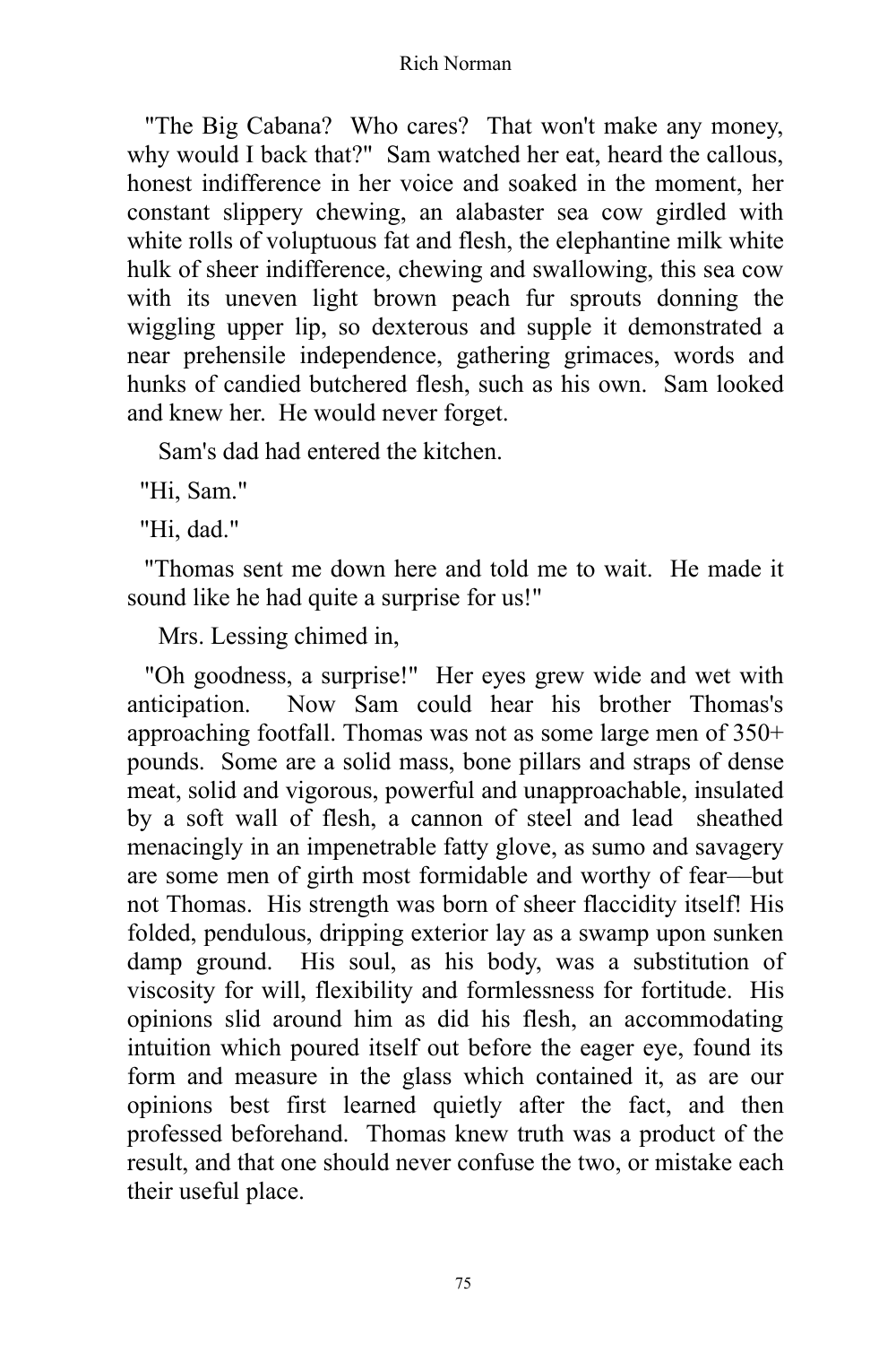"The Big Cabana? Who cares? That won't make any money, why would I back that?" Sam watched her eat, heard the callous, honest indifference in her voice and soaked in the moment, her constant slippery chewing, an alabaster sea cow girdled with white rolls of voluptuous fat and flesh, the elephantine milk white hulk of sheer indifference, chewing and swallowing, this sea cow with its uneven light brown peach fur sprouts donning the wiggling upper lip, so dexterous and supple it demonstrated a near prehensile independence, gathering grimaces, words and hunks of candied butchered flesh, such as his own. Sam looked and knew her. He would never forget.

Sam's dad had entered the kitchen.

"Hi, Sam."

"Hi, dad."

"Thomas sent me down here and told me to wait. He made it sound like he had quite a surprise for us!"

Mrs. Lessing chimed in,

"Oh goodness, a surprise!" Her eyes grew wide and wet with anticipation. Now Sam could hear his brother Thomas's approaching footfall. Thomas was not as some large men of 350+ pounds. Some are a solid mass, bone pillars and straps of dense meat, solid and vigorous, powerful and unapproachable, insulated by a soft wall of flesh, a cannon of steel and lead sheathed menacingly in an impenetrable fatty glove, as sumo and savagery are some men of girth most formidable and worthy of fear—but not Thomas. His strength was born of sheer flaccidity itself! His folded, pendulous, dripping exterior lay as a swamp upon sunken damp ground. His soul, as his body, was a substitution of viscosity for will, flexibility and formlessness for fortitude. His opinions slid around him as did his flesh, an accommodating intuition which poured itself out before the eager eye, found its form and measure in the glass which contained it, as are our opinions best first learned quietly after the fact, and then professed beforehand. Thomas knew truth was a product of the result, and that one should never confuse the two, or mistake each their useful place.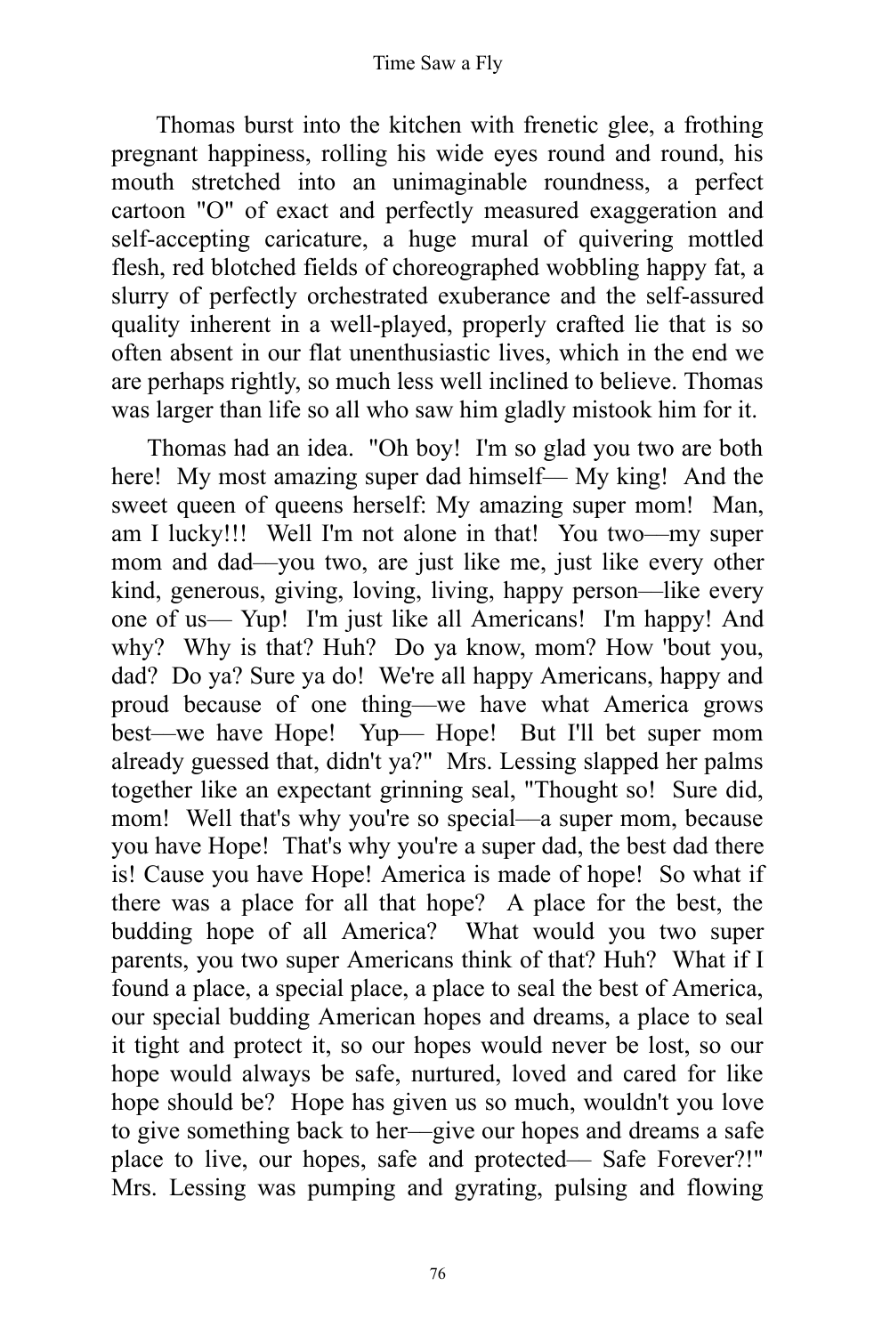Thomas burst into the kitchen with frenetic glee, a frothing pregnant happiness, rolling his wide eyes round and round, his mouth stretched into an unimaginable roundness, a perfect cartoon "O" of exact and perfectly measured exaggeration and self-accepting caricature, a huge mural of quivering mottled flesh, red blotched fields of choreographed wobbling happy fat, a slurry of perfectly orchestrated exuberance and the self-assured quality inherent in a well-played, properly crafted lie that is so often absent in our flat unenthusiastic lives, which in the end we are perhaps rightly, so much less well inclined to believe. Thomas was larger than life so all who saw him gladly mistook him for it.

Thomas had an idea. "Oh boy! I'm so glad you two are both here! My most amazing super dad himself— My king! And the sweet queen of queens herself: My amazing super mom! Man, am I lucky!!! Well I'm not alone in that! You two—my super mom and dad—you two, are just like me, just like every other kind, generous, giving, loving, living, happy person—like every one of us— Yup! I'm just like all Americans! I'm happy! And why? Why is that? Huh? Do ya know, mom? How 'bout you, dad? Do ya? Sure ya do! We're all happy Americans, happy and proud because of one thing—we have what America grows best—we have Hope! Yup— Hope! But I'll bet super mom already guessed that, didn't ya?" Mrs. Lessing slapped her palms together like an expectant grinning seal, "Thought so! Sure did, mom! Well that's why you're so special—a super mom, because you have Hope! That's why you're a super dad, the best dad there is! Cause you have Hope! America is made of hope! So what if there was a place for all that hope? A place for the best, the budding hope of all America? What would you two super parents, you two super Americans think of that? Huh? What if I found a place, a special place, a place to seal the best of America, our special budding American hopes and dreams, a place to seal it tight and protect it, so our hopes would never be lost, so our hope would always be safe, nurtured, loved and cared for like hope should be? Hope has given us so much, wouldn't you love to give something back to her—give our hopes and dreams a safe place to live, our hopes, safe and protected— Safe Forever?!" Mrs. Lessing was pumping and gyrating, pulsing and flowing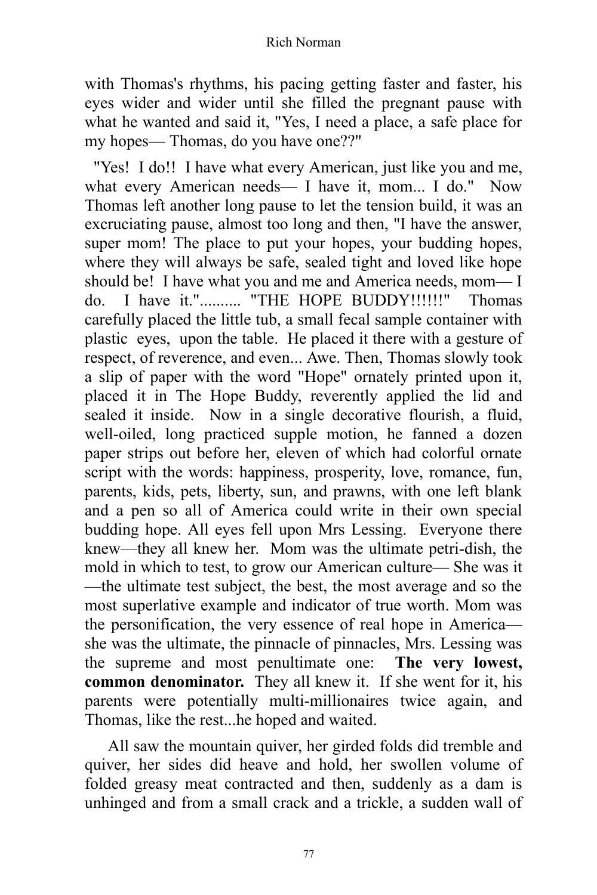with Thomas's rhythms, his pacing getting faster and faster, his eyes wider and wider until she filled the pregnant pause with what he wanted and said it, "Yes, I need a place, a safe place for my hopes— Thomas, do you have one??"

"Yes! I do!! I have what every American, just like you and me, what every American needs— I have it, mom... I do." Now Thomas left another long pause to let the tension build, it was an excruciating pause, almost too long and then, "I have the answer, super mom! The place to put your hopes, your budding hopes, where they will always be safe, sealed tight and loved like hope should be! I have what you and me and America needs, mom— I do. I have it.".......... "THE HOPE BUDDY!!!!!!" Thomas carefully placed the little tub, a small fecal sample container with plastic eyes, upon the table. He placed it there with a gesture of respect, of reverence, and even... Awe. Then, Thomas slowly took a slip of paper with the word "Hope" ornately printed upon it, placed it in The Hope Buddy, reverently applied the lid and sealed it inside. Now in a single decorative flourish, a fluid, well-oiled, long practiced supple motion, he fanned a dozen paper strips out before her, eleven of which had colorful ornate script with the words: happiness, prosperity, love, romance, fun, parents, kids, pets, liberty, sun, and prawns, with one left blank and a pen so all of America could write in their own special budding hope. All eyes fell upon Mrs Lessing. Everyone there knew—they all knew her. Mom was the ultimate petri-dish, the mold in which to test, to grow our American culture— She was it —the ultimate test subject, the best, the most average and so the most superlative example and indicator of true worth. Mom was the personification, the very essence of real hope in America— she was the ultimate, the pinnacle of pinnacles, Mrs. Lessing was the supreme and most penultimate one: **The very lowest, common denominator.** They all knew it. If she went for it, his parents were potentially multi-millionaires twice again, and Thomas, like the rest...he hoped and waited.

All saw the mountain quiver, her girded folds did tremble and quiver, her sides did heave and hold, her swollen volume of folded greasy meat contracted and then, suddenly as a dam is unhinged and from a small crack and a trickle, a sudden wall of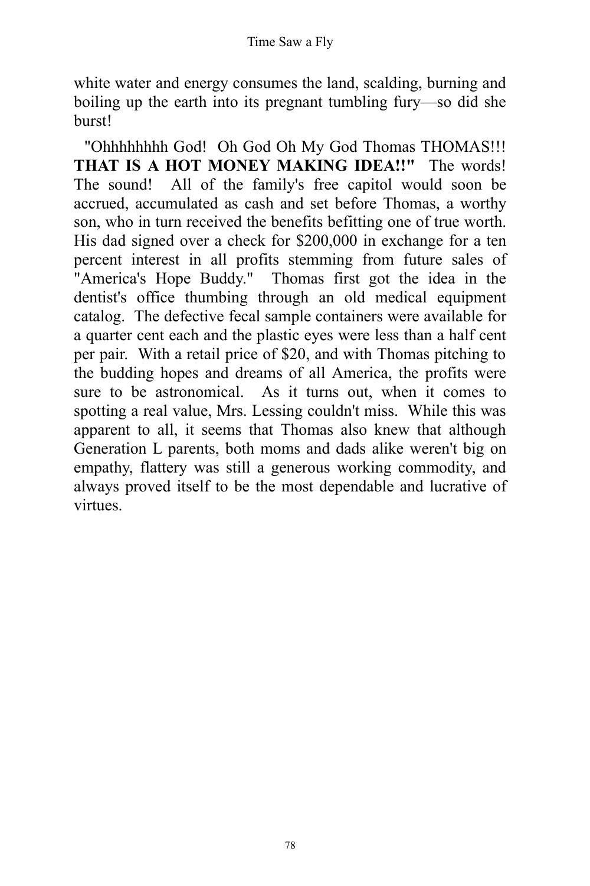white water and energy consumes the land, scalding, burning and boiling up the earth into its pregnant tumbling fury—so did she burst!

"Ohhhhhhhh God! Oh God Oh My God Thomas THOMAS!!! **THAT IS A HOT MONEY MAKING IDEA!!"** The words! The sound! All of the family's free capitol would soon be accrued, accumulated as cash and set before Thomas, a worthy son, who in turn received the benefits befitting one of true worth. His dad signed over a check for $200,000 in exchange for a ten percent interest in all profits stemming from future sales of "America's Hope Buddy." Thomas first got the idea in the dentist's office thumbing through an old medical equipment catalog. The defective fecal sample containers were available for a quarter cent each and the plastic eyes were less than a half cent per pair. With a retail price of $20, and with Thomas pitching to the budding hopes and dreams of all America, the profits were sure to be astronomical. As it turns out, when it comes to spotting a real value, Mrs. Lessing couldn't miss. While this was apparent to all, it seems that Thomas also knew that although Generation L parents, both moms and dads alike weren't big on empathy, flattery was still a generous working commodity, and always proved itself to be the most dependable and lucrative of virtues.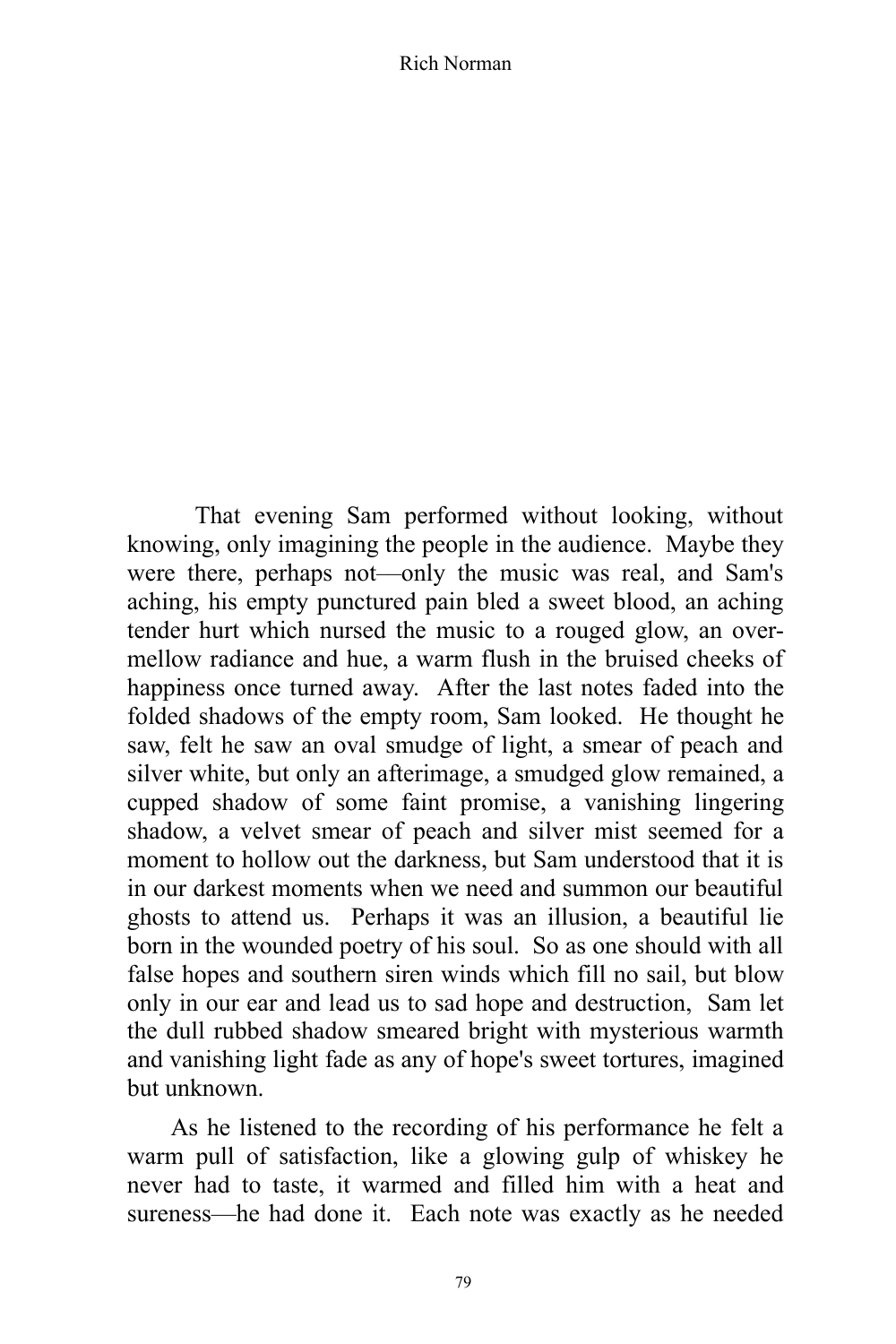That evening Sam performed without looking, without knowing, only imagining the people in the audience. Maybe they were there, perhaps not—only the music was real, and Sam's aching, his empty punctured pain bled a sweet blood, an aching tender hurt which nursed the music to a rouged glow, an over-mellow radiance and hue, a warm flush in the bruised cheeks of happiness once turned away. After the last notes faded into the folded shadows of the empty room, Sam looked. He thought he saw, felt he saw an oval smudge of light, a smear of peach and silver white, but only an afterimage, a smudged glow remained, a cupped shadow of some faint promise, a vanishing lingering shadow, a velvet smear of peach and silver mist seemed for a moment to hollow out the darkness, but Sam understood that it is in our darkest moments when we need and summon our beautiful ghosts to attend us. Perhaps it was an illusion, a beautiful lie born in the wounded poetry of his soul. So as one should with all false hopes and southern siren winds which fill no sail, but blow only in our ear and lead us to sad hope and destruction, Sam let the dull rubbed shadow smeared bright with mysterious warmth and vanishing light fade as any of hope's sweet tortures, imagined but unknown.

As he listened to the recording of his performance he felt a warm pull of satisfaction, like a glowing gulp of whiskey he never had to taste, it warmed and filled him with a heat and sureness—he had done it. Each note was exactly as he needed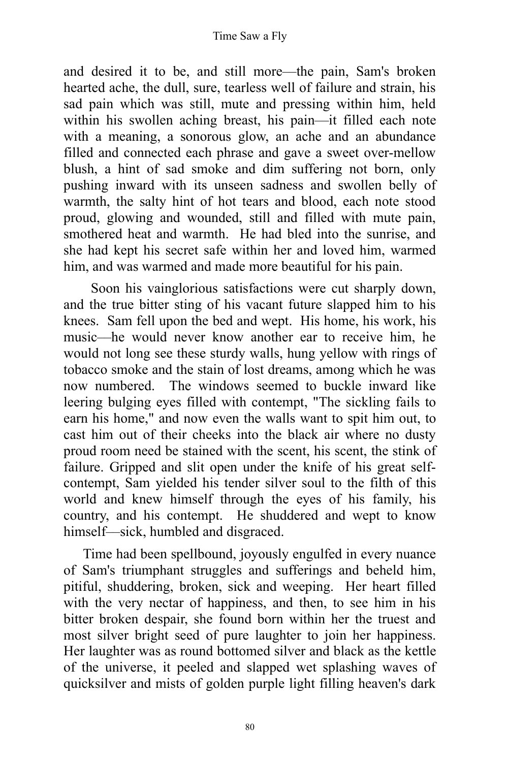and desired it to be, and still more—the pain, Sam's broken hearted ache, the dull, sure, tearless well of failure and strain, his sad pain which was still, mute and pressing within him, held within his swollen aching breast, his pain—it filled each note with a meaning, a sonorous glow, an ache and an abundance filled and connected each phrase and gave a sweet over-mellow blush, a hint of sad smoke and dim suffering not born, only pushing inward with its unseen sadness and swollen belly of warmth, the salty hint of hot tears and blood, each note stood proud, glowing and wounded, still and filled with mute pain, smothered heat and warmth. He had bled into the sunrise, and she had kept his secret safe within her and loved him, warmed him, and was warmed and made more beautiful for his pain.

Soon his vainglorious satisfactions were cut sharply down, and the true bitter sting of his vacant future slapped him to his knees. Sam fell upon the bed and wept. His home, his work, his music—he would never know another ear to receive him, he would not long see these sturdy walls, hung yellow with rings of tobacco smoke and the stain of lost dreams, among which he was now numbered. The windows seemed to buckle inward like leering bulging eyes filled with contempt, "The sickling fails to earn his home," and now even the walls want to spit him out, to cast him out of their cheeks into the black air where no dusty proud room need be stained with the scent, his scent, the stink of failure. Gripped and slit open under the knife of his great self-contempt, Sam yielded his tender silver soul to the filth of this world and knew himself through the eyes of his family, his country, and his contempt. He shuddered and wept to know himself—sick, humbled and disgraced.

Time had been spellbound, joyously engulfed in every nuance of Sam's triumphant struggles and sufferings and beheld him, pitiful, shuddering, broken, sick and weeping. Her heart filled with the very nectar of happiness, and then, to see him in his bitter broken despair, she found born within her the truest and most silver bright seed of pure laughter to join her happiness. Her laughter was as round bottomed silver and black as the kettle of the universe, it peeled and slapped wet splashing waves of quicksilver and mists of golden purple light filling heaven's dark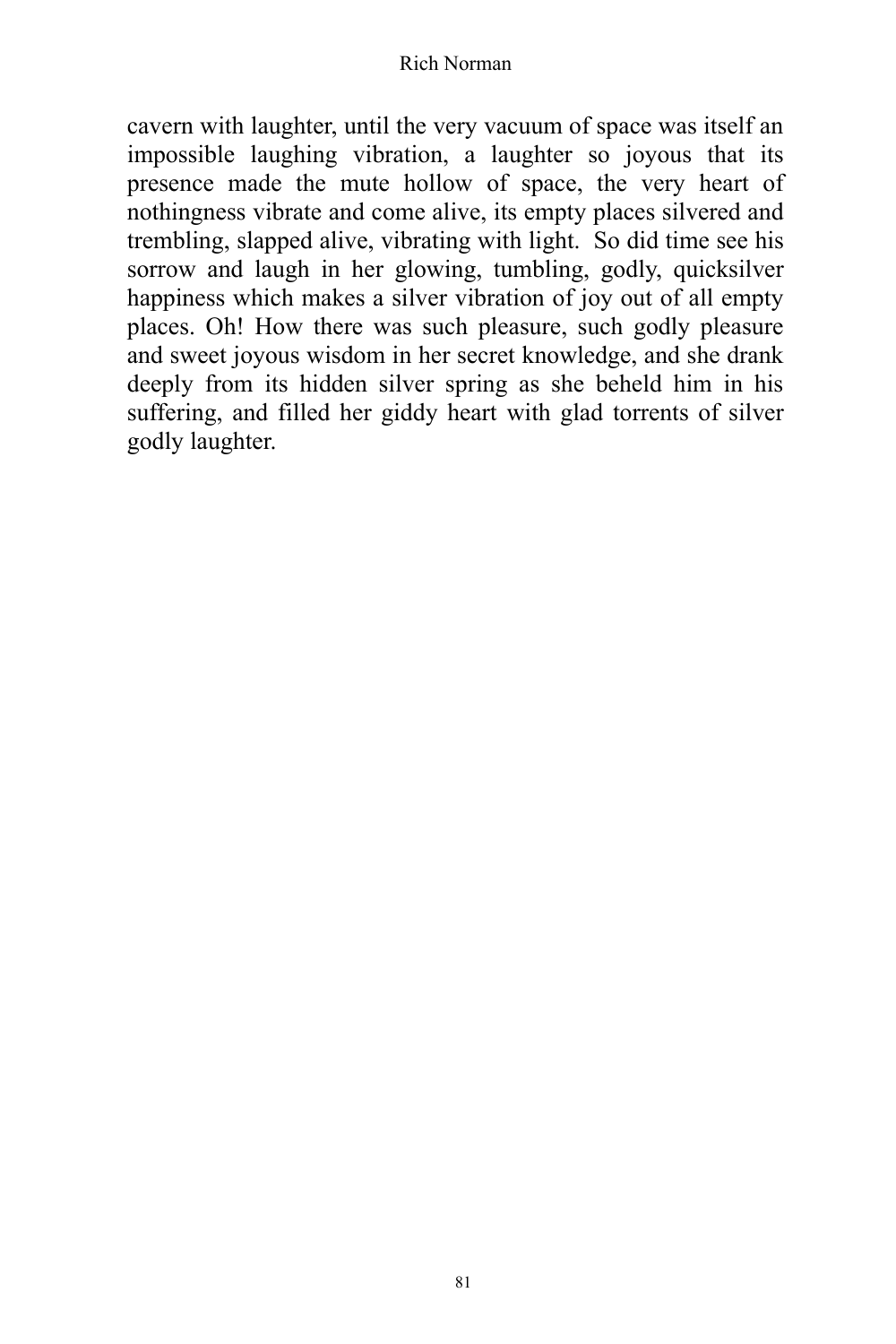cavern with laughter, until the very vacuum of space was itself an impossible laughing vibration, a laughter so joyous that its presence made the mute hollow of space, the very heart of nothingness vibrate and come alive, its empty places silvered and trembling, slapped alive, vibrating with light. So did time see his sorrow and laugh in her glowing, tumbling, godly, quicksilver happiness which makes a silver vibration of joy out of all empty places. Oh! How there was such pleasure, such godly pleasure and sweet joyous wisdom in her secret knowledge, and she drank deeply from its hidden silver spring as she beheld him in his suffering, and filled her giddy heart with glad torrents of silver godly laughter.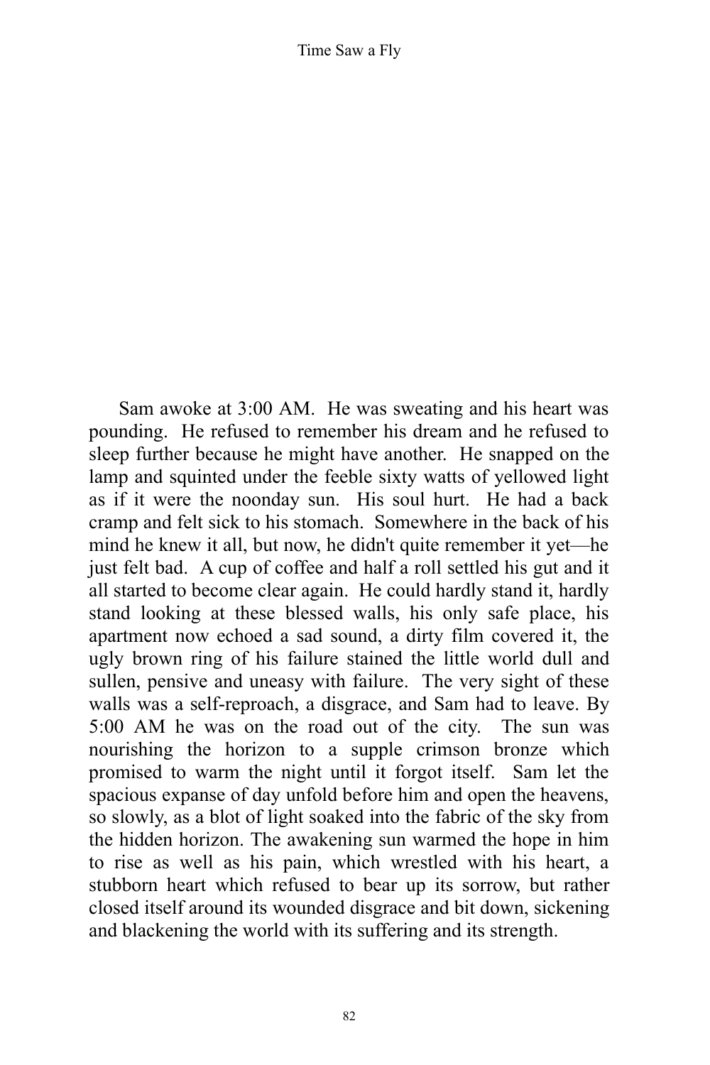Sam awoke at 3:00 AM. He was sweating and his heart was pounding. He refused to remember his dream and he refused to sleep further because he might have another. He snapped on the lamp and squinted under the feeble sixty watts of yellowed light as if it were the noonday sun. His soul hurt. He had a back cramp and felt sick to his stomach. Somewhere in the back of his mind he knew it all, but now, he didn't quite remember it yet—he just felt bad. A cup of coffee and half a roll settled his gut and it all started to become clear again. He could hardly stand it, hardly stand looking at these blessed walls, his only safe place, his apartment now echoed a sad sound, a dirty film covered it, the ugly brown ring of his failure stained the little world dull and sullen, pensive and uneasy with failure. The very sight of these walls was a self-reproach, a disgrace, and Sam had to leave. By 5:00 AM he was on the road out of the city. The sun was nourishing the horizon to a supple crimson bronze which promised to warm the night until it forgot itself. Sam let the spacious expanse of day unfold before him and open the heavens, so slowly, as a blot of light soaked into the fabric of the sky from the hidden horizon. The awakening sun warmed the hope in him to rise as well as his pain, which wrestled with his heart, a stubborn heart which refused to bear up its sorrow, but rather closed itself around its wounded disgrace and bit down, sickening and blackening the world with its suffering and its strength.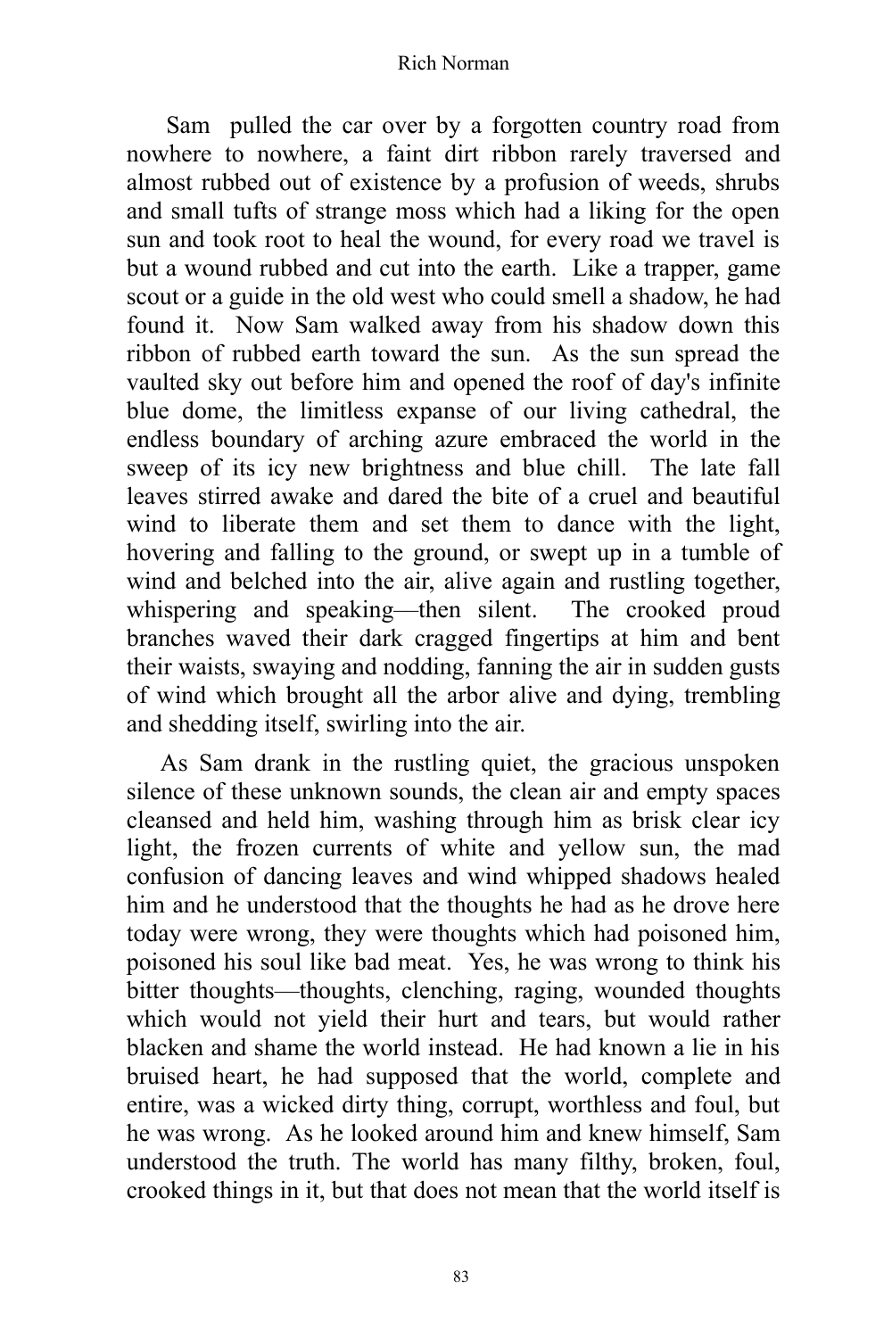Sam pulled the car over by a forgotten country road from nowhere to nowhere, a faint dirt ribbon rarely traversed and almost rubbed out of existence by a profusion of weeds, shrubs and small tufts of strange moss which had a liking for the open sun and took root to heal the wound, for every road we travel is but a wound rubbed and cut into the earth. Like a trapper, game scout or a guide in the old west who could smell a shadow, he had found it. Now Sam walked away from his shadow down this ribbon of rubbed earth toward the sun. As the sun spread the vaulted sky out before him and opened the roof of day's infinite blue dome, the limitless expanse of our living cathedral, the endless boundary of arching azure embraced the world in the sweep of its icy new brightness and blue chill. The late fall leaves stirred awake and dared the bite of a cruel and beautiful wind to liberate them and set them to dance with the light, hovering and falling to the ground, or swept up in a tumble of wind and belched into the air, alive again and rustling together, whispering and speaking—then silent. The crooked proud branches waved their dark cragged fingertips at him and bent their waists, swaying and nodding, fanning the air in sudden gusts of wind which brought all the arbor alive and dying, trembling and shedding itself, swirling into the air.

As Sam drank in the rustling quiet, the gracious unspoken silence of these unknown sounds, the clean air and empty spaces cleansed and held him, washing through him as brisk clear icy light, the frozen currents of white and yellow sun, the mad confusion of dancing leaves and wind whipped shadows healed him and he understood that the thoughts he had as he drove here today were wrong, they were thoughts which had poisoned him, poisoned his soul like bad meat. Yes, he was wrong to think his bitter thoughts—thoughts, clenching, raging, wounded thoughts which would not yield their hurt and tears, but would rather blacken and shame the world instead. He had known a lie in his bruised heart, he had supposed that the world, complete and entire, was a wicked dirty thing, corrupt, worthless and foul, but he was wrong. As he looked around him and knew himself, Sam understood the truth. The world has many filthy, broken, foul, crooked things in it, but that does not mean that the world itself is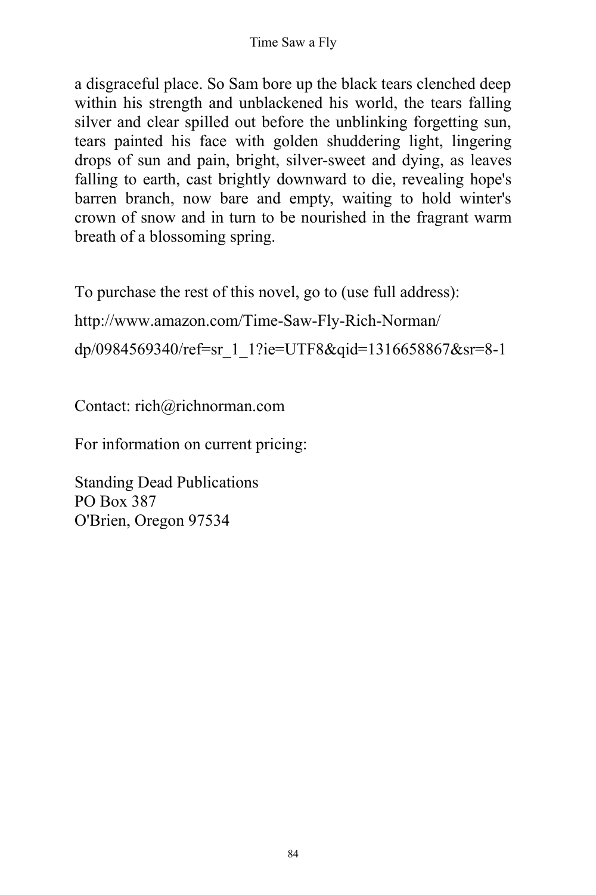a disgraceful place. So Sam bore up the black tears clenched deep within his strength and unblackened his world, the tears falling silver and clear spilled out before the unblinking forgetting sun, tears painted his face with golden shuddering light, lingering drops of sun and pain, bright, silver-sweet and dying, as leaves falling to earth, cast brightly downward to die, revealing hope's barren branch, now bare and empty, waiting to hold winter's crown of snow and in turn to be nourished in the fragrant warm breath of a blossoming spring.

To purchase the rest of this novel, go to (use full address):

http://www.amazon.com/Time-Saw-Fly-Rich-Norman/

dp/0984569340/ref=sr_1_1?ie=UTF8&qid=1316658867&sr=8-1

Contact: rich@richnorman.com

For information on current pricing:

Standing Dead Publications
PO Box 387
O'Brien, Oregon 97534